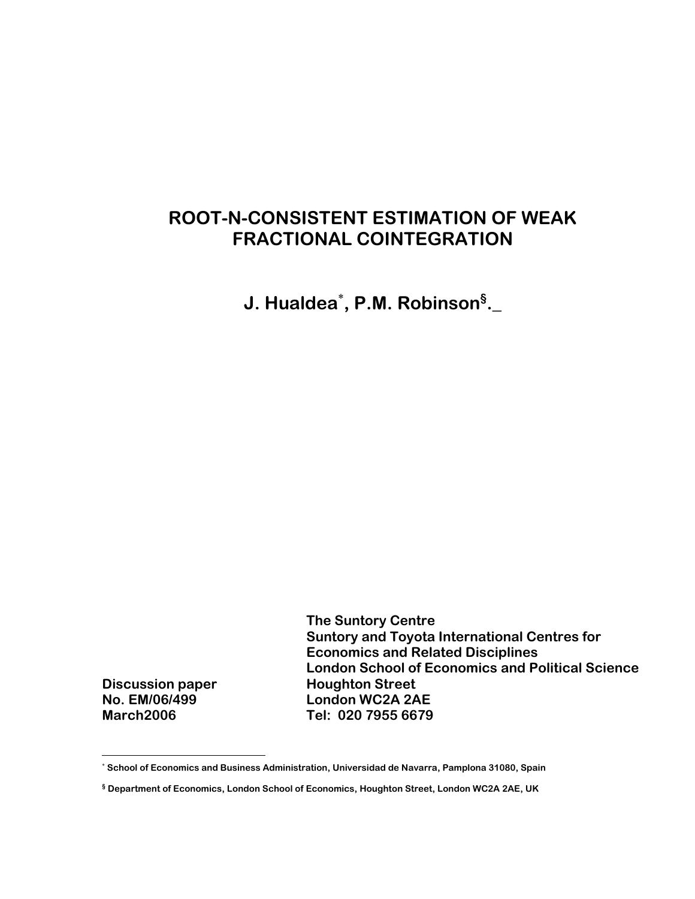# ROOT-N-CONSISTENT ESTIMATION OF WEAK FRACTIONAL COINTEGRATION

**J. Hualdea[*], P.M. Robinson[§].\_**

**The Suntory Centre**
**Suntory and Toyota International Centres for Economics and Related Disciplines**
**London School of Economics and Political Science**
**Houghton Street**
**London WC2A 2AE**
**Tel: 020 7955 6679**

**Discussion paper**
**No. EM/06/499**
**March2006**

---

[*] School of Economics and Business Administration, Universidad de Navarra, Pamplona 31080, Spain

[§] Department of Economics, London School of Economics, Houghton Street, London WC2A 2AE, UK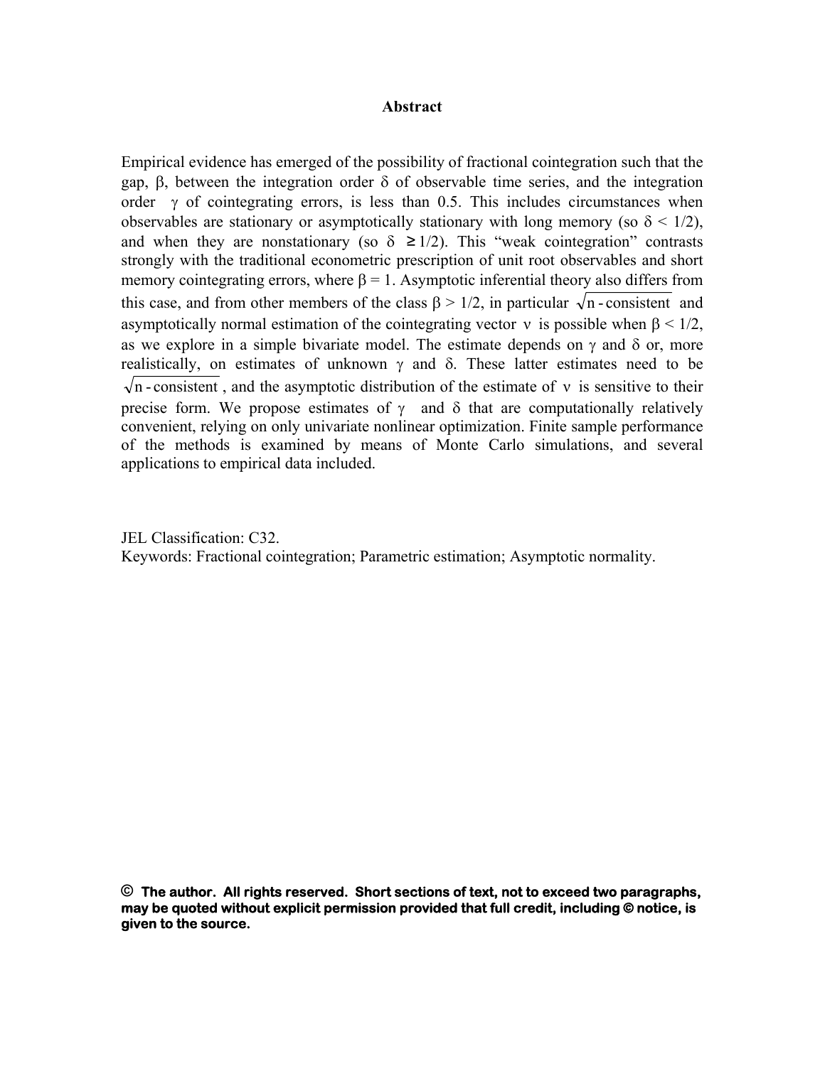## Abstract

Empirical evidence has emerged of the possibility of fractional cointegration such that the gap, $\beta$, between the integration order $\delta$ of observable time series, and the integration order $\gamma$ of cointegrating errors, is less than 0.5. This includes circumstances when observables are stationary or asymptotically stationary with long memory (so $\delta < 1/2$), and when they are nonstationary (so $\delta \geq 1/2$). This "weak cointegration" contrasts strongly with the traditional econometric prescription of unit root observables and short memory cointegrating errors, where $\beta = 1$. Asymptotic inferential theory also differs from this case, and from other members of the class $\beta > 1/2$, in particular $\sqrt{n}$-consistent and asymptotically normal estimation of the cointegrating vector $\nu$ is possible when $\beta < 1/2$, as we explore in a simple bivariate model. The estimate depends on $\gamma$ and $\delta$ or, more realistically, on estimates of unknown $\gamma$ and $\delta$. These latter estimates need to be $\sqrt{n}$-consistent, and the asymptotic distribution of the estimate of $\nu$ is sensitive to their precise form. We propose estimates of $\gamma$ and $\delta$ that are computationally relatively convenient, relying on only univariate nonlinear optimization. Finite sample performance of the methods is examined by means of Monte Carlo simulations, and several applications to empirical data included.

JEL Classification: C32.
Keywords: Fractional cointegration; Parametric estimation; Asymptotic normality.

**© The author. All rights reserved. Short sections of text, not to exceed two paragraphs, may be quoted without explicit permission provided that full credit, including © notice, is given to the source.**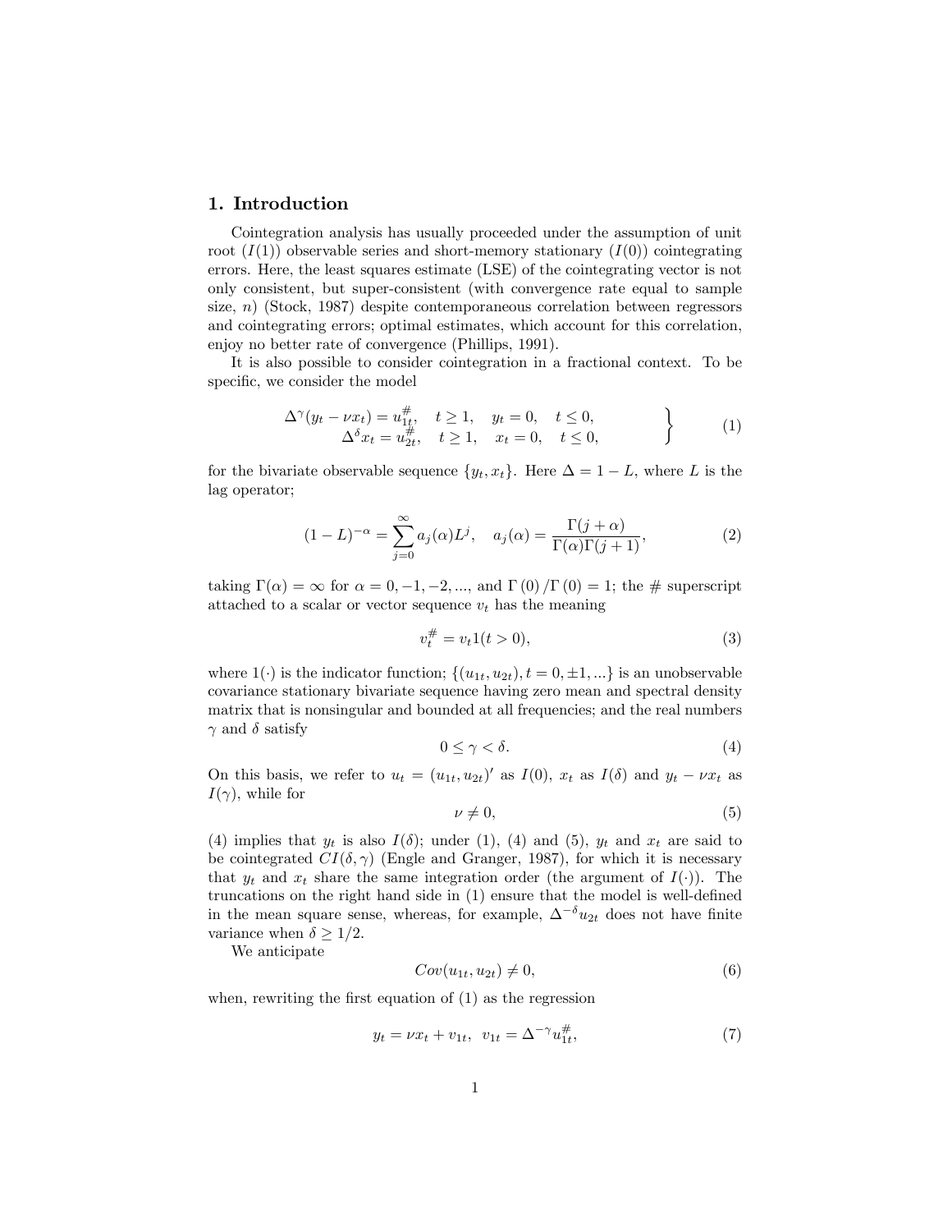## 1. Introduction

Cointegration analysis has usually proceeded under the assumption of unit root ($I(1)$) observable series and short-memory stationary ($I(0)$) cointegrating errors. Here, the least squares estimate (LSE) of the cointegrating vector is not only consistent, but super-consistent (with convergence rate equal to sample size, $n$) (Stock, 1987) despite contemporaneous correlation between regressors and cointegrating errors; optimal estimates, which account for this correlation, enjoy no better rate of convergence (Phillips, 1991).

It is also possible to consider cointegration in a fractional context. To be specific, we consider the model

$$\left.\begin{array}{r} \Delta^{\gamma}(y_t - \nu x_t) = u_{1t}^{\#}, \quad t \geq 1, \quad y_t = 0, \quad t \leq 0, \\ \Delta^{\delta} x_t = u_{2t}^{\#}, \quad t \geq 1, \quad x_t = 0, \quad t \leq 0, \end{array}\right\} \tag{1}$$

for the bivariate observable sequence $\{y_t, x_t\}$. Here $\Delta = 1 - L$, where $L$ is the lag operator;

$$(1-L)^{-\alpha} = \sum_{j=0}^{\infty} a_j(\alpha) L^j, \quad a_j(\alpha) = \frac{\Gamma(j+\alpha)}{\Gamma(\alpha)\Gamma(j+1)}, \tag{2}$$

taking $\Gamma(\alpha) = \infty$ for $\alpha = 0, -1, -2, ...,$ and $\Gamma(0)/\Gamma(0) = 1$; the # superscript attached to a scalar or vector sequence $v_t$ has the meaning

$$v_t^{\#} = v_t 1(t > 0), \tag{3}$$

where $1(\cdot)$ is the indicator function; $\{(u_{1t}, u_{2t}), t = 0, \pm 1, ...\}$ is an unobservable covariance stationary bivariate sequence having zero mean and spectral density matrix that is nonsingular and bounded at all frequencies; and the real numbers $\gamma$ and $\delta$ satisfy

$$0 \leq \gamma < \delta. \tag{4}$$

On this basis, we refer to $u_t = (u_{1t}, u_{2t})'$ as $I(0)$, $x_t$ as $I(\delta)$ and $y_t - \nu x_t$ as $I(\gamma)$, while for

$$\nu \neq 0, \tag{5}$$

(4) implies that $y_t$ is also $I(\delta)$; under (1), (4) and (5), $y_t$ and $x_t$ are said to be cointegrated $CI(\delta, \gamma)$ (Engle and Granger, 1987), for which it is necessary that $y_t$ and $x_t$ share the same integration order (the argument of $I(\cdot)$). The truncations on the right hand side in (1) ensure that the model is well-defined in the mean square sense, whereas, for example, $\Delta^{-\delta} u_{2t}$ does not have finite variance when $\delta \geq 1/2$.

We anticipate

$$Cov(u_{1t}, u_{2t}) \neq 0, \tag{6}$$

when, rewriting the first equation of (1) as the regression

$$y_t = \nu x_t + v_{1t}, \quad v_{1t} = \Delta^{-\gamma} u_{1t}^{\#}, \tag{7}$$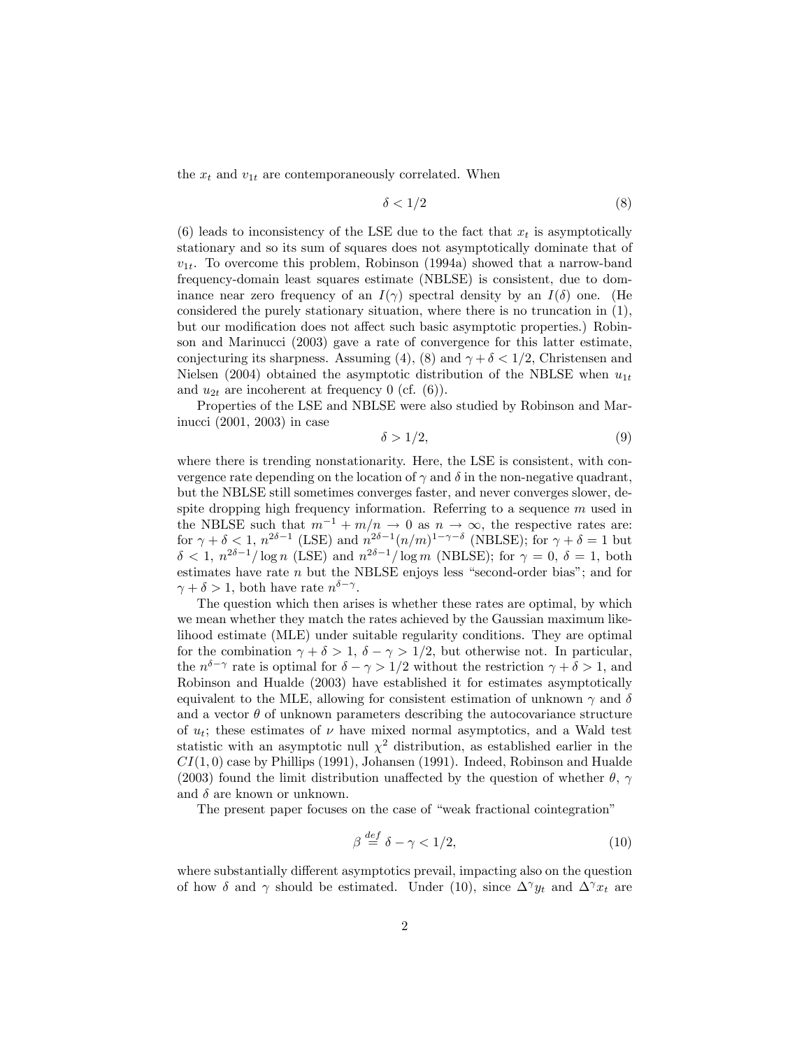the $x_t$ and $v_{1t}$ are contemporaneously correlated. When

$$\delta < 1/2 \tag{8}$$

(6) leads to inconsistency of the LSE due to the fact that $x_t$ is asymptotically stationary and so its sum of squares does not asymptotically dominate that of $v_{1t}$. To overcome this problem, Robinson (1994a) showed that a narrow-band frequency-domain least squares estimate (NBLSE) is consistent, due to dominance near zero frequency of an $I(\gamma)$ spectral density by an $I(\delta)$ one. (He considered the purely stationary situation, where there is no truncation in (1), but our modification does not affect such basic asymptotic properties.) Robinson and Marinucci (2003) gave a rate of convergence for this latter estimate, conjecturing its sharpness. Assuming (4), (8) and $\gamma + \delta < 1/2$, Christensen and Nielsen (2004) obtained the asymptotic distribution of the NBLSE when $u_{1t}$ and $u_{2t}$ are incoherent at frequency 0 (cf. (6)).

Properties of the LSE and NBLSE were also studied by Robinson and Marinucci (2001, 2003) in case

$$\delta > 1/2, \tag{9}$$

where there is trending nonstationarity. Here, the LSE is consistent, with convergence rate depending on the location of $\gamma$ and $\delta$ in the non-negative quadrant, but the NBLSE still sometimes converges faster, and never converges slower, despite dropping high frequency information. Referring to a sequence $m$ used in the NBLSE such that $m^{-1} + m/n \to 0$ as $n \to \infty$, the respective rates are: for $\gamma + \delta < 1$, $n^{2\delta-1}$ (LSE) and $n^{2\delta-1}(n/m)^{1-\gamma-\delta}$ (NBLSE); for $\gamma + \delta = 1$ but $\delta < 1$, $n^{2\delta-1}/\log n$ (LSE) and $n^{2\delta-1}/\log m$ (NBLSE); for $\gamma = 0$, $\delta = 1$, both estimates have rate $n$ but the NBLSE enjoys less "second-order bias"; and for $\gamma + \delta > 1$, both have rate $n^{\delta-\gamma}$.

The question which then arises is whether these rates are optimal, by which we mean whether they match the rates achieved by the Gaussian maximum likelihood estimate (MLE) under suitable regularity conditions. They are optimal for the combination $\gamma + \delta > 1$, $\delta - \gamma > 1/2$, but otherwise not. In particular, the $n^{\delta-\gamma}$ rate is optimal for $\delta - \gamma > 1/2$ without the restriction $\gamma + \delta > 1$, and Robinson and Hualde (2003) have established it for estimates asymptotically equivalent to the MLE, allowing for consistent estimation of unknown $\gamma$ and $\delta$ and a vector $\theta$ of unknown parameters describing the autocovariance structure of $u_t$; these estimates of $\nu$ have mixed normal asymptotics, and a Wald test statistic with an asymptotic null $\chi^2$ distribution, as established earlier in the $CI(1,0)$ case by Phillips (1991), Johansen (1991). Indeed, Robinson and Hualde (2003) found the limit distribution unaffected by the question of whether $\theta$, $\gamma$ and $\delta$ are known or unknown.

The present paper focuses on the case of "weak fractional cointegration"

$$\beta \overset{def}{=} \delta - \gamma < 1/2, \tag{10}$$

where substantially different asymptotics prevail, impacting also on the question of how $\delta$ and $\gamma$ should be estimated. Under (10), since $\Delta^\gamma y_t$ and $\Delta^\gamma x_t$ are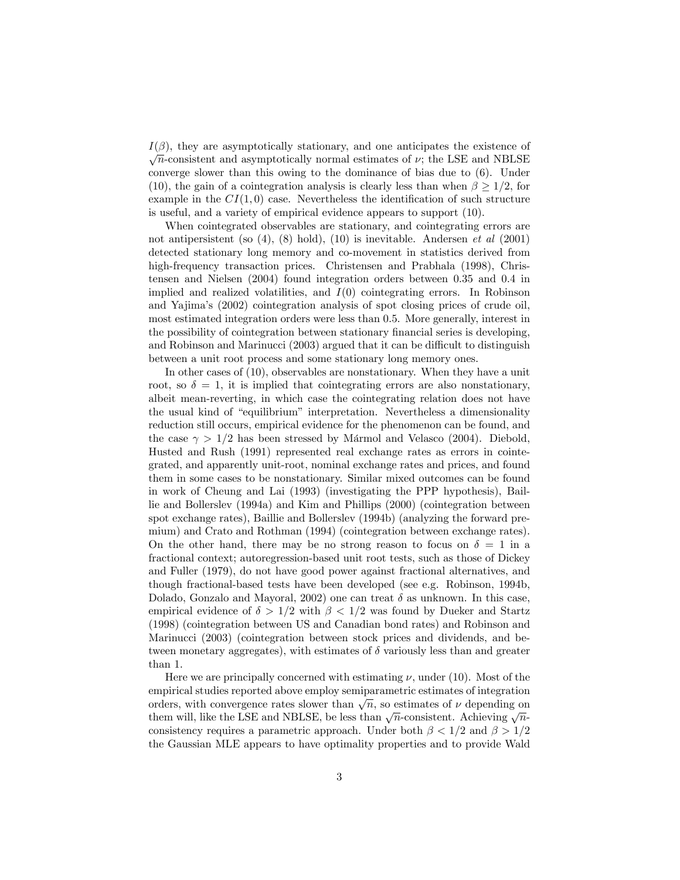$I(\beta)$, they are asymptotically stationary, and one anticipates the existence of $\sqrt{n}$-consistent and asymptotically normal estimates of $\nu$; the LSE and NBLSE converge slower than this owing to the dominance of bias due to (6). Under (10), the gain of a cointegration analysis is clearly less than when $\beta \geq 1/2$, for example in the $CI(1,0)$ case. Nevertheless the identification of such structure is useful, and a variety of empirical evidence appears to support (10).

When cointegrated observables are stationary, and cointegrating errors are not antipersistent (so (4), (8) hold), (10) is inevitable. Andersen *et al* (2001) detected stationary long memory and co-movement in statistics derived from high-frequency transaction prices. Christensen and Prabhala (1998), Christensen and Nielsen (2004) found integration orders between 0.35 and 0.4 in implied and realized volatilities, and $I(0)$ cointegrating errors. In Robinson and Yajima's (2002) cointegration analysis of spot closing prices of crude oil, most estimated integration orders were less than 0.5. More generally, interest in the possibility of cointegration between stationary financial series is developing, and Robinson and Marinucci (2003) argued that it can be difficult to distinguish between a unit root process and some stationary long memory ones.

In other cases of (10), observables are nonstationary. When they have a unit root, so $\delta = 1$, it is implied that cointegrating errors are also nonstationary, albeit mean-reverting, in which case the cointegrating relation does not have the usual kind of "equilibrium" interpretation. Nevertheless a dimensionality reduction still occurs, empirical evidence for the phenomenon can be found, and the case $\gamma > 1/2$ has been stressed by Mármol and Velasco (2004). Diebold, Husted and Rush (1991) represented real exchange rates as errors in cointegrated, and apparently unit-root, nominal exchange rates and prices, and found them in some cases to be nonstationary. Similar mixed outcomes can be found in work of Cheung and Lai (1993) (investigating the PPP hypothesis), Baillie and Bollerslev (1994a) and Kim and Phillips (2000) (cointegration between spot exchange rates), Baillie and Bollerslev (1994b) (analyzing the forward premium) and Crato and Rothman (1994) (cointegration between exchange rates). On the other hand, there may be no strong reason to focus on $\delta = 1$ in a fractional context; autoregression-based unit root tests, such as those of Dickey and Fuller (1979), do not have good power against fractional alternatives, and though fractional-based tests have been developed (see e.g. Robinson, 1994b, Dolado, Gonzalo and Mayoral, 2002) one can treat $\delta$ as unknown. In this case, empirical evidence of $\delta > 1/2$ with $\beta < 1/2$ was found by Dueker and Startz (1998) (cointegration between US and Canadian bond rates) and Robinson and Marinucci (2003) (cointegration between stock prices and dividends, and between monetary aggregates), with estimates of $\delta$ variously less than and greater than 1.

Here we are principally concerned with estimating $\nu$, under (10). Most of the empirical studies reported above employ semiparametric estimates of integration orders, with convergence rates slower than $\sqrt{n}$, so estimates of $\nu$ depending on them will, like the LSE and NBLSE, be less than $\sqrt{n}$-consistent. Achieving $\sqrt{n}$-consistency requires a parametric approach. Under both $\beta < 1/2$ and $\beta > 1/2$ the Gaussian MLE appears to have optimality properties and to provide Wald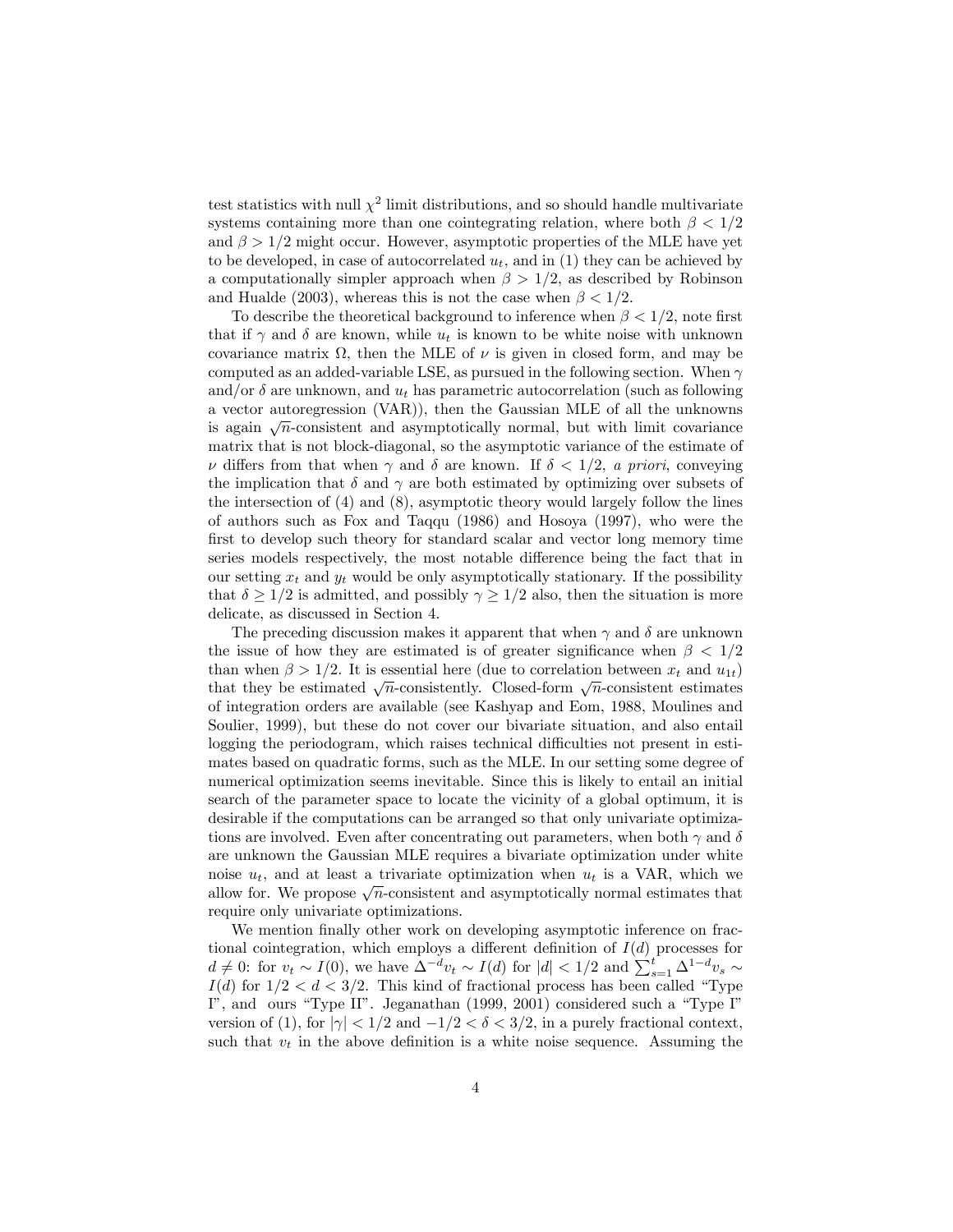test statistics with null $\chi^2$ limit distributions, and so should handle multivariate systems containing more than one cointegrating relation, where both $\beta < 1/2$ and $\beta > 1/2$ might occur. However, asymptotic properties of the MLE have yet to be developed, in case of autocorrelated $u_t$, and in (1) they can be achieved by a computationally simpler approach when $\beta > 1/2$, as described by Robinson and Hualde (2003), whereas this is not the case when $\beta < 1/2$.

To describe the theoretical background to inference when $\beta < 1/2$, note first that if $\gamma$ and $\delta$ are known, while $u_t$ is known to be white noise with unknown covariance matrix $\Omega$, then the MLE of $\nu$ is given in closed form, and may be computed as an added-variable LSE, as pursued in the following section. When $\gamma$ and/or $\delta$ are unknown, and $u_t$ has parametric autocorrelation (such as following a vector autoregression (VAR)), then the Gaussian MLE of all the unknowns is again $\sqrt{n}$-consistent and asymptotically normal, but with limit covariance matrix that is not block-diagonal, so the asymptotic variance of the estimate of $\nu$ differs from that when $\gamma$ and $\delta$ are known. If $\delta < 1/2$, *a priori*, conveying the implication that $\delta$ and $\gamma$ are both estimated by optimizing over subsets of the intersection of (4) and (8), asymptotic theory would largely follow the lines of authors such as Fox and Taqqu (1986) and Hosoya (1997), who were the first to develop such theory for standard scalar and vector long memory time series models respectively, the most notable difference being the fact that in our setting $x_t$ and $y_t$ would be only asymptotically stationary. If the possibility that $\delta \geq 1/2$ is admitted, and possibly $\gamma \geq 1/2$ also, then the situation is more delicate, as discussed in Section 4.

The preceding discussion makes it apparent that when $\gamma$ and $\delta$ are unknown the issue of how they are estimated is of greater significance when $\beta < 1/2$ than when $\beta > 1/2$. It is essential here (due to correlation between $x_t$ and $u_{1t}$) that they be estimated $\sqrt{n}$-consistently. Closed-form $\sqrt{n}$-consistent estimates of integration orders are available (see Kashyap and Eom, 1988, Moulines and Soulier, 1999), but these do not cover our bivariate situation, and also entail logging the periodogram, which raises technical difficulties not present in estimates based on quadratic forms, such as the MLE. In our setting some degree of numerical optimization seems inevitable. Since this is likely to entail an initial search of the parameter space to locate the vicinity of a global optimum, it is desirable if the computations can be arranged so that only univariate optimizations are involved. Even after concentrating out parameters, when both $\gamma$ and $\delta$ are unknown the Gaussian MLE requires a bivariate optimization under white noise $u_t$, and at least a trivariate optimization when $u_t$ is a VAR, which we allow for. We propose $\sqrt{n}$-consistent and asymptotically normal estimates that require only univariate optimizations.

We mention finally other work on developing asymptotic inference on fractional cointegration, which employs a different definition of $I(d)$ processes for $d \neq 0$: for $v_t \sim I(0)$, we have $\Delta^{-d} v_t \sim I(d)$ for $|d| < 1/2$ and $\sum_{s=1}^{t} \Delta^{1-d} v_s \sim I(d)$ for $1/2 < d < 3/2$. This kind of fractional process has been called "Type I", and ours "Type II". Jeganathan (1999, 2001) considered such a "Type I" version of (1), for $|\gamma| < 1/2$ and $-1/2 < \delta < 3/2$, in a purely fractional context, such that $v_t$ in the above definition is a white noise sequence. Assuming the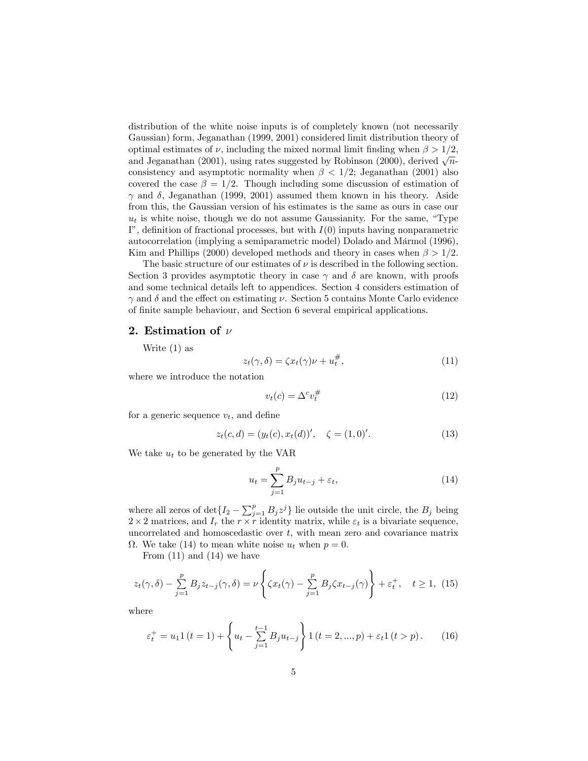distribution of the white noise inputs is of completely known (not necessarily Gaussian) form, Jeganathan (1999, 2001) considered limit distribution theory of optimal estimates of $\nu$, including the mixed normal limit finding when $\beta > 1/2$, and Jeganathan (2001), using rates suggested by Robinson (2000), derived $\sqrt{n}$-consistency and asymptotic normality when $\beta < 1/2$; Jeganathan (2001) also covered the case $\beta = 1/2$. Though including some discussion of estimation of $\gamma$ and $\delta$, Jeganathan (1999, 2001) assumed them known in his theory. Aside from this, the Gaussian version of his estimates is the same as ours in case our $u_t$ is white noise, though we do not assume Gaussianity. For the same, "Type I", definition of fractional processes, but with $I(0)$ inputs having nonparametric autocorrelation (implying a semiparametric model) Dolado and Mármol (1996), Kim and Phillips (2000) developed methods and theory in cases when $\beta > 1/2$.

The basic structure of our estimates of $\nu$ is described in the following section. Section 3 provides asymptotic theory in case $\gamma$ and $\delta$ are known, with proofs and some technical details left to appendices. Section 4 considers estimation of $\gamma$ and $\delta$ and the effect on estimating $\nu$. Section 5 contains Monte Carlo evidence of finite sample behaviour, and Section 6 several empirical applications.

## 2. Estimation of $\nu$

Write (1) as

$$z_t(\gamma, \delta) = \zeta x_t(\gamma)\nu + u_t^{\#}, \tag{11}$$

where we introduce the notation

$$v_t(c) = \Delta^c v_t^{\#} \tag{12}$$

for a generic sequence $v_t$, and define

$$z_t(c, d) = (y_t(c), x_t(d))', \quad \zeta = (1, 0)'. \tag{13}$$

We take $u_t$ to be generated by the VAR

$$u_t = \sum_{j=1}^{p} B_j u_{t-j} + \varepsilon_t, \tag{14}$$

where all zeros of $\det\{I_2 - \sum_{j=1}^{p} B_j z^j\}$ lie outside the unit circle, the $B_j$ being $2 \times 2$ matrices, and $I_r$ the $r \times r$ identity matrix, while $\varepsilon_t$ is a bivariate sequence, uncorrelated and homoscedastic over $t$, with mean zero and covariance matrix $\Omega$. We take (14) to mean white noise $u_t$ when $p = 0$.

From (11) and (14) we have

$$z_t(\gamma, \delta) - \sum_{j=1}^{p} B_j z_{t-j}(\gamma, \delta) = \nu \left\{ \zeta x_t(\gamma) - \sum_{j=1}^{p} B_j \zeta x_{t-j}(\gamma) \right\} + \varepsilon_t^{+}, \quad t \geq 1, \tag{15}$$

where

$$\varepsilon_t^{+} = u_1 1\,(t = 1) + \left\{ u_t - \sum_{j=1}^{t-1} B_j u_{t-j} \right\} 1\,(t = 2, ..., p) + \varepsilon_t 1\,(t > p)\,. \tag{16}$$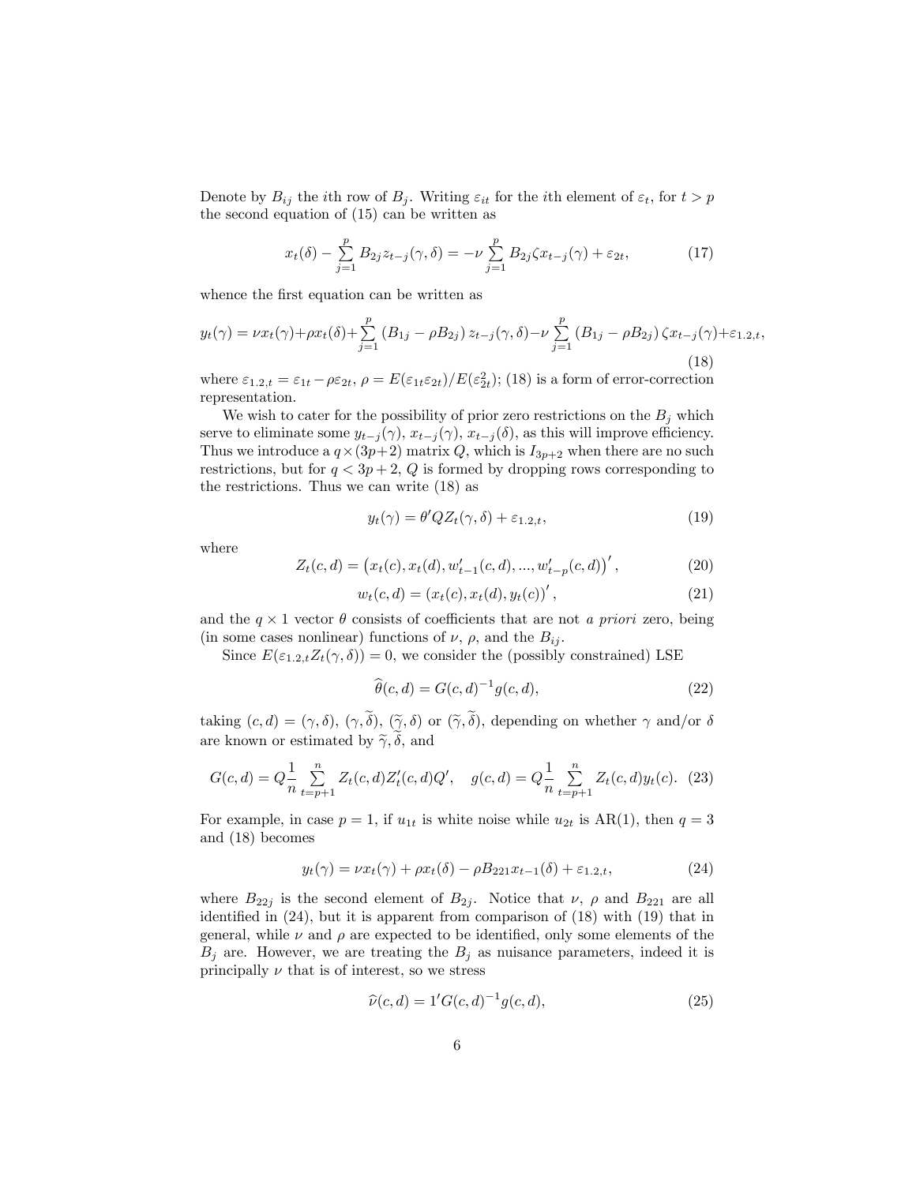Denote by $B_{ij}$ the $i$th row of $B_j$. Writing $\varepsilon_{it}$ for the $i$th element of $\varepsilon_t$, for $t > p$ the second equation of (15) can be written as

$$x_t(\delta) - \sum_{j=1}^{p} B_{2j} z_{t-j}(\gamma, \delta) = -\nu \sum_{j=1}^{p} B_{2j} \zeta x_{t-j}(\gamma) + \varepsilon_{2t}, \tag{17}$$

whence the first equation can be written as

$$y_t(\gamma) = \nu x_t(\gamma) + \rho x_t(\delta) + \sum_{j=1}^{p} (B_{1j} - \rho B_{2j}) z_{t-j}(\gamma, \delta) - \nu \sum_{j=1}^{p} (B_{1j} - \rho B_{2j}) \zeta x_{t-j}(\gamma) + \varepsilon_{1.2,t}, \tag{18}$$

where $\varepsilon_{1.2,t} = \varepsilon_{1t} - \rho \varepsilon_{2t}$, $\rho = E(\varepsilon_{1t}\varepsilon_{2t})/E(\varepsilon_{2t}^2)$; (18) is a form of error-correction representation.

We wish to cater for the possibility of prior zero restrictions on the $B_j$ which serve to eliminate some $y_{t-j}(\gamma)$, $x_{t-j}(\gamma)$, $x_{t-j}(\delta)$, as this will improve efficiency. Thus we introduce a $q \times (3p+2)$ matrix $Q$, which is $I_{3p+2}$ when there are no such restrictions, but for $q < 3p + 2$, $Q$ is formed by dropping rows corresponding to the restrictions. Thus we can write (18) as

$$y_t(\gamma) = \theta' Q Z_t(\gamma, \delta) + \varepsilon_{1.2,t}, \tag{19}$$

where

$$Z_t(c, d) = \left(x_t(c), x_t(d), w'_{t-1}(c, d), ..., w'_{t-p}(c, d)\right)', \tag{20}$$

$$w_t(c, d) = (x_t(c), x_t(d), y_t(c))', \tag{21}$$

and the $q \times 1$ vector $\theta$ consists of coefficients that are not *a priori* zero, being (in some cases nonlinear) functions of $\nu$, $\rho$, and the $B_{ij}$.

Since $E(\varepsilon_{1.2,t} Z_t(\gamma, \delta)) = 0$, we consider the (possibly constrained) LSE

$$\widehat{\theta}(c, d) = G(c, d)^{-1} g(c, d), \tag{22}$$

taking $(c, d) = (\gamma, \delta)$, $(\gamma, \widetilde{\delta})$, $(\widetilde{\gamma}, \delta)$ or $(\widetilde{\gamma}, \widetilde{\delta})$, depending on whether $\gamma$ and/or $\delta$ are known or estimated by $\widetilde{\gamma}, \widetilde{\delta}$, and

$$G(c, d) = Q \frac{1}{n} \sum_{t=p+1}^{n} Z_t(c, d) Z'_t(c, d) Q', \quad g(c, d) = Q \frac{1}{n} \sum_{t=p+1}^{n} Z_t(c, d) y_t(c). \tag{23}$$

For example, in case $p = 1$, if $u_{1t}$ is white noise while $u_{2t}$ is AR(1), then $q = 3$ and (18) becomes

$$y_t(\gamma) = \nu x_t(\gamma) + \rho x_t(\delta) - \rho B_{221} x_{t-1}(\delta) + \varepsilon_{1.2,t}, \tag{24}$$

where $B_{22j}$ is the second element of $B_{2j}$. Notice that $\nu$, $\rho$ and $B_{221}$ are all identified in (24), but it is apparent from comparison of (18) with (19) that in general, while $\nu$ and $\rho$ are expected to be identified, only some elements of the $B_j$ are. However, we are treating the $B_j$ as nuisance parameters, indeed it is principally $\nu$ that is of interest, so we stress

$$\widehat{\nu}(c, d) = 1' G(c, d)^{-1} g(c, d), \tag{25}$$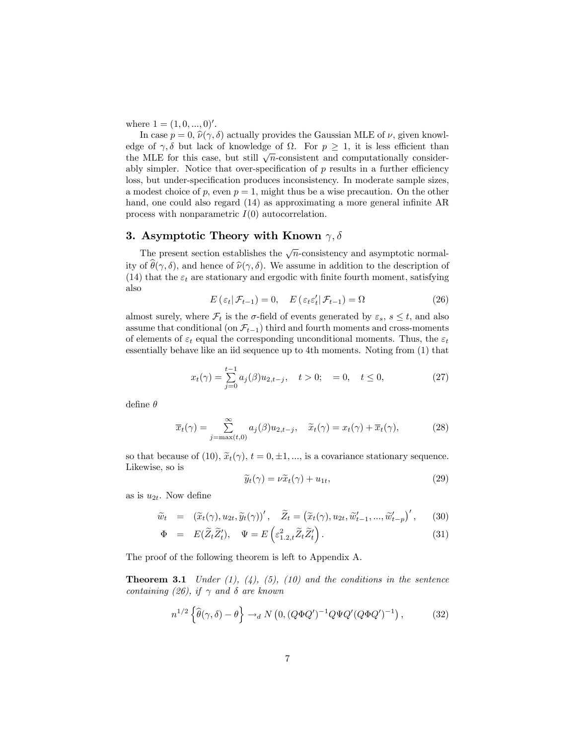where $1 = (1, 0, ..., 0)'$.

In case $p = 0$, $\widehat{\nu}(\gamma, \delta)$ actually provides the Gaussian MLE of $\nu$, given knowledge of $\gamma, \delta$ but lack of knowledge of $\Omega$. For $p \geq 1$, it is less efficient than the MLE for this case, but still $\sqrt{n}$-consistent and computationally considerably simpler. Notice that over-specification of $p$ results in a further efficiency loss, but under-specification produces inconsistency. In moderate sample sizes, a modest choice of $p$, even $p = 1$, might thus be a wise precaution. On the other hand, one could also regard (14) as approximating a more general infinite AR process with nonparametric $I(0)$ autocorrelation.

## 3. Asymptotic Theory with Known $\gamma, \delta$

The present section establishes the $\sqrt{n}$-consistency and asymptotic normality of $\widehat{\theta}(\gamma, \delta)$, and hence of $\widehat{\nu}(\gamma, \delta)$. We assume in addition to the description of (14) that the $\varepsilon_t$ are stationary and ergodic with finite fourth moment, satisfying also

$$E\left(\varepsilon_t | \mathcal{F}_{t-1}\right) = 0, \quad E\left(\varepsilon_t \varepsilon_t' | \mathcal{F}_{t-1}\right) = \Omega \tag{26}$$

almost surely, where $\mathcal{F}_t$ is the $\sigma$-field of events generated by $\varepsilon_s$, $s \leq t$, and also assume that conditional (on $\mathcal{F}_{t-1}$) third and fourth moments and cross-moments of elements of $\varepsilon_t$ equal the corresponding unconditional moments. Thus, the $\varepsilon_t$ essentially behave like an iid sequence up to 4th moments. Noting from (1) that

$$x_t(\gamma) = \sum_{j=0}^{t-1} a_j(\beta) u_{2,t-j}, \quad t > 0; \quad = 0, \quad t \leq 0, \tag{27}$$

define $\theta$

$$\overline{x}_t(\gamma) = \sum_{j=\max(t,0)}^{\infty} a_j(\beta) u_{2,t-j}, \quad \widetilde{x}_t(\gamma) = x_t(\gamma) + \overline{x}_t(\gamma), \tag{28}$$

so that because of (10), $\widetilde{x}_t(\gamma)$, $t = 0, \pm 1, ...$, is a covariance stationary sequence. Likewise, so is

$$\widetilde{y}_t(\gamma) = \nu \widetilde{x}_t(\gamma) + u_{1t}, \tag{29}$$

as is $u_{2t}$. Now define

$$\widetilde{w}_t = \left(\widetilde{x}_t(\gamma), u_{2t}, \widetilde{y}_t(\gamma)\right)', \quad \widetilde{Z}_t = \left(\widetilde{x}_t(\gamma), u_{2t}, \widetilde{w}_{t-1}', ..., \widetilde{w}_{t-p}'\right)', \tag{30}$$

$$\Phi = E(\widetilde{Z}_t \widetilde{Z}_t'), \quad \Psi = E\left(\varepsilon_{1.2,t}^2 \widetilde{Z}_t \widetilde{Z}_t'\right). \tag{31}$$

The proof of the following theorem is left to Appendix A.

**Theorem 3.1** *Under (1), (4), (5), (10) and the conditions in the sentence containing (26), if $\gamma$ and $\delta$ are known*

$$n^{1/2}\left\{\widehat{\theta}(\gamma, \delta) - \theta\right\} \to_d N\left(0, (Q\Phi Q')^{-1} Q\Psi Q' (Q\Phi Q')^{-1}\right), \tag{32}$$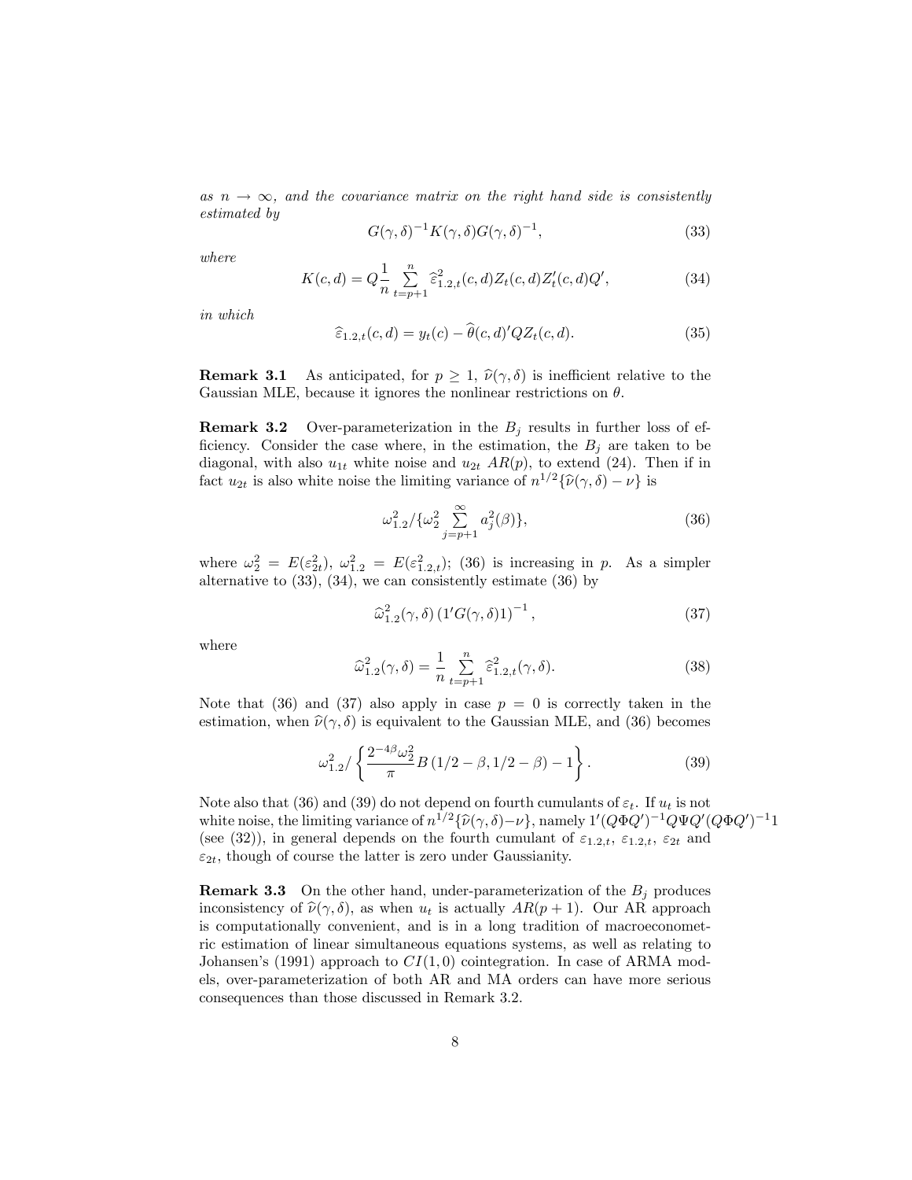*as $n \to \infty$, and the covariance matrix on the right hand side is consistently estimated by*

$$G(\gamma, \delta)^{-1} K(\gamma, \delta) G(\gamma, \delta)^{-1}, \tag{33}$$

*where*

$$K(c, d) = Q \frac{1}{n} \sum_{t=p+1}^{n} \widehat{\varepsilon}_{1.2,t}^2(c, d) Z_t(c, d) Z_t'(c, d) Q', \tag{34}$$

*in which*

$$\widehat{\varepsilon}_{1.2,t}(c, d) = y_t(c) - \widehat{\theta}(c, d)' Q Z_t(c, d). \tag{35}$$

**Remark 3.1** As anticipated, for $p \geq 1$, $\widehat{\nu}(\gamma, \delta)$ is inefficient relative to the Gaussian MLE, because it ignores the nonlinear restrictions on $\theta$.

**Remark 3.2** Over-parameterization in the $B_j$ results in further loss of efficiency. Consider the case where, in the estimation, the $B_j$ are taken to be diagonal, with also $u_{1t}$ white noise and $u_{2t}$ $AR(p)$, to extend (24). Then if in fact $u_{2t}$ is also white noise the limiting variance of $n^{1/2}\{\widehat{\nu}(\gamma, \delta) - \nu\}$ is

$$\omega_{1.2}^2 / \{\omega_2^2 \sum_{j=p+1}^{\infty} a_j^2(\beta)\}, \tag{36}$$

where $\omega_2^2 = E(\varepsilon_{2t}^2)$, $\omega_{1.2}^2 = E(\varepsilon_{1.2,t}^2)$; (36) is increasing in $p$. As a simpler alternative to (33), (34), we can consistently estimate (36) by

$$\widehat{\omega}_{1.2}^2(\gamma, \delta) \left(1' G(\gamma, \delta) 1\right)^{-1}, \tag{37}$$

where

$$\widehat{\omega}_{1.2}^2(\gamma, \delta) = \frac{1}{n} \sum_{t=p+1}^{n} \widehat{\varepsilon}_{1.2,t}^2(\gamma, \delta). \tag{38}$$

Note that (36) and (37) also apply in case $p = 0$ is correctly taken in the estimation, when $\widehat{\nu}(\gamma, \delta)$ is equivalent to the Gaussian MLE, and (36) becomes

$$\omega_{1.2}^2 / \left\{ \frac{2^{-4\beta} \omega_2^2}{\pi} B\left(1/2 - \beta, 1/2 - \beta\right) - 1 \right\}. \tag{39}$$

Note also that (36) and (39) do not depend on fourth cumulants of $\varepsilon_t$. If $u_t$ is not white noise, the limiting variance of $n^{1/2}\{\widehat{\nu}(\gamma, \delta) - \nu\}$, namely $1'(Q\Phi Q')^{-1} Q\Psi Q'(Q\Phi Q')^{-1} 1$ (see (32)), in general depends on the fourth cumulant of $\varepsilon_{1.2,t}$, $\varepsilon_{1.2,t}$, $\varepsilon_{2t}$ and $\varepsilon_{2t}$, though of course the latter is zero under Gaussianity.

**Remark 3.3** On the other hand, under-parameterization of the $B_j$ produces inconsistency of $\widehat{\nu}(\gamma, \delta)$, as when $u_t$ is actually $AR(p + 1)$. Our AR approach is computationally convenient, and is in a long tradition of macroeconometric estimation of linear simultaneous equations systems, as well as relating to Johansen's (1991) approach to $CI(1, 0)$ cointegration. In case of ARMA models, over-parameterization of both AR and MA orders can have more serious consequences than those discussed in Remark 3.2.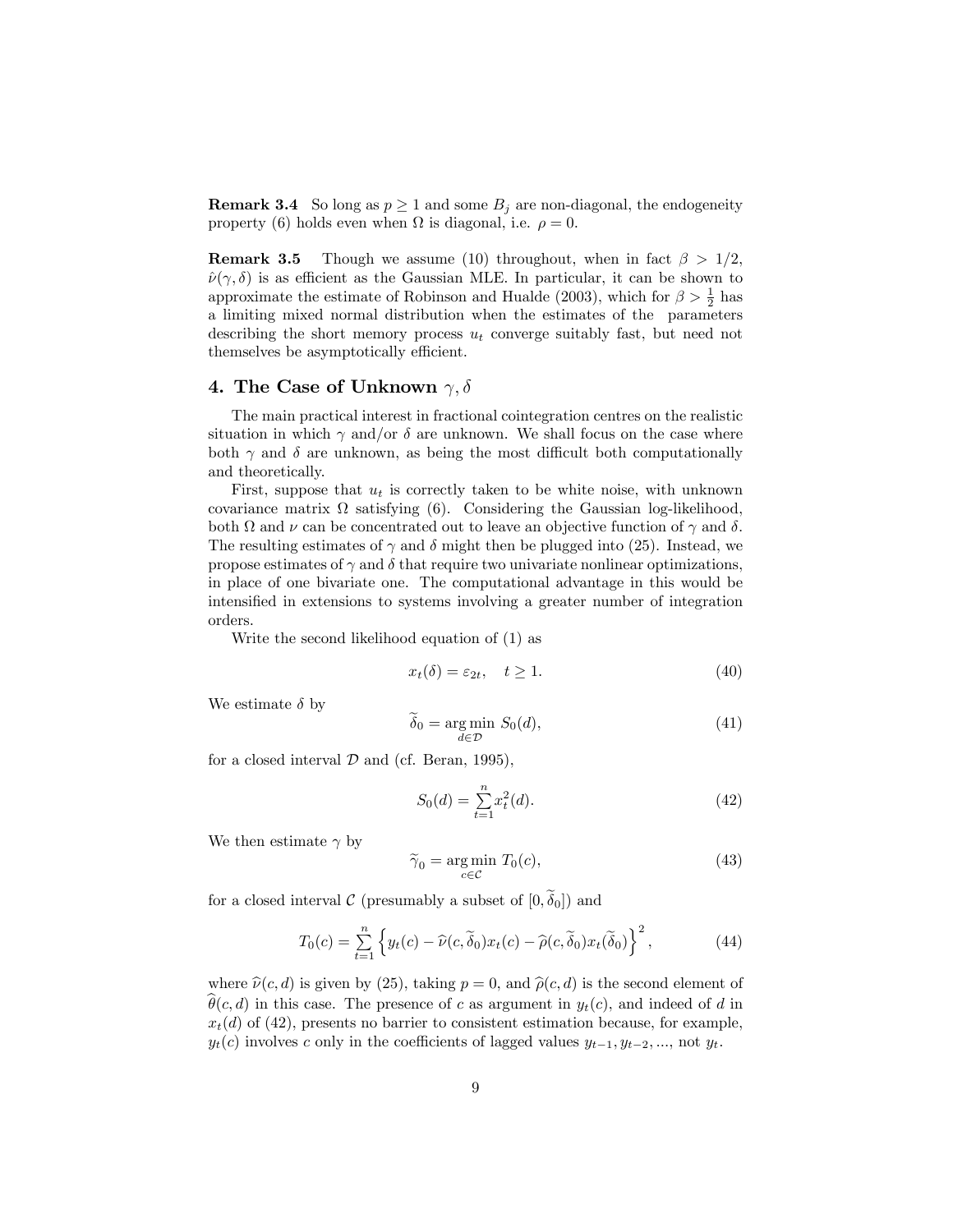**Remark 3.4** So long as $p \geq 1$ and some $B_j$ are non-diagonal, the endogeneity property (6) holds even when $\Omega$ is diagonal, i.e. $\rho = 0$.

**Remark 3.5** Though we assume (10) throughout, when in fact $\beta > 1/2$, $\hat{\nu}(\gamma, \delta)$ is as efficient as the Gaussian MLE. In particular, it can be shown to approximate the estimate of Robinson and Hualde (2003), which for $\beta > \frac{1}{2}$ has a limiting mixed normal distribution when the estimates of the parameters describing the short memory process $u_t$ converge suitably fast, but need not themselves be asymptotically efficient.

## 4. The Case of Unknown $\gamma, \delta$

The main practical interest in fractional cointegration centres on the realistic situation in which $\gamma$ and/or $\delta$ are unknown. We shall focus on the case where both $\gamma$ and $\delta$ are unknown, as being the most difficult both computationally and theoretically.

First, suppose that $u_t$ is correctly taken to be white noise, with unknown covariance matrix $\Omega$ satisfying (6). Considering the Gaussian log-likelihood, both $\Omega$ and $\nu$ can be concentrated out to leave an objective function of $\gamma$ and $\delta$. The resulting estimates of $\gamma$ and $\delta$ might then be plugged into (25). Instead, we propose estimates of $\gamma$ and $\delta$ that require two univariate nonlinear optimizations, in place of one bivariate one. The computational advantage in this would be intensified in extensions to systems involving a greater number of integration orders.

Write the second likelihood equation of (1) as

$$x_t(\delta) = \varepsilon_{2t}, \quad t \geq 1. \tag{40}$$

We estimate $\delta$ by

$$\widetilde{\delta}_0 = \arg\min_{d \in \mathcal{D}} S_0(d), \tag{41}$$

for a closed interval $\mathcal{D}$ and (cf. Beran, 1995),

$$S_0(d) = \sum_{t=1}^{n} x_t^2(d). \tag{42}$$

We then estimate $\gamma$ by

$$\widetilde{\gamma}_0 = \arg\min_{c \in \mathcal{C}} T_0(c), \tag{43}$$

for a closed interval $\mathcal{C}$ (presumably a subset of $[0, \widetilde{\delta}_0]$) and

$$T_0(c) = \sum_{t=1}^{n} \left\{ y_t(c) - \widehat{\nu}(c, \widetilde{\delta}_0) x_t(c) - \widehat{\rho}(c, \widetilde{\delta}_0) x_t(\widetilde{\delta}_0) \right\}^2, \tag{44}$$

where $\widehat{\nu}(c, d)$ is given by (25), taking $p = 0$, and $\widehat{\rho}(c, d)$ is the second element of $\widehat{\theta}(c, d)$ in this case. The presence of $c$ as argument in $y_t(c)$, and indeed of $d$ in $x_t(d)$ of (42), presents no barrier to consistent estimation because, for example, $y_t(c)$ involves $c$ only in the coefficients of lagged values $y_{t-1}, y_{t-2}, \ldots$, not $y_t$.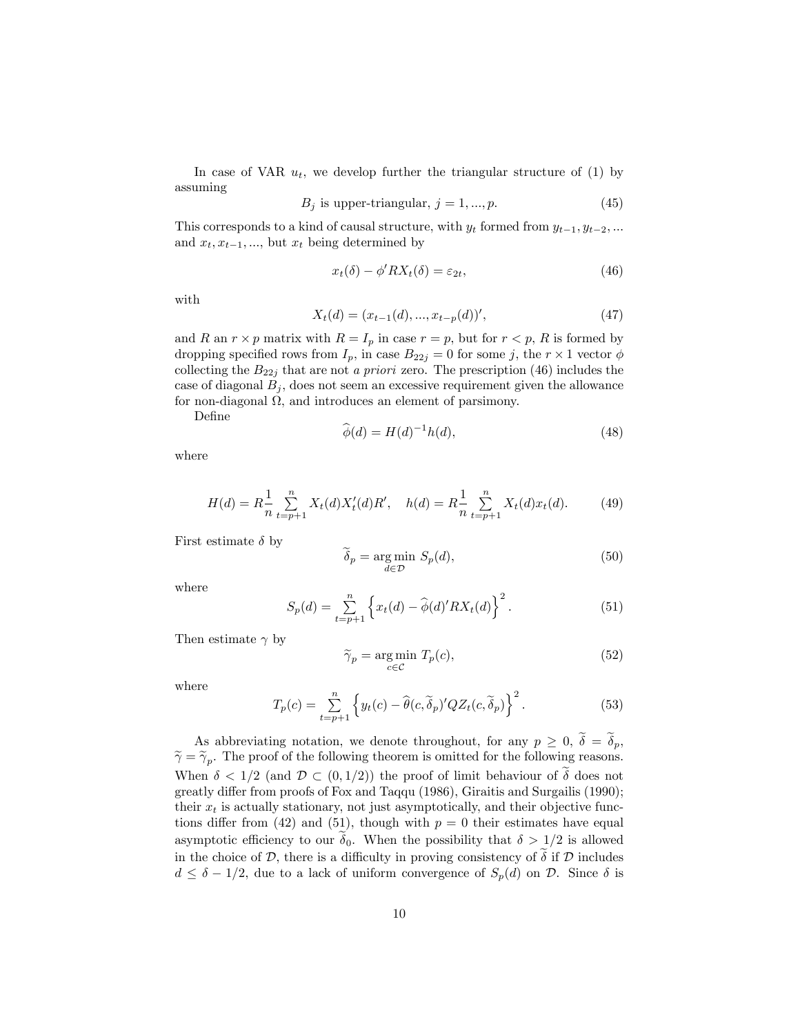In case of VAR $u_t$, we develop further the triangular structure of (1) by assuming

$$B_j \text{ is upper-triangular, } j = 1, ..., p. \tag{45}$$

This corresponds to a kind of causal structure, with $y_t$ formed from $y_{t-1}, y_{t-2}, ...$ and $x_t, x_{t-1}, ...$, but $x_t$ being determined by

$$x_t(\delta) - \phi' R X_t(\delta) = \varepsilon_{2t}, \tag{46}$$

with

$$X_t(d) = (x_{t-1}(d), ..., x_{t-p}(d))', \tag{47}$$

and $R$ an $r \times p$ matrix with $R = I_p$ in case $r = p$, but for $r < p$, $R$ is formed by dropping specified rows from $I_p$, in case $B_{22j} = 0$ for some $j$, the $r \times 1$ vector $\phi$ collecting the $B_{22j}$ that are not *a priori* zero. The prescription (46) includes the case of diagonal $B_j$, does not seem an excessive requirement given the allowance for non-diagonal $\Omega$, and introduces an element of parsimony.

Define

$$\widehat{\phi}(d) = H(d)^{-1} h(d), \tag{48}$$

where

$$H(d) = R \frac{1}{n} \sum_{t=p+1}^{n} X_t(d) X_t'(d) R', \quad h(d) = R \frac{1}{n} \sum_{t=p+1}^{n} X_t(d) x_t(d). \tag{49}$$

First estimate $\delta$ by

$$\widetilde{\delta}_p = \underset{d \in \mathcal{D}}{\arg\min}\; S_p(d), \tag{50}$$

where

$$S_p(d) = \sum_{t=p+1}^{n} \left\{ x_t(d) - \widehat{\phi}(d)' R X_t(d) \right\}^2. \tag{51}$$

Then estimate $\gamma$ by

$$\widetilde{\gamma}_p = \underset{c \in \mathcal{C}}{\arg\min}\; T_p(c), \tag{52}$$

where

$$T_p(c) = \sum_{t=p+1}^{n} \left\{ y_t(c) - \widehat{\theta}(c, \widetilde{\delta}_p)' Q Z_t(c, \widetilde{\delta}_p) \right\}^2. \tag{53}$$

As abbreviating notation, we denote throughout, for any $p \geq 0$, $\widetilde{\delta} = \widetilde{\delta}_p$, $\widetilde{\gamma} = \widetilde{\gamma}_p$. The proof of the following theorem is omitted for the following reasons. When $\delta < 1/2$ (and $\mathcal{D} \subset (0, 1/2)$) the proof of limit behaviour of $\widetilde{\delta}$ does not greatly differ from proofs of Fox and Taqqu (1986), Giraitis and Surgailis (1990); their $x_t$ is actually stationary, not just asymptotically, and their objective functions differ from (42) and (51), though with $p = 0$ their estimates have equal asymptotic efficiency to our $\widetilde{\delta}_0$. When the possibility that $\delta > 1/2$ is allowed in the choice of $\mathcal{D}$, there is a difficulty in proving consistency of $\widetilde{\delta}$ if $\mathcal{D}$ includes $d \leq \delta - 1/2$, due to a lack of uniform convergence of $S_p(d)$ on $\mathcal{D}$. Since $\delta$ is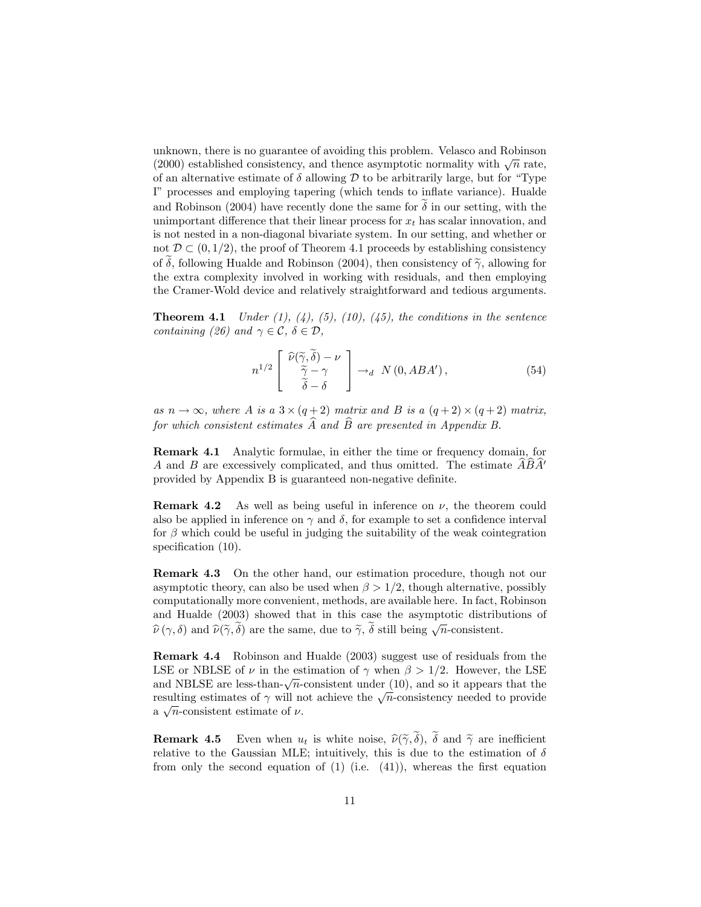unknown, there is no guarantee of avoiding this problem. Velasco and Robinson (2000) established consistency, and thence asymptotic normality with $\sqrt{n}$ rate, of an alternative estimate of $\delta$ allowing $\mathcal{D}$ to be arbitrarily large, but for "Type I" processes and employing tapering (which tends to inflate variance). Hualde and Robinson (2004) have recently done the same for $\widetilde{\delta}$ in our setting, with the unimportant difference that their linear process for $x_t$ has scalar innovation, and is not nested in a non-diagonal bivariate system. In our setting, and whether or not $\mathcal{D} \subset (0, 1/2)$, the proof of Theorem 4.1 proceeds by establishing consistency of $\widetilde{\delta}$, following Hualde and Robinson (2004), then consistency of $\widetilde{\gamma}$, allowing for the extra complexity involved in working with residuals, and then employing the Cramer-Wold device and relatively straightforward and tedious arguments.

**Theorem 4.1** *Under (1), (4), (5), (10), (45), the conditions in the sentence containing (26) and $\gamma \in \mathcal{C}$, $\delta \in \mathcal{D}$,*

$$n^{1/2} \begin{bmatrix} \widehat{\nu}(\widetilde{\gamma}, \widetilde{\delta}) - \nu \\ \widetilde{\gamma} - \gamma \\ \widetilde{\delta} - \delta \end{bmatrix} \rightarrow_d N\left(0, ABA'\right), \tag{54}$$

*as $n \to \infty$, where $A$ is a $3 \times (q+2)$ matrix and $B$ is a $(q+2) \times (q+2)$ matrix, for which consistent estimates $\widehat{A}$ and $\widehat{B}$ are presented in Appendix B.*

**Remark 4.1** Analytic formulae, in either the time or frequency domain, for $A$ and $B$ are excessively complicated, and thus omitted. The estimate $\widehat{A}\widehat{B}\widehat{A}'$ provided by Appendix B is guaranteed non-negative definite.

**Remark 4.2** As well as being useful in inference on $\nu$, the theorem could also be applied in inference on $\gamma$ and $\delta$, for example to set a confidence interval for $\beta$ which could be useful in judging the suitability of the weak cointegration specification (10).

**Remark 4.3** On the other hand, our estimation procedure, though not our asymptotic theory, can also be used when $\beta > 1/2$, though alternative, possibly computationally more convenient, methods, are available here. In fact, Robinson and Hualde (2003) showed that in this case the asymptotic distributions of $\widehat{\nu}(\gamma, \delta)$ and $\widehat{\nu}(\widetilde{\gamma}, \widetilde{\delta})$ are the same, due to $\widetilde{\gamma}$, $\widetilde{\delta}$ still being $\sqrt{n}$-consistent.

**Remark 4.4** Robinson and Hualde (2003) suggest use of residuals from the LSE or NBLSE of $\nu$ in the estimation of $\gamma$ when $\beta > 1/2$. However, the LSE and NBLSE are less-than-$\sqrt{n}$-consistent under (10), and so it appears that the resulting estimates of $\gamma$ will not achieve the $\sqrt{n}$-consistency needed to provide a $\sqrt{n}$-consistent estimate of $\nu$.

**Remark 4.5** Even when $u_t$ is white noise, $\widehat{\nu}(\widetilde{\gamma}, \widetilde{\delta})$, $\widetilde{\delta}$ and $\widetilde{\gamma}$ are inefficient relative to the Gaussian MLE; intuitively, this is due to the estimation of $\delta$ from only the second equation of (1) (i.e. (41)), whereas the first equation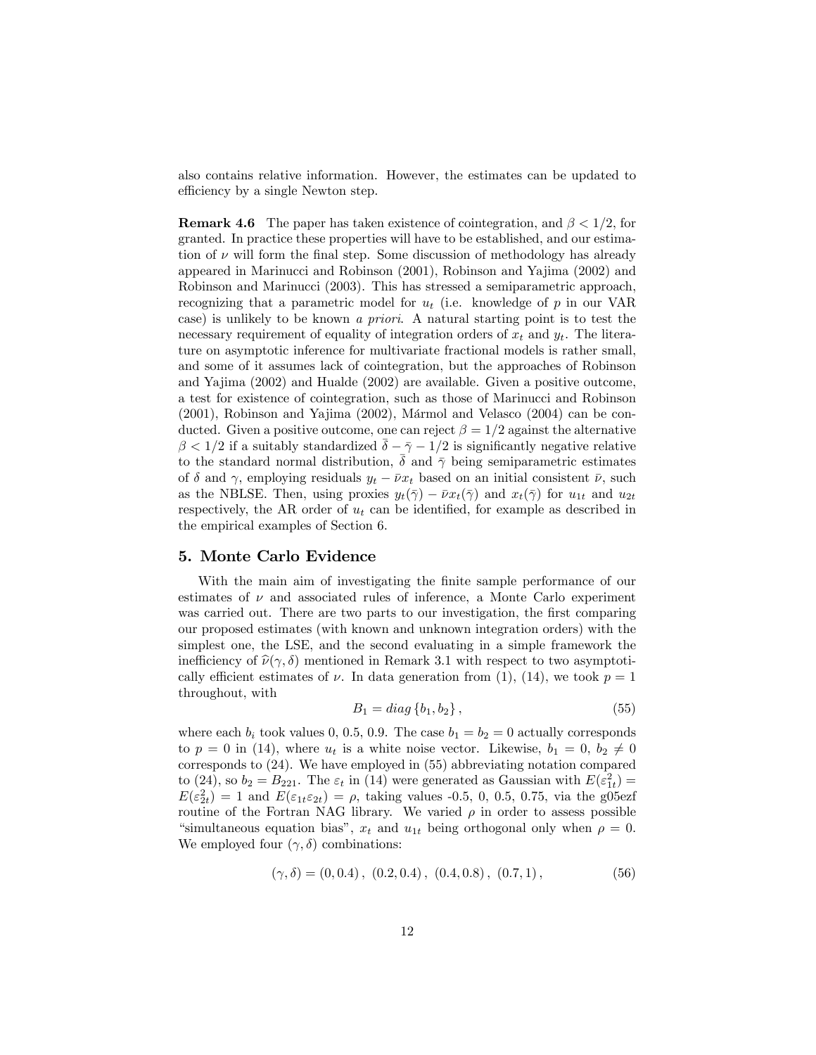also contains relative information. However, the estimates can be updated to efficiency by a single Newton step.

**Remark 4.6** The paper has taken existence of cointegration, and $\beta < 1/2$, for granted. In practice these properties will have to be established, and our estimation of $\nu$ will form the final step. Some discussion of methodology has already appeared in Marinucci and Robinson (2001), Robinson and Yajima (2002) and Robinson and Marinucci (2003). This has stressed a semiparametric approach, recognizing that a parametric model for $u_t$ (i.e. knowledge of $p$ in our VAR case) is unlikely to be known *a priori*. A natural starting point is to test the necessary requirement of equality of integration orders of $x_t$ and $y_t$. The literature on asymptotic inference for multivariate fractional models is rather small, and some of it assumes lack of cointegration, but the approaches of Robinson and Yajima (2002) and Hualde (2002) are available. Given a positive outcome, a test for existence of cointegration, such as those of Marinucci and Robinson (2001), Robinson and Yajima (2002), Mármol and Velasco (2004) can be conducted. Given a positive outcome, one can reject $\beta = 1/2$ against the alternative $\beta < 1/2$ if a suitably standardized $\bar{\delta} - \bar{\gamma} - 1/2$ is significantly negative relative to the standard normal distribution, $\bar{\delta}$ and $\bar{\gamma}$ being semiparametric estimates of $\delta$ and $\gamma$, employing residuals $y_t - \bar{\nu} x_t$ based on an initial consistent $\bar{\nu}$, such as the NBLSE. Then, using proxies $y_t(\bar{\gamma}) - \bar{\nu} x_t(\bar{\gamma})$ and $x_t(\bar{\gamma})$ for $u_{1t}$ and $u_{2t}$ respectively, the AR order of $u_t$ can be identified, for example as described in the empirical examples of Section 6.

## 5. Monte Carlo Evidence

With the main aim of investigating the finite sample performance of our estimates of $\nu$ and associated rules of inference, a Monte Carlo experiment was carried out. There are two parts to our investigation, the first comparing our proposed estimates (with known and unknown integration orders) with the simplest one, the LSE, and the second evaluating in a simple framework the inefficiency of $\widehat{\nu}(\gamma, \delta)$ mentioned in Remark 3.1 with respect to two asymptotically efficient estimates of $\nu$. In data generation from (1), (14), we took $p = 1$ throughout, with

$$B_1 = diag\{b_1, b_2\}, \tag{55}$$

where each $b_i$ took values 0, 0.5, 0.9. The case $b_1 = b_2 = 0$ actually corresponds to $p = 0$ in (14), where $u_t$ is a white noise vector. Likewise, $b_1 = 0$, $b_2 \neq 0$ corresponds to (24). We have employed in (55) abbreviating notation compared to (24), so $b_2 = B_{221}$. The $\varepsilon_t$ in (14) were generated as Gaussian with $E(\varepsilon_{1t}^2) = E(\varepsilon_{2t}^2) = 1$ and $E(\varepsilon_{1t}\varepsilon_{2t}) = \rho$, taking values -0.5, 0, 0.5, 0.75, via the g05ezf routine of the Fortran NAG library. We varied $\rho$ in order to assess possible "simultaneous equation bias", $x_t$ and $u_{1t}$ being orthogonal only when $\rho = 0$. We employed four $(\gamma, \delta)$ combinations:

$$(\gamma, \delta) = (0, 0.4), \ (0.2, 0.4), \ (0.4, 0.8), \ (0.7, 1), \tag{56}$$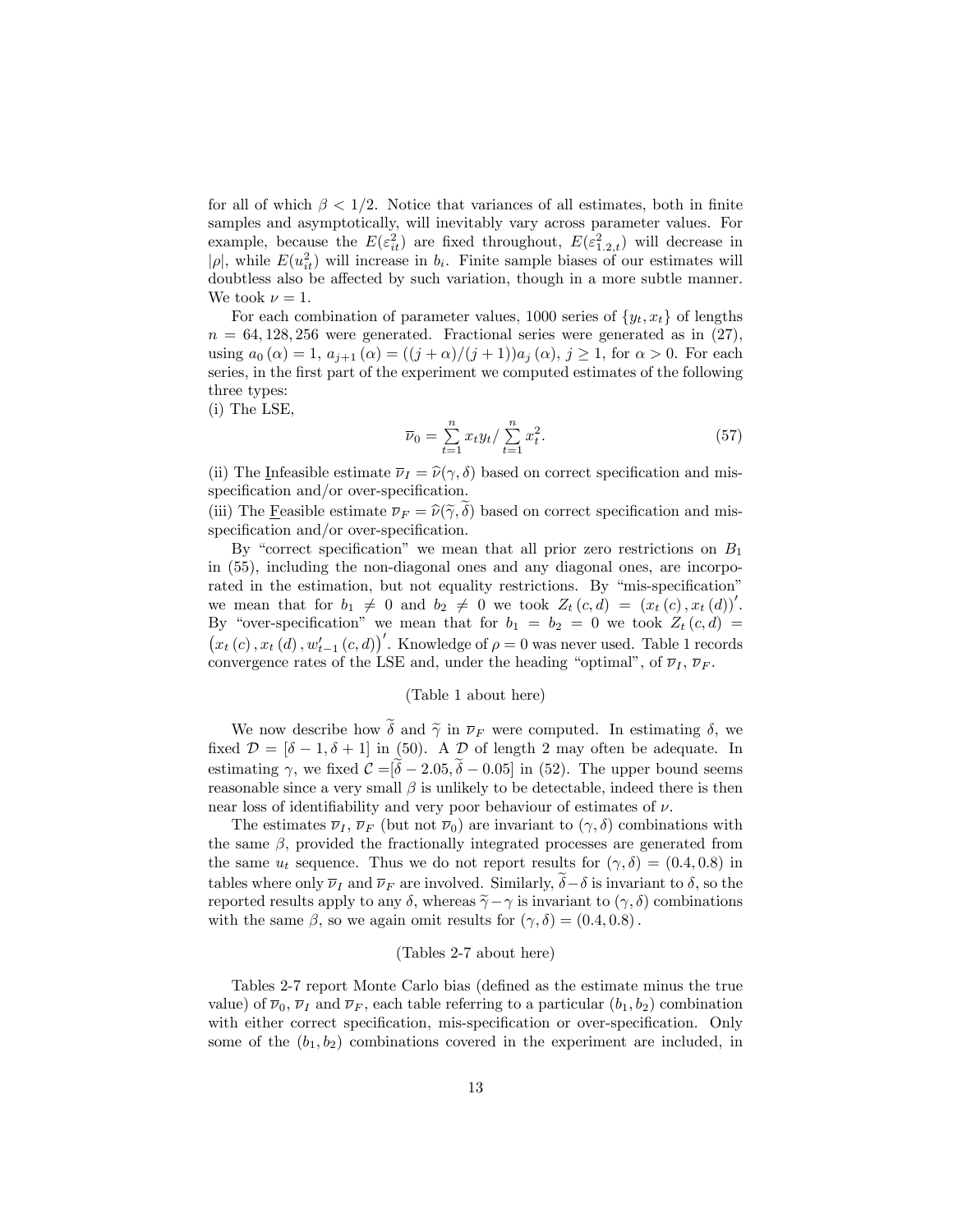for all of which $\beta < 1/2$. Notice that variances of all estimates, both in finite samples and asymptotically, will inevitably vary across parameter values. For example, because the $E(\varepsilon_{it}^2)$ are fixed throughout, $E(\varepsilon_{1.2,t}^2)$ will decrease in $|\rho|$, while $E(u_{it}^2)$ will increase in $b_i$. Finite sample biases of our estimates will doubtless also be affected by such variation, though in a more subtle manner. We took $\nu = 1$.

For each combination of parameter values, 1000 series of $\{y_t, x_t\}$ of lengths $n = 64, 128, 256$ were generated. Fractional series were generated as in (27), using $a_0(\alpha) = 1$, $a_{j+1}(\alpha) = ((j+\alpha)/(j+1))a_j(\alpha)$, $j \geq 1$, for $\alpha > 0$. For each series, in the first part of the experiment we computed estimates of the following three types:

(i) The LSE,

$$\overline{\nu}_0 = \sum_{t=1}^{n} x_t y_t / \sum_{t=1}^{n} x_t^2. \tag{57}$$

(ii) The Infeasible estimate $\overline{\nu}_I = \widehat{\nu}(\gamma, \delta)$ based on correct specification and mis-specification and/or over-specification.

(iii) The Feasible estimate $\overline{\nu}_F = \widehat{\nu}(\widetilde{\gamma}, \widetilde{\delta})$ based on correct specification and mis-specification and/or over-specification.

By "correct specification" we mean that all prior zero restrictions on $B_1$ in (55), including the non-diagonal ones and any diagonal ones, are incorporated in the estimation, but not equality restrictions. By "mis-specification" we mean that for $b_1 \neq 0$ and $b_2 \neq 0$ we took $Z_t(c,d) = (x_t(c), x_t(d))'$. By "over-specification" we mean that for $b_1 = b_2 = 0$ we took $Z_t(c,d) = \left(x_t(c), x_t(d), w_{t-1}'(c,d)\right)'$. Knowledge of $\rho = 0$ was never used. Table 1 records convergence rates of the LSE and, under the heading "optimal", of $\overline{\nu}_I$, $\overline{\nu}_F$.

(Table 1 about here)

We now describe how $\widetilde{\delta}$ and $\widetilde{\gamma}$ in $\overline{\nu}_F$ were computed. In estimating $\delta$, we fixed $\mathcal{D} = [\delta - 1, \delta + 1]$ in (50). A $\mathcal{D}$ of length 2 may often be adequate. In estimating $\gamma$, we fixed $\mathcal{C} = [\widetilde{\delta} - 2.05, \widetilde{\delta} - 0.05]$ in (52). The upper bound seems reasonable since a very small $\beta$ is unlikely to be detectable, indeed there is then near loss of identifiability and very poor behaviour of estimates of $\nu$.

The estimates $\overline{\nu}_I$, $\overline{\nu}_F$ (but not $\overline{\nu}_0$) are invariant to $(\gamma, \delta)$ combinations with the same $\beta$, provided the fractionally integrated processes are generated from the same $u_t$ sequence. Thus we do not report results for $(\gamma, \delta) = (0.4, 0.8)$ in tables where only $\overline{\nu}_I$ and $\overline{\nu}_F$ are involved. Similarly, $\widetilde{\delta} - \delta$ is invariant to $\delta$, so the reported results apply to any $\delta$, whereas $\widetilde{\gamma} - \gamma$ is invariant to $(\gamma, \delta)$ combinations with the same $\beta$, so we again omit results for $(\gamma, \delta) = (0.4, 0.8)$.

(Tables 2-7 about here)

Tables 2-7 report Monte Carlo bias (defined as the estimate minus the true value) of $\overline{\nu}_0$, $\overline{\nu}_I$ and $\overline{\nu}_F$, each table referring to a particular $(b_1, b_2)$ combination with either correct specification, mis-specification or over-specification. Only some of the $(b_1, b_2)$ combinations covered in the experiment are included, in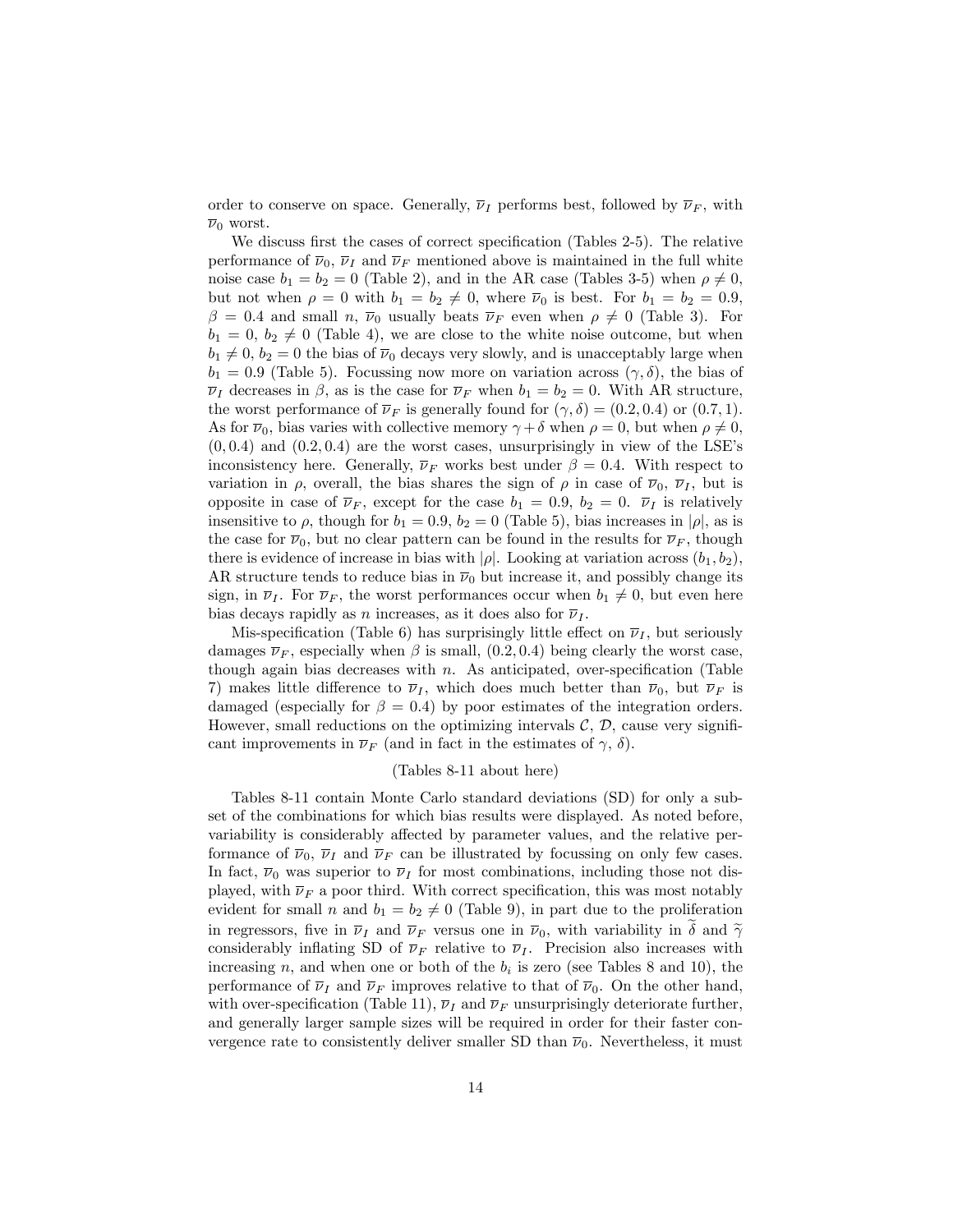order to conserve on space. Generally, $\overline{\nu}_I$ performs best, followed by $\overline{\nu}_F$, with $\overline{\nu}_0$ worst.

We discuss first the cases of correct specification (Tables 2-5). The relative performance of $\overline{\nu}_0$, $\overline{\nu}_I$ and $\overline{\nu}_F$ mentioned above is maintained in the full white noise case $b_1 = b_2 = 0$ (Table 2), and in the AR case (Tables 3-5) when $\rho \neq 0$, but not when $\rho = 0$ with $b_1 = b_2 \neq 0$, where $\overline{\nu}_0$ is best. For $b_1 = b_2 = 0.9$, $\beta = 0.4$ and small $n$, $\overline{\nu}_0$ usually beats $\overline{\nu}_F$ even when $\rho \neq 0$ (Table 3). For $b_1 = 0$, $b_2 \neq 0$ (Table 4), we are close to the white noise outcome, but when $b_1 \neq 0$, $b_2 = 0$ the bias of $\overline{\nu}_0$ decays very slowly, and is unacceptably large when $b_1 = 0.9$ (Table 5). Focussing now more on variation across $(\gamma, \delta)$, the bias of $\overline{\nu}_I$ decreases in $\beta$, as is the case for $\overline{\nu}_F$ when $b_1 = b_2 = 0$. With AR structure, the worst performance of $\overline{\nu}_F$ is generally found for $(\gamma, \delta) = (0.2, 0.4)$ or $(0.7, 1)$. As for $\overline{\nu}_0$, bias varies with collective memory $\gamma + \delta$ when $\rho = 0$, but when $\rho \neq 0$, $(0, 0.4)$ and $(0.2, 0.4)$ are the worst cases, unsurprisingly in view of the LSE's inconsistency here. Generally, $\overline{\nu}_F$ works best under $\beta = 0.4$. With respect to variation in $\rho$, overall, the bias shares the sign of $\rho$ in case of $\overline{\nu}_0$, $\overline{\nu}_I$, but is opposite in case of $\overline{\nu}_F$, except for the case $b_1 = 0.9$, $b_2 = 0$. $\overline{\nu}_I$ is relatively insensitive to $\rho$, though for $b_1 = 0.9$, $b_2 = 0$ (Table 5), bias increases in $|\rho|$, as is the case for $\overline{\nu}_0$, but no clear pattern can be found in the results for $\overline{\nu}_F$, though there is evidence of increase in bias with $|\rho|$. Looking at variation across $(b_1, b_2)$, AR structure tends to reduce bias in $\overline{\nu}_0$ but increase it, and possibly change its sign, in $\overline{\nu}_I$. For $\overline{\nu}_F$, the worst performances occur when $b_1 \neq 0$, but even here bias decays rapidly as $n$ increases, as it does also for $\overline{\nu}_I$.

Mis-specification (Table 6) has surprisingly little effect on $\overline{\nu}_I$, but seriously damages $\overline{\nu}_F$, especially when $\beta$ is small, $(0.2, 0.4)$ being clearly the worst case, though again bias decreases with $n$. As anticipated, over-specification (Table 7) makes little difference to $\overline{\nu}_I$, which does much better than $\overline{\nu}_0$, but $\overline{\nu}_F$ is damaged (especially for $\beta = 0.4$) by poor estimates of the integration orders. However, small reductions on the optimizing intervals $\mathcal{C}$, $\mathcal{D}$, cause very significant improvements in $\overline{\nu}_F$ (and in fact in the estimates of $\gamma$, $\delta$).

(Tables 8-11 about here)

Tables 8-11 contain Monte Carlo standard deviations (SD) for only a subset of the combinations for which bias results were displayed. As noted before, variability is considerably affected by parameter values, and the relative performance of $\overline{\nu}_0$, $\overline{\nu}_I$ and $\overline{\nu}_F$ can be illustrated by focussing on only few cases. In fact, $\overline{\nu}_0$ was superior to $\overline{\nu}_I$ for most combinations, including those not displayed, with $\overline{\nu}_F$ a poor third. With correct specification, this was most notably evident for small $n$ and $b_1 = b_2 \neq 0$ (Table 9), in part due to the proliferation in regressors, five in $\overline{\nu}_I$ and $\overline{\nu}_F$ versus one in $\overline{\nu}_0$, with variability in $\widetilde{\delta}$ and $\widetilde{\gamma}$ considerably inflating SD of $\overline{\nu}_F$ relative to $\overline{\nu}_I$. Precision also increases with increasing $n$, and when one or both of the $b_i$ is zero (see Tables 8 and 10), the performance of $\overline{\nu}_I$ and $\overline{\nu}_F$ improves relative to that of $\overline{\nu}_0$. On the other hand, with over-specification (Table 11), $\overline{\nu}_I$ and $\overline{\nu}_F$ unsurprisingly deteriorate further, and generally larger sample sizes will be required in order for their faster convergence rate to consistently deliver smaller SD than $\overline{\nu}_0$. Nevertheless, it must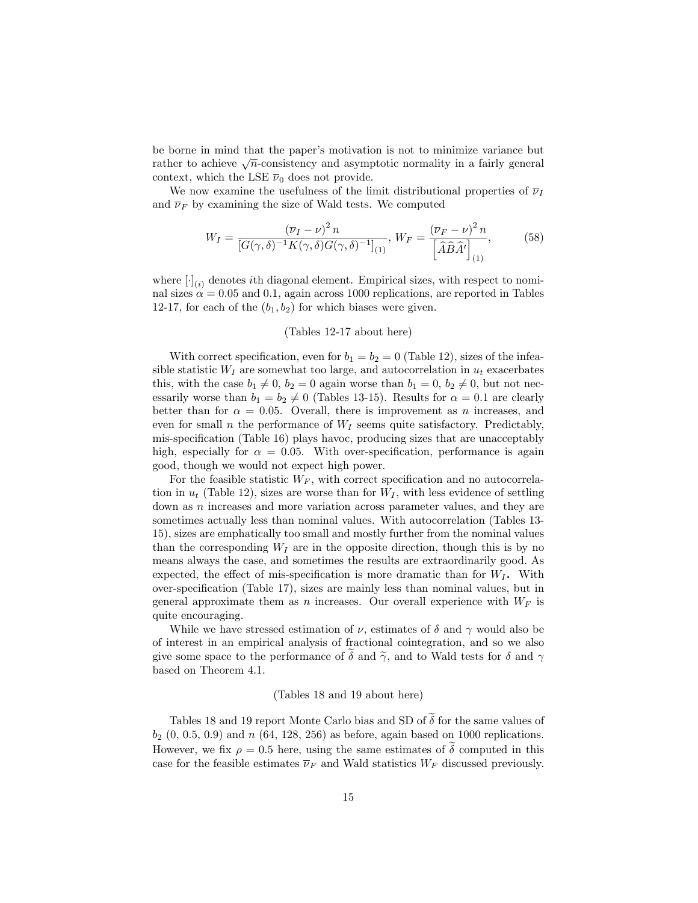be borne in mind that the paper's motivation is not to minimize variance but rather to achieve $\sqrt{n}$-consistency and asymptotic normality in a fairly general context, which the LSE $\overline{\nu}_0$ does not provide.

We now examine the usefulness of the limit distributional properties of $\overline{\nu}_I$ and $\overline{\nu}_F$ by examining the size of Wald tests. We computed

$$W_I = \frac{(\overline{\nu}_I - \nu)^2 n}{\left[G(\gamma,\delta)^{-1}K(\gamma,\delta)G(\gamma,\delta)^{-1}\right]_{(1)}},\; W_F = \frac{(\overline{\nu}_F - \nu)^2 n}{\left[\widehat{A}\widehat{B}\widehat{A}'\right]_{(1)}}, \tag{58}$$

where $[\cdot]_{(i)}$ denotes $i$th diagonal element. Empirical sizes, with respect to nominal sizes $\alpha = 0.05$ and $0.1$, again across 1000 replications, are reported in Tables 12-17, for each of the $(b_1, b_2)$ for which biases were given.

(Tables 12-17 about here)

With correct specification, even for $b_1 = b_2 = 0$ (Table 12), sizes of the infeasible statistic $W_I$ are somewhat too large, and autocorrelation in $u_t$ exacerbates this, with the case $b_1 \neq 0$, $b_2 = 0$ again worse than $b_1 = 0$, $b_2 \neq 0$, but not necessarily worse than $b_1 = b_2 \neq 0$ (Tables 13-15). Results for $\alpha = 0.1$ are clearly better than for $\alpha = 0.05$. Overall, there is improvement as $n$ increases, and even for small $n$ the performance of $W_I$ seems quite satisfactory. Predictably, mis-specification (Table 16) plays havoc, producing sizes that are unacceptably high, especially for $\alpha = 0.05$. With over-specification, performance is again good, though we would not expect high power.

For the feasible statistic $W_F$, with correct specification and no autocorrelation in $u_t$ (Table 12), sizes are worse than for $W_I$, with less evidence of settling down as $n$ increases and more variation across parameter values, and they are sometimes actually less than nominal values. With autocorrelation (Tables 13-15), sizes are emphatically too small and mostly further from the nominal values than the corresponding $W_I$ are in the opposite direction, though this is by no means always the case, and sometimes the results are extraordinarily good. As expected, the effect of mis-specification is more dramatic than for $W_I$. With over-specification (Table 17), sizes are mainly less than nominal values, but in general approximate them as $n$ increases. Our overall experience with $W_F$ is quite encouraging.

While we have stressed estimation of $\nu$, estimates of $\delta$ and $\gamma$ would also be of interest in an empirical analysis of fractional cointegration, and so we also give some space to the performance of $\widetilde{\delta}$ and $\widetilde{\gamma}$, and to Wald tests for $\delta$ and $\gamma$ based on Theorem 4.1.

(Tables 18 and 19 about here)

Tables 18 and 19 report Monte Carlo bias and SD of $\widetilde{\delta}$ for the same values of $b_2$ (0, 0.5, 0.9) and $n$ (64, 128, 256) as before, again based on 1000 replications. However, we fix $\rho = 0.5$ here, using the same estimates of $\widetilde{\delta}$ computed in this case for the feasible estimates $\overline{\nu}_F$ and Wald statistics $W_F$ discussed previously.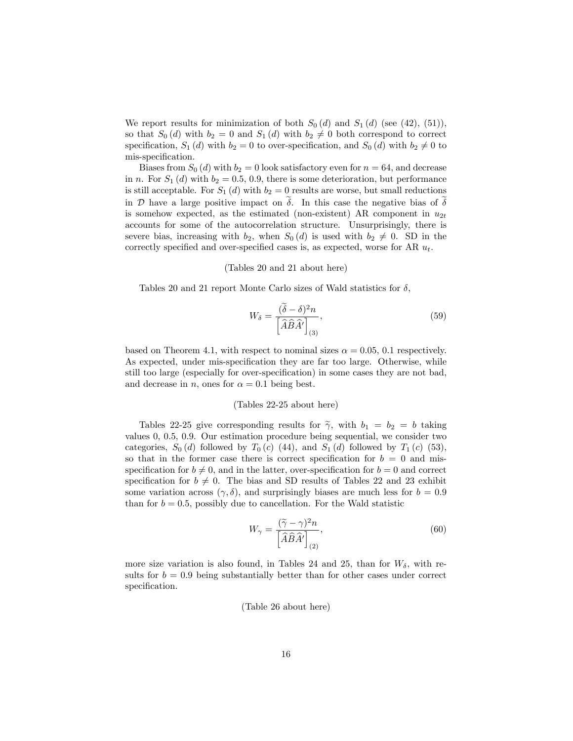We report results for minimization of both $S_0(d)$ and $S_1(d)$ (see (42), (51)), so that $S_0(d)$ with $b_2 = 0$ and $S_1(d)$ with $b_2 \neq 0$ both correspond to correct specification, $S_1(d)$ with $b_2 = 0$ to over-specification, and $S_0(d)$ with $b_2 \neq 0$ to mis-specification.

Biases from $S_0(d)$ with $b_2 = 0$ look satisfactory even for $n = 64$, and decrease in $n$. For $S_1(d)$ with $b_2 = 0.5$, $0.9$, there is some deterioration, but performance is still acceptable. For $S_1(d)$ with $b_2 = 0$ results are worse, but small reductions in $\mathcal{D}$ have a large positive impact on $\widetilde{\delta}$. In this case the negative bias of $\widetilde{\delta}$ is somehow expected, as the estimated (non-existent) AR component in $u_{2t}$ accounts for some of the autocorrelation structure. Unsurprisingly, there is severe bias, increasing with $b_2$, when $S_0(d)$ is used with $b_2 \neq 0$. SD in the correctly specified and over-specified cases is, as expected, worse for AR $u_t$.

(Tables 20 and 21 about here)

Tables 20 and 21 report Monte Carlo sizes of Wald statistics for $\delta$,

$$W_\delta = \frac{(\widetilde{\delta} - \delta)^2 n}{\left[\widehat{A}\widehat{B}\widehat{A}'\right]_{(3)}}, \tag{59}$$

based on Theorem 4.1, with respect to nominal sizes $\alpha = 0.05$, $0.1$ respectively. As expected, under mis-specification they are far too large. Otherwise, while still too large (especially for over-specification) in some cases they are not bad, and decrease in $n$, ones for $\alpha = 0.1$ being best.

(Tables 22-25 about here)

Tables 22-25 give corresponding results for $\widetilde{\gamma}$, with $b_1 = b_2 = b$ taking values 0, 0.5, 0.9. Our estimation procedure being sequential, we consider two categories, $S_0(d)$ followed by $T_0(c)$ (44), and $S_1(d)$ followed by $T_1(c)$ (53), so that in the former case there is correct specification for $b = 0$ and mis-specification for $b \neq 0$, and in the latter, over-specification for $b = 0$ and correct specification for $b \neq 0$. The bias and SD results of Tables 22 and 23 exhibit some variation across $(\gamma, \delta)$, and surprisingly biases are much less for $b = 0.9$ than for $b = 0.5$, possibly due to cancellation. For the Wald statistic

$$W_\gamma = \frac{(\widetilde{\gamma} - \gamma)^2 n}{\left[\widehat{A}\widehat{B}\widehat{A}'\right]_{(2)}}, \tag{60}$$

more size variation is also found, in Tables 24 and 25, than for $W_\delta$, with results for $b = 0.9$ being substantially better than for other cases under correct specification.

(Table 26 about here)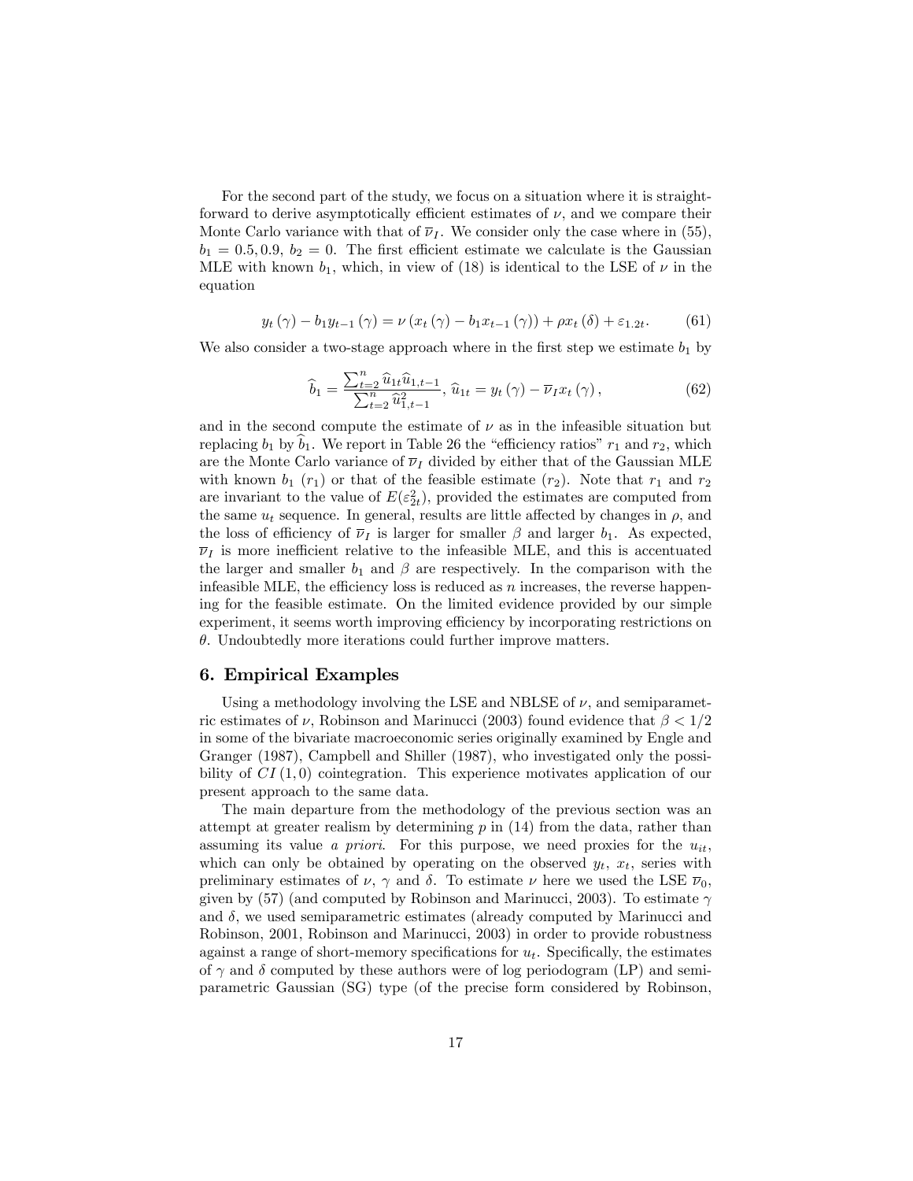For the second part of the study, we focus on a situation where it is straightforward to derive asymptotically efficient estimates of $\nu$, and we compare their Monte Carlo variance with that of $\overline{\nu}_I$. We consider only the case where in (55), $b_1 = 0.5, 0.9,\ b_2 = 0$. The first efficient estimate we calculate is the Gaussian MLE with known $b_1$, which, in view of (18) is identical to the LSE of $\nu$ in the equation

$$y_t(\gamma) - b_1 y_{t-1}(\gamma) = \nu \left( x_t(\gamma) - b_1 x_{t-1}(\gamma) \right) + \rho x_t(\delta) + \varepsilon_{1.2t}. \qquad (61)$$

We also consider a two-stage approach where in the first step we estimate $b_1$ by

$$\widehat{b}_1 = \frac{\sum_{t=2}^{n} \widehat{u}_{1t} \widehat{u}_{1,t-1}}{\sum_{t=2}^{n} \widehat{u}_{1,t-1}^2},\ \widehat{u}_{1t} = y_t(\gamma) - \overline{\nu}_I x_t(\gamma), \qquad (62)$$

and in the second compute the estimate of $\nu$ as in the infeasible situation but replacing $b_1$ by $\widehat{b}_1$. We report in Table 26 the "efficiency ratios" $r_1$ and $r_2$, which are the Monte Carlo variance of $\overline{\nu}_I$ divided by either that of the Gaussian MLE with known $b_1$ ($r_1$) or that of the feasible estimate ($r_2$). Note that $r_1$ and $r_2$ are invariant to the value of $E(\varepsilon_{2t}^2)$, provided the estimates are computed from the same $u_t$ sequence. In general, results are little affected by changes in $\rho$, and the loss of efficiency of $\overline{\nu}_I$ is larger for smaller $\beta$ and larger $b_1$. As expected, $\overline{\nu}_I$ is more inefficient relative to the infeasible MLE, and this is accentuated the larger and smaller $b_1$ and $\beta$ are respectively. In the comparison with the infeasible MLE, the efficiency loss is reduced as $n$ increases, the reverse happening for the feasible estimate. On the limited evidence provided by our simple experiment, it seems worth improving efficiency by incorporating restrictions on $\theta$. Undoubtedly more iterations could further improve matters.

## 6. Empirical Examples

Using a methodology involving the LSE and NBLSE of $\nu$, and semiparametric estimates of $\nu$, Robinson and Marinucci (2003) found evidence that $\beta < 1/2$ in some of the bivariate macroeconomic series originally examined by Engle and Granger (1987), Campbell and Shiller (1987), who investigated only the possibility of $CI(1,0)$ cointegration. This experience motivates application of our present approach to the same data.

The main departure from the methodology of the previous section was an attempt at greater realism by determining $p$ in (14) from the data, rather than assuming its value *a priori*. For this purpose, we need proxies for the $u_{it}$, which can only be obtained by operating on the observed $y_t$, $x_t$, series with preliminary estimates of $\nu$, $\gamma$ and $\delta$. To estimate $\nu$ here we used the LSE $\overline{\nu}_0$, given by (57) (and computed by Robinson and Marinucci, 2003). To estimate $\gamma$ and $\delta$, we used semiparametric estimates (already computed by Marinucci and Robinson, 2001, Robinson and Marinucci, 2003) in order to provide robustness against a range of short-memory specifications for $u_t$. Specifically, the estimates of $\gamma$ and $\delta$ computed by these authors were of log periodogram (LP) and semiparametric Gaussian (SG) type (of the precise form considered by Robinson,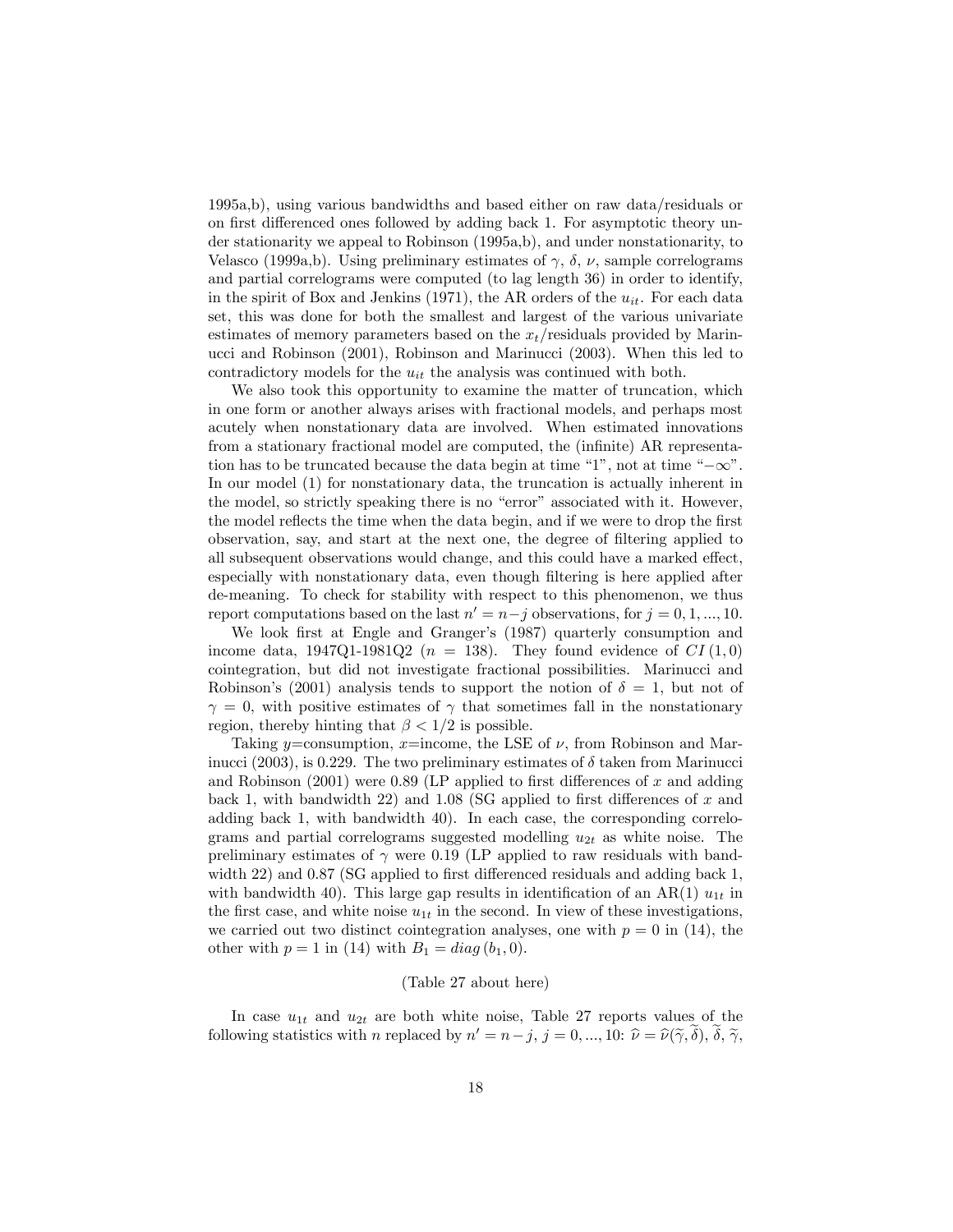1995a,b), using various bandwidths and based either on raw data/residuals or on first differenced ones followed by adding back 1. For asymptotic theory under stationarity we appeal to Robinson (1995a,b), and under nonstationarity, to Velasco (1999a,b). Using preliminary estimates of $\gamma$, $\delta$, $\nu$, sample correlograms and partial correlograms were computed (to lag length 36) in order to identify, in the spirit of Box and Jenkins (1971), the AR orders of the $u_{it}$. For each data set, this was done for both the smallest and largest of the various univariate estimates of memory parameters based on the $x_t$/residuals provided by Marinucci and Robinson (2001), Robinson and Marinucci (2003). When this led to contradictory models for the $u_{it}$ the analysis was continued with both.

We also took this opportunity to examine the matter of truncation, which in one form or another always arises with fractional models, and perhaps most acutely when nonstationary data are involved. When estimated innovations from a stationary fractional model are computed, the (infinite) AR representation has to be truncated because the data begin at time "1", not at time "$-\infty$". In our model (1) for nonstationary data, the truncation is actually inherent in the model, so strictly speaking there is no "error" associated with it. However, the model reflects the time when the data begin, and if we were to drop the first observation, say, and start at the next one, the degree of filtering applied to all subsequent observations would change, and this could have a marked effect, especially with nonstationary data, even though filtering is here applied after de-meaning. To check for stability with respect to this phenomenon, we thus report computations based on the last $n' = n - j$ observations, for $j = 0, 1, ..., 10$.

We look first at Engle and Granger's (1987) quarterly consumption and income data, 1947Q1-1981Q2 ($n = 138$). They found evidence of $CI(1, 0)$ cointegration, but did not investigate fractional possibilities. Marinucci and Robinson's (2001) analysis tends to support the notion of $\delta = 1$, but not of $\gamma = 0$, with positive estimates of $\gamma$ that sometimes fall in the nonstationary region, thereby hinting that $\beta < 1/2$ is possible.

Taking $y$=consumption, $x$=income, the LSE of $\nu$, from Robinson and Marinucci (2003), is 0.229. The two preliminary estimates of $\delta$ taken from Marinucci and Robinson (2001) were 0.89 (LP applied to first differences of $x$ and adding back 1, with bandwidth 22) and 1.08 (SG applied to first differences of $x$ and adding back 1, with bandwidth 40). In each case, the corresponding correlograms and partial correlograms suggested modelling $u_{2t}$ as white noise. The preliminary estimates of $\gamma$ were 0.19 (LP applied to raw residuals with bandwidth 22) and 0.87 (SG applied to first differenced residuals and adding back 1, with bandwidth 40). This large gap results in identification of an AR(1) $u_{1t}$ in the first case, and white noise $u_{1t}$ in the second. In view of these investigations, we carried out two distinct cointegration analyses, one with $p = 0$ in (14), the other with $p = 1$ in (14) with $B_1 = diag(b_1, 0)$.

(Table 27 about here)

In case $u_{1t}$ and $u_{2t}$ are both white noise, Table 27 reports values of the following statistics with $n$ replaced by $n' = n - j$, $j = 0, ..., 10$: $\widehat{\nu} = \widehat{\nu}(\widetilde{\gamma}, \widetilde{\delta})$, $\widetilde{\delta}$, $\widetilde{\gamma}$,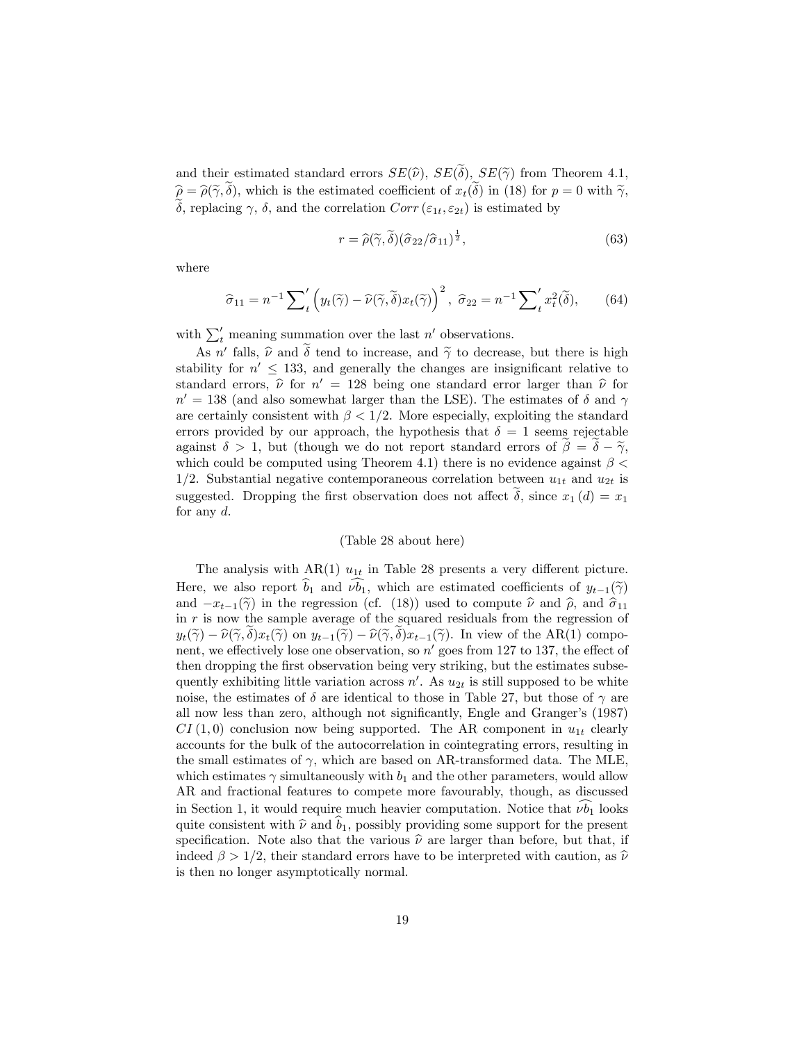and their estimated standard errors $SE(\widehat{\nu})$, $SE(\widetilde{\delta})$, $SE(\widetilde{\gamma})$ from Theorem 4.1, $\widehat{\rho} = \widehat{\rho}(\widetilde{\gamma}, \widetilde{\delta})$, which is the estimated coefficient of $x_t(\widetilde{\delta})$ in (18) for $p = 0$ with $\widetilde{\gamma}$, $\widetilde{\delta}$, replacing $\gamma$, $\delta$, and the correlation $Corr\,(\varepsilon_{1t}, \varepsilon_{2t})$ is estimated by

$$r = \widehat{\rho}(\widetilde{\gamma}, \widetilde{\delta})(\widehat{\sigma}_{22}/\widehat{\sigma}_{11})^{\frac{1}{2}}, \tag{63}$$

where

$$\widehat{\sigma}_{11} = n^{-1} \sum\nolimits_t^{\prime} \left( y_t(\widetilde{\gamma}) - \widehat{\nu}(\widetilde{\gamma}, \widetilde{\delta}) x_t(\widetilde{\gamma}) \right)^2, \; \widehat{\sigma}_{22} = n^{-1} \sum\nolimits_t^{\prime} x_t^2(\widetilde{\delta}), \tag{64}$$

with $\sum_t^{\prime}$ meaning summation over the last $n'$ observations.

As $n'$ falls, $\widehat{\nu}$ and $\widetilde{\delta}$ tend to increase, and $\widetilde{\gamma}$ to decrease, but there is high stability for $n' \leq 133$, and generally the changes are insignificant relative to standard errors, $\widehat{\nu}$ for $n' = 128$ being one standard error larger than $\widehat{\nu}$ for $n' = 138$ (and also somewhat larger than the LSE). The estimates of $\delta$ and $\gamma$ are certainly consistent with $\beta < 1/2$. More especially, exploiting the standard errors provided by our approach, the hypothesis that $\delta = 1$ seems rejectable against $\delta > 1$, but (though we do not report standard errors of $\widetilde{\beta} = \widetilde{\delta} - \widetilde{\gamma}$, which could be computed using Theorem 4.1) there is no evidence against $\beta < 1/2$. Substantial negative contemporaneous correlation between $u_{1t}$ and $u_{2t}$ is suggested. Dropping the first observation does not affect $\widetilde{\delta}$, since $x_1\,(d) = x_1$ for any $d$.

(Table 28 about here)

The analysis with AR(1) $u_{1t}$ in Table 28 presents a very different picture. Here, we also report $\widehat{b}_1$ and $\widehat{\nu b_1}$, which are estimated coefficients of $y_{t-1}(\widetilde{\gamma})$ and $-x_{t-1}(\widetilde{\gamma})$ in the regression (cf. (18)) used to compute $\widehat{\nu}$ and $\widehat{\rho}$, and $\widehat{\sigma}_{11}$ in $r$ is now the sample average of the squared residuals from the regression of $y_t(\widetilde{\gamma}) - \widehat{\nu}(\widetilde{\gamma}, \widetilde{\delta}) x_t(\widetilde{\gamma})$ on $y_{t-1}(\widetilde{\gamma}) - \widehat{\nu}(\widetilde{\gamma}, \widetilde{\delta}) x_{t-1}(\widetilde{\gamma})$. In view of the AR(1) component, we effectively lose one observation, so $n'$ goes from 127 to 137, the effect of then dropping the first observation being very striking, but the estimates subsequently exhibiting little variation across $n'$. As $u_{2t}$ is still supposed to be white noise, the estimates of $\delta$ are identical to those in Table 27, but those of $\gamma$ are all now less than zero, although not significantly, Engle and Granger's (1987) $CI\,(1, 0)$ conclusion now being supported. The AR component in $u_{1t}$ clearly accounts for the bulk of the autocorrelation in cointegrating errors, resulting in the small estimates of $\gamma$, which are based on AR-transformed data. The MLE, which estimates $\gamma$ simultaneously with $b_1$ and the other parameters, would allow AR and fractional features to compete more favourably, though, as discussed in Section 1, it would require much heavier computation. Notice that $\widehat{\nu b_1}$ looks quite consistent with $\widehat{\nu}$ and $\widehat{b}_1$, possibly providing some support for the present specification. Note also that the various $\widehat{\nu}$ are larger than before, but that, if indeed $\beta > 1/2$, their standard errors have to be interpreted with caution, as $\widehat{\nu}$ is then no longer asymptotically normal.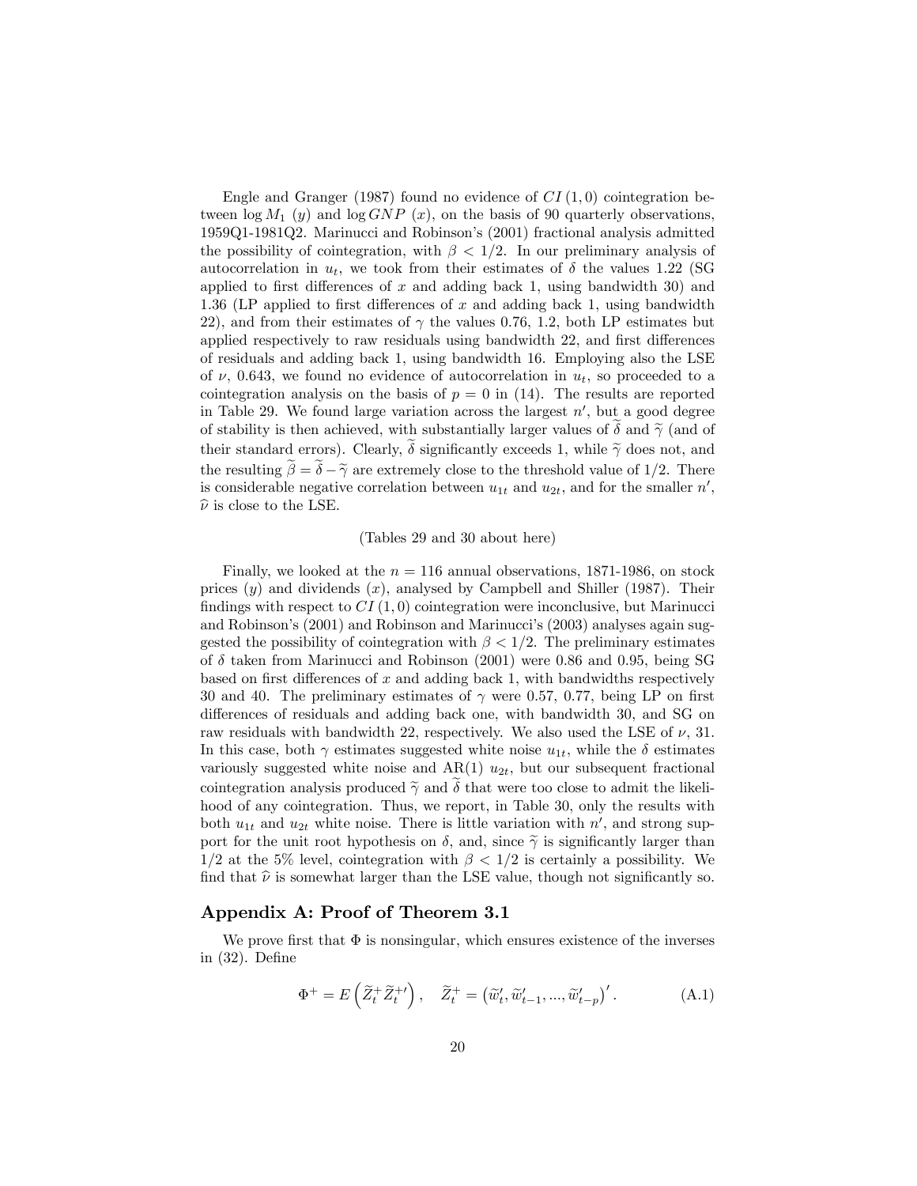Engle and Granger (1987) found no evidence of $CI(1,0)$ cointegration between $\log M_1$ ($y$) and $\log GNP$ ($x$), on the basis of 90 quarterly observations, 1959Q1-1981Q2. Marinucci and Robinson's (2001) fractional analysis admitted the possibility of cointegration, with $\beta < 1/2$. In our preliminary analysis of autocorrelation in $u_t$, we took from their estimates of $\delta$ the values 1.22 (SG applied to first differences of $x$ and adding back 1, using bandwidth 30) and 1.36 (LP applied to first differences of $x$ and adding back 1, using bandwidth 22), and from their estimates of $\gamma$ the values 0.76, 1.2, both LP estimates but applied respectively to raw residuals using bandwidth 22, and first differences of residuals and adding back 1, using bandwidth 16. Employing also the LSE of $\nu$, 0.643, we found no evidence of autocorrelation in $u_t$, so proceeded to a cointegration analysis on the basis of $p = 0$ in (14). The results are reported in Table 29. We found large variation across the largest $n'$, but a good degree of stability is then achieved, with substantially larger values of $\widetilde{\delta}$ and $\widetilde{\gamma}$ (and of their standard errors). Clearly, $\widetilde{\delta}$ significantly exceeds 1, while $\widetilde{\gamma}$ does not, and the resulting $\widetilde{\beta} = \widetilde{\delta} - \widetilde{\gamma}$ are extremely close to the threshold value of $1/2$. There is considerable negative correlation between $u_{1t}$ and $u_{2t}$, and for the smaller $n'$, $\widehat{\nu}$ is close to the LSE.

(Tables 29 and 30 about here)

Finally, we looked at the $n = 116$ annual observations, 1871-1986, on stock prices ($y$) and dividends ($x$), analysed by Campbell and Shiller (1987). Their findings with respect to $CI(1,0)$ cointegration were inconclusive, but Marinucci and Robinson's (2001) and Robinson and Marinucci's (2003) analyses again suggested the possibility of cointegration with $\beta < 1/2$. The preliminary estimates of $\delta$ taken from Marinucci and Robinson (2001) were 0.86 and 0.95, being SG based on first differences of $x$ and adding back 1, with bandwidths respectively 30 and 40. The preliminary estimates of $\gamma$ were 0.57, 0.77, being LP on first differences of residuals and adding back one, with bandwidth 30, and SG on raw residuals with bandwidth 22, respectively. We also used the LSE of $\nu$, 31. In this case, both $\gamma$ estimates suggested white noise $u_{1t}$, while the $\delta$ estimates variously suggested white noise and AR(1) $u_{2t}$, but our subsequent fractional cointegration analysis produced $\widetilde{\gamma}$ and $\widetilde{\delta}$ that were too close to admit the likelihood of any cointegration. Thus, we report, in Table 30, only the results with both $u_{1t}$ and $u_{2t}$ white noise. There is little variation with $n'$, and strong support for the unit root hypothesis on $\delta$, and, since $\widetilde{\gamma}$ is significantly larger than $1/2$ at the 5% level, cointegration with $\beta < 1/2$ is certainly a possibility. We find that $\widehat{\nu}$ is somewhat larger than the LSE value, though not significantly so.

## Appendix A: Proof of Theorem 3.1

We prove first that $\Phi$ is nonsingular, which ensures existence of the inverses in (32). Define

$$\Phi^+ = E\left(\widetilde{Z}_t^+ \widetilde{Z}_t^{+\prime}\right), \quad \widetilde{Z}_t^+ = \left(\widetilde{w}_t', \widetilde{w}_{t-1}', ..., \widetilde{w}_{t-p}'\right)'. \tag{A.1}$$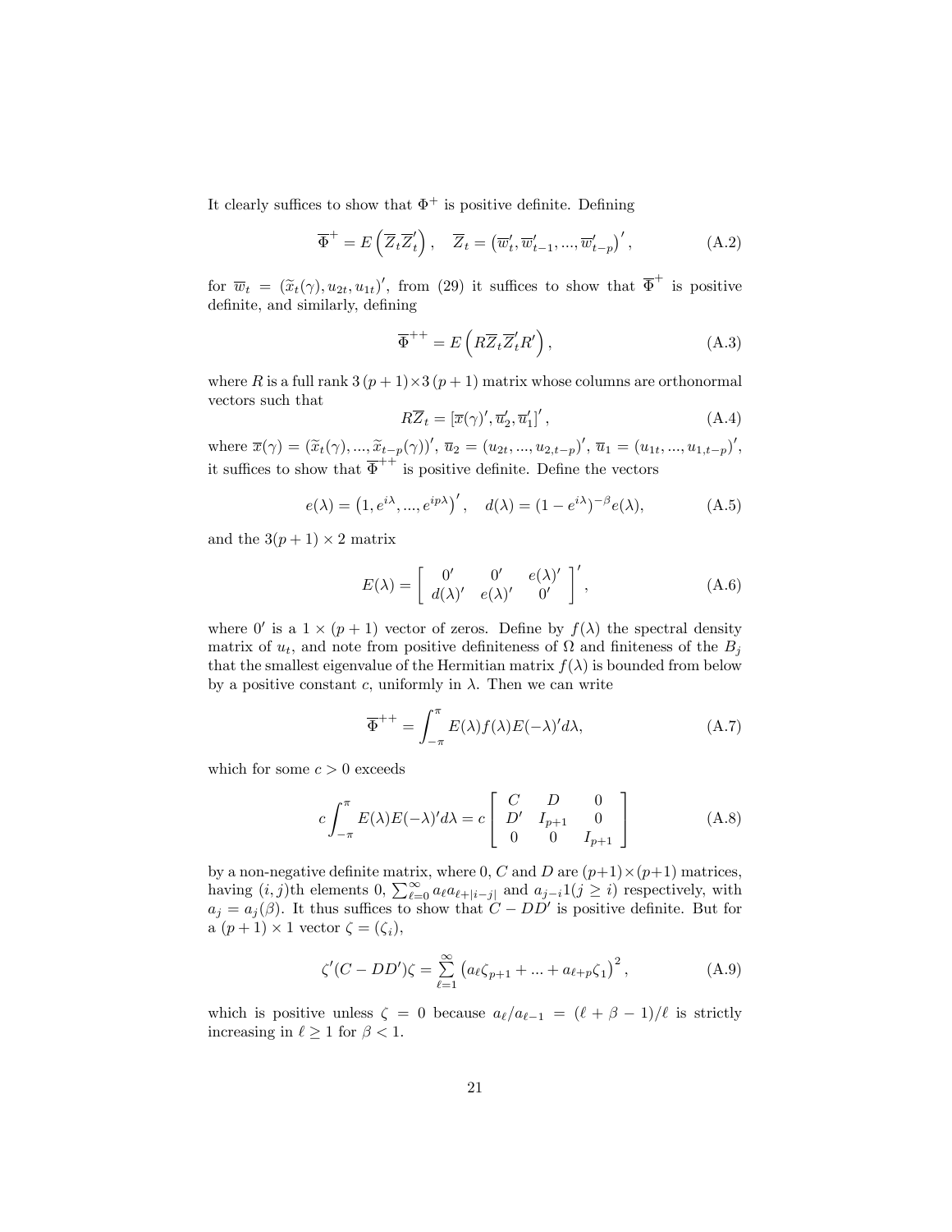It clearly suffices to show that $\Phi^+$ is positive definite. Defining

$$\overline{\Phi}^+ = E\left(\overline{Z}_t \overline{Z}_t'\right), \quad \overline{Z}_t = \left(\overline{w}_t', \overline{w}_{t-1}', ..., \overline{w}_{t-p}'\right)', \tag{A.2}$$

for $\overline{w}_t = (\widetilde{x}_t(\gamma), u_{2t}, u_{1t})'$, from (29) it suffices to show that $\overline{\Phi}^+$ is positive definite, and similarly, defining

$$\overline{\Phi}^{++} = E\left(R\overline{Z}_t \overline{Z}_t' R'\right), \tag{A.3}$$

where $R$ is a full rank $3(p+1)\times 3(p+1)$ matrix whose columns are orthonormal vectors such that

$$R\overline{Z}_t = \left[\overline{x}(\gamma)', \overline{u}_2', \overline{u}_1'\right]', \tag{A.4}$$

where $\overline{x}(\gamma) = (\widetilde{x}_t(\gamma), ..., \widetilde{x}_{t-p}(\gamma))'$, $\overline{u}_2 = (u_{2t}, ..., u_{2,t-p})'$, $\overline{u}_1 = (u_{1t}, ..., u_{1,t-p})'$, it suffices to show that $\overline{\Phi}^{++}$ is positive definite. Define the vectors

$$e(\lambda) = \left(1, e^{i\lambda}, ..., e^{ip\lambda}\right)', \quad d(\lambda) = (1 - e^{i\lambda})^{-\beta} e(\lambda), \tag{A.5}$$

and the $3(p+1)\times 2$ matrix

$$E(\lambda) = \begin{bmatrix} 0' & 0' & e(\lambda)' \\ d(\lambda)' & e(\lambda)' & 0' \end{bmatrix}', \tag{A.6}$$

where $0'$ is a $1\times(p+1)$ vector of zeros. Define by $f(\lambda)$ the spectral density matrix of $u_t$, and note from positive definiteness of $\Omega$ and finiteness of the $B_j$ that the smallest eigenvalue of the Hermitian matrix $f(\lambda)$ is bounded from below by a positive constant $c$, uniformly in $\lambda$. Then we can write

$$\overline{\Phi}^{++} = \int_{-\pi}^{\pi} E(\lambda) f(\lambda) E(-\lambda)' d\lambda, \tag{A.7}$$

which for some $c > 0$ exceeds

$$c\int_{-\pi}^{\pi} E(\lambda)E(-\lambda)'d\lambda = c\begin{bmatrix} C & D & 0 \\ D' & I_{p+1} & 0 \\ 0 & 0 & I_{p+1} \end{bmatrix} \tag{A.8}$$

by a non-negative definite matrix, where $0$, $C$ and $D$ are $(p+1)\times(p+1)$ matrices, having $(i,j)$th elements $0$, $\sum_{\ell=0}^{\infty} a_\ell a_{\ell+|i-j|}$ and $a_{j-i}1(j \geq i)$ respectively, with $a_j = a_j(\beta)$. It thus suffices to show that $C - DD'$ is positive definite. But for a $(p+1)\times 1$ vector $\zeta = (\zeta_i)$,

$$\zeta'(C - DD')\zeta = \sum_{\ell=1}^{\infty}\left(a_\ell \zeta_{p+1} + ... + a_{\ell+p}\zeta_1\right)^2, \tag{A.9}$$

which is positive unless $\zeta = 0$ because $a_\ell / a_{\ell-1} = (\ell + \beta - 1)/\ell$ is strictly increasing in $\ell \geq 1$ for $\beta < 1$.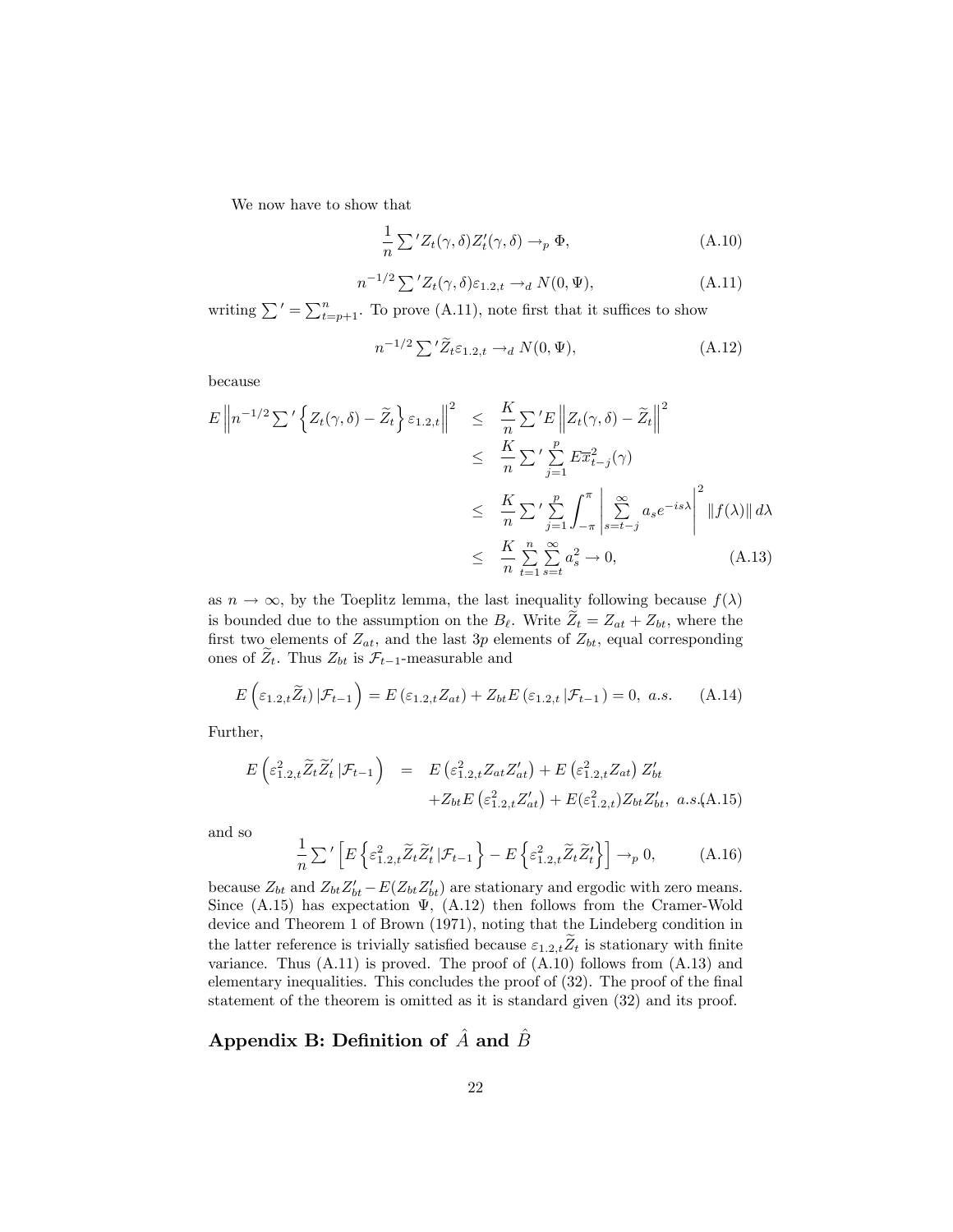We now have to show that

$$\frac{1}{n}\sum{}' Z_t(\gamma,\delta)Z_t'(\gamma,\delta) \to_p \Phi, \tag{A.10}$$

$$n^{-1/2}\sum{}' Z_t(\gamma,\delta)\varepsilon_{1.2,t} \to_d N(0,\Psi), \tag{A.11}$$

writing $\sum{}' = \sum_{t=p+1}^{n}$. To prove (A.11), note first that it suffices to show

$$n^{-1/2}\sum{}' \widetilde{Z}_t\varepsilon_{1.2,t} \to_d N(0,\Psi), \tag{A.12}$$

because

$$\begin{aligned}
E\left\| n^{-1/2}\sum{}'\left\{Z_t(\gamma,\delta)-\widetilde{Z}_t\right\}\varepsilon_{1.2,t}\right\|^2 &\le \frac{K}{n}\sum{}' E\left\|Z_t(\gamma,\delta)-\widetilde{Z}_t\right\|^2 \\
&\le \frac{K}{n}\sum{}'\sum_{j=1}^{p} E\overline{x}_{t-j}^2(\gamma) \\
&\le \frac{K}{n}\sum{}'\sum_{j=1}^{p}\int_{-\pi}^{\pi}\left|\sum_{s=t-j}^{\infty} a_s e^{-is\lambda}\right|^2 \|f(\lambda)\|\, d\lambda \\
&\le \frac{K}{n}\sum_{t=1}^{n}\sum_{s=t}^{\infty} a_s^2 \to 0,
\end{aligned} \tag{A.13}$$

as $n\to\infty$, by the Toeplitz lemma, the last inequality following because $f(\lambda)$ is bounded due to the assumption on the $B_\ell$. Write $\widetilde{Z}_t = Z_{at}+Z_{bt}$, where the first two elements of $Z_{at}$, and the last $3p$ elements of $Z_{bt}$, equal corresponding ones of $\widetilde{Z}_t$. Thus $Z_{bt}$ is $\mathcal{F}_{t-1}$-measurable and

$$E\left(\varepsilon_{1.2,t}\widetilde{Z}_t)\,|\mathcal{F}_{t-1}\right) = E\left(\varepsilon_{1.2,t}Z_{at}\right) + Z_{bt}E\left(\varepsilon_{1.2,t}\,|\mathcal{F}_{t-1}\right) = 0, \ a.s. \tag{A.14}$$

Further,

$$\begin{aligned}
E\left(\varepsilon_{1.2,t}^2\widetilde{Z}_t\widetilde{Z}_t'\,|\mathcal{F}_{t-1}\right) &= E\left(\varepsilon_{1.2,t}^2 Z_{at}Z_{at}'\right) + E\left(\varepsilon_{1.2,t}^2 Z_{at}\right)Z_{bt}' \\
&\quad + Z_{bt}E\left(\varepsilon_{1.2,t}^2 Z_{at}'\right) + E(\varepsilon_{1.2,t}^2)Z_{bt}Z_{bt}', \ a.s.
\end{aligned} \tag{A.15}$$

and so

$$\frac{1}{n}\sum{}'\left[E\left\{\varepsilon_{1.2,t}^2\widetilde{Z}_t\widetilde{Z}_t'\,|\mathcal{F}_{t-1}\right\} - E\left\{\varepsilon_{1.2,t}^2\widetilde{Z}_t\widetilde{Z}_t'\right\}\right] \to_p 0, \tag{A.16}$$

because $Z_{bt}$ and $Z_{bt}Z_{bt}' - E(Z_{bt}Z_{bt}')$ are stationary and ergodic with zero means. Since (A.15) has expectation $\Psi$, (A.12) then follows from the Cramer-Wold device and Theorem 1 of Brown (1971), noting that the Lindeberg condition in the latter reference is trivially satisfied because $\varepsilon_{1.2,t}\widetilde{Z}_t$ is stationary with finite variance. Thus (A.11) is proved. The proof of (A.10) follows from (A.13) and elementary inequalities. This concludes the proof of (32). The proof of the final statement of the theorem is omitted as it is standard given (32) and its proof.

## Appendix B: Definition of $\hat{A}$ and $\hat{B}$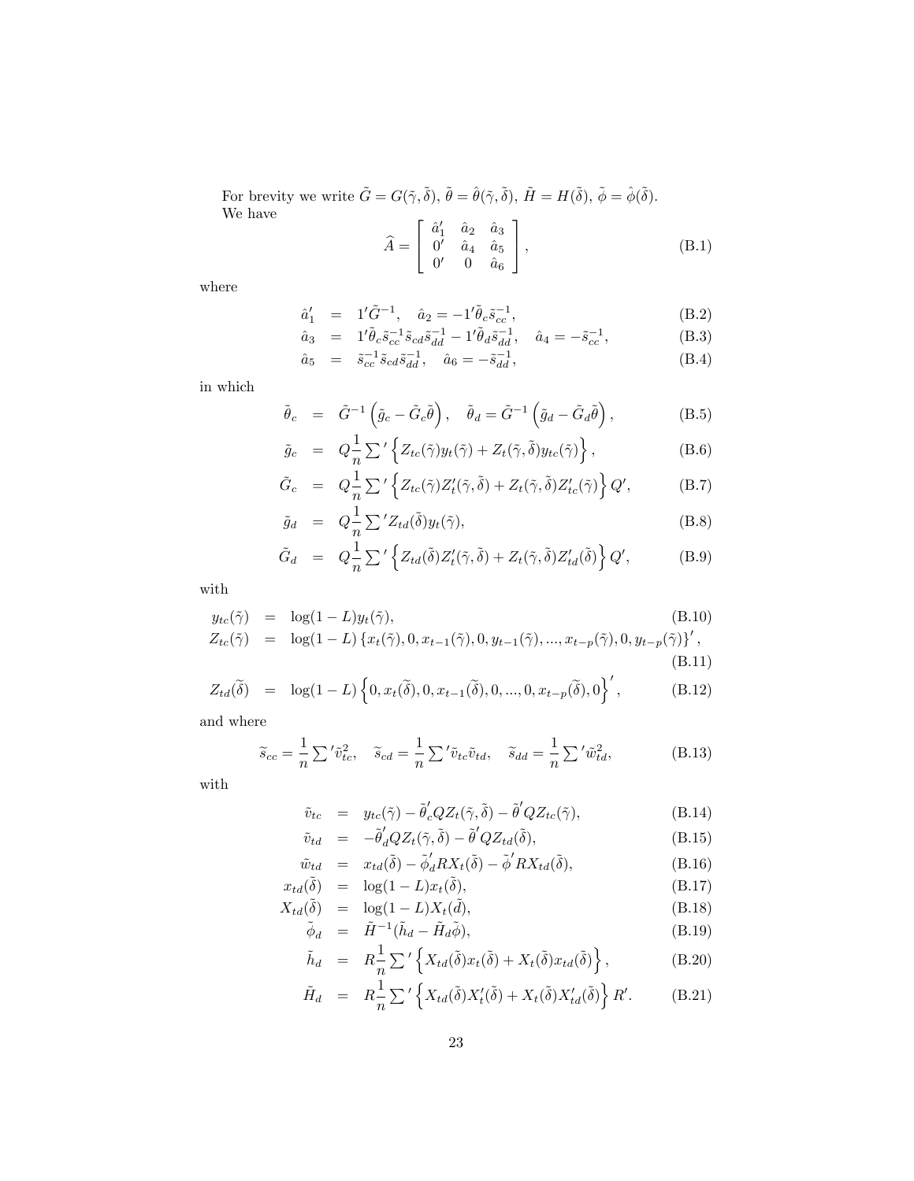For brevity we write $\tilde{G} = G(\tilde{\gamma}, \tilde{\delta})$, $\tilde{\theta} = \hat{\theta}(\tilde{\gamma}, \tilde{\delta})$, $\tilde{H} = H(\tilde{\delta})$, $\tilde{\phi} = \hat{\phi}(\tilde{\delta})$.

We have

$$\widehat{A} = \begin{bmatrix} \hat{a}_1' & \hat{a}_2 & \hat{a}_3 \\ 0' & \hat{a}_4 & \hat{a}_5 \\ 0' & 0 & \hat{a}_6 \end{bmatrix}, \tag{B.1}$$

where

$$\hat{a}_1' = 1'\tilde{G}^{-1}, \quad \hat{a}_2 = -1'\tilde{\theta}_c \tilde{s}_{cc}^{-1}, \tag{B.2}$$

$$\hat{a}_3 = 1'\tilde{\theta}_c \tilde{s}_{cc}^{-1} \tilde{s}_{cd} \tilde{s}_{dd}^{-1} - 1'\tilde{\theta}_d \tilde{s}_{dd}^{-1}, \quad \hat{a}_4 = -\tilde{s}_{cc}^{-1}, \tag{B.3}$$

$$\hat{a}_5 = \tilde{s}_{cc}^{-1} \tilde{s}_{cd} \tilde{s}_{dd}^{-1}, \quad \hat{a}_6 = -\tilde{s}_{dd}^{-1}, \tag{B.4}$$

in which

$$\tilde{\theta}_c = \tilde{G}^{-1}\left(\tilde{g}_c - \tilde{G}_c \tilde{\theta}\right), \quad \tilde{\theta}_d = \tilde{G}^{-1}\left(\tilde{g}_d - \tilde{G}_d \tilde{\theta}\right), \tag{B.5}$$

$$\tilde{g}_c = Q\frac{1}{n}{\sum}'\left\{Z_{tc}(\tilde{\gamma})y_t(\tilde{\gamma}) + Z_t(\tilde{\gamma}, \tilde{\delta})y_{tc}(\tilde{\gamma})\right\}, \tag{B.6}$$

$$\tilde{G}_c = Q\frac{1}{n}{\sum}'\left\{Z_{tc}(\tilde{\gamma})Z_t'(\tilde{\gamma}, \tilde{\delta}) + Z_t(\tilde{\gamma}, \tilde{\delta})Z_{tc}'(\tilde{\gamma})\right\}Q', \tag{B.7}$$

$$\tilde{g}_d = Q\frac{1}{n}{\sum}' Z_{td}(\tilde{\delta})y_t(\tilde{\gamma}), \tag{B.8}$$

$$\tilde{G}_d = Q\frac{1}{n}{\sum}'\left\{Z_{td}(\tilde{\delta})Z_t'(\tilde{\gamma}, \tilde{\delta}) + Z_t(\tilde{\gamma}, \tilde{\delta})Z_{td}'(\tilde{\delta})\right\}Q', \tag{B.9}$$

with

$$y_{tc}(\tilde{\gamma}) = \log(1-L)y_t(\tilde{\gamma}), \tag{B.10}$$

$$Z_{tc}(\tilde{\gamma}) = \log(1-L)\left\{x_t(\tilde{\gamma}), 0, x_{t-1}(\tilde{\gamma}), 0, y_{t-1}(\tilde{\gamma}), ..., x_{t-p}(\tilde{\gamma}), 0, y_{t-p}(\tilde{\gamma})\right\}', \tag{B.11}$$

$$Z_{td}(\widetilde{\delta}) = \log(1-L)\left\{0, x_t(\widetilde{\delta}), 0, x_{t-1}(\widetilde{\delta}), 0, ..., 0, x_{t-p}(\widetilde{\delta}), 0\right\}', \tag{B.12}$$

and where

$$\widetilde{s}_{cc} = \frac{1}{n}{\sum}'\tilde{v}_{tc}^2, \quad \widetilde{s}_{cd} = \frac{1}{n}{\sum}'\tilde{v}_{tc}\tilde{v}_{td}, \quad \widetilde{s}_{dd} = \frac{1}{n}{\sum}'\tilde{w}_{td}^2, \tag{B.13}$$

with

$$\tilde{v}_{tc} = y_{tc}(\tilde{\gamma}) - \tilde{\theta}_c' Q Z_t(\tilde{\gamma}, \tilde{\delta}) - \tilde{\theta}' Q Z_{tc}(\tilde{\gamma}), \tag{B.14}$$

$$\tilde{v}_{td} = -\tilde{\theta}_d' Q Z_t(\tilde{\gamma}, \tilde{\delta}) - \tilde{\theta}' Q Z_{td}(\tilde{\delta}), \tag{B.15}$$

$$\tilde{w}_{td} = x_{td}(\tilde{\delta}) - \tilde{\phi}_d' R X_t(\tilde{\delta}) - \tilde{\phi}' R X_{td}(\tilde{\delta}), \tag{B.16}$$

$$x_{td}(\tilde{\delta}) = \log(1-L)x_t(\tilde{\delta}), \tag{B.17}$$

$$X_{td}(\tilde{\delta}) = \log(1-L)X_t(\tilde{d}), \tag{B.18}$$

$$\tilde{\phi}_d = \tilde{H}^{-1}(\tilde{h}_d - \tilde{H}_d \tilde{\phi}), \tag{B.19}$$

$$\tilde{h}_d = R\frac{1}{n}{\sum}'\left\{X_{td}(\tilde{\delta})x_t(\tilde{\delta}) + X_t(\tilde{\delta})x_{td}(\tilde{\delta})\right\}, \tag{B.20}$$

$$\tilde{H}_d = R\frac{1}{n}{\sum}'\left\{X_{td}(\tilde{\delta})X_t'(\tilde{\delta}) + X_t(\tilde{\delta})X_{td}'(\tilde{\delta})\right\}R'. \tag{B.21}$$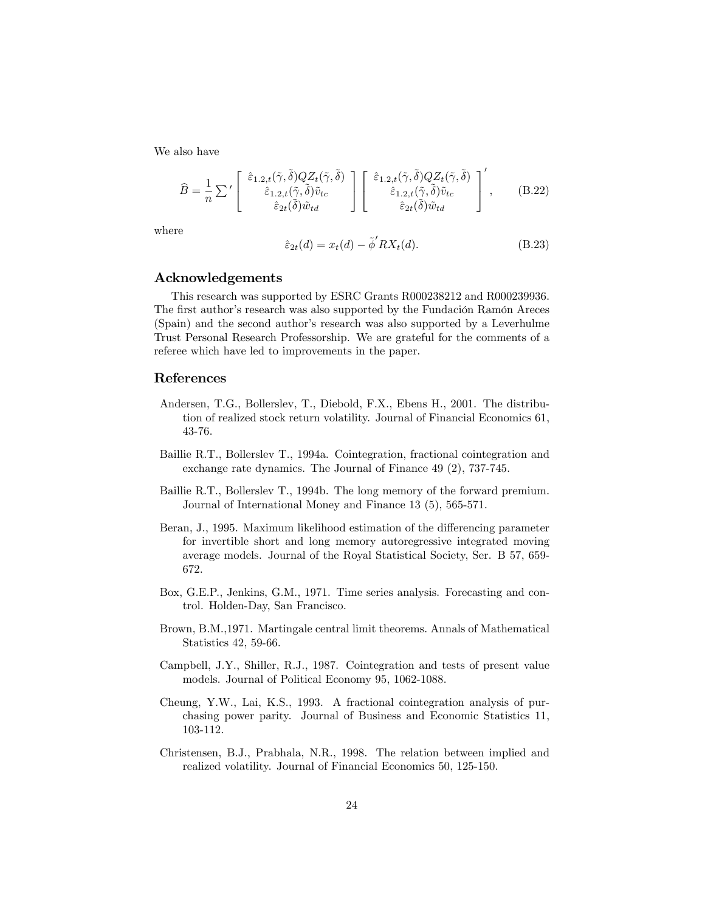We also have

$$\widehat{B} = \frac{1}{n} \sum{}' \left[ \begin{array}{c} \hat{\varepsilon}_{1.2,t}(\tilde{\gamma}, \tilde{\delta}) Q Z_t(\tilde{\gamma}, \tilde{\delta}) \\ \hat{\varepsilon}_{1.2,t}(\tilde{\gamma}, \tilde{\delta}) \tilde{v}_{tc} \\ \hat{\varepsilon}_{2t}(\tilde{\delta}) \tilde{w}_{td} \end{array} \right] \left[ \begin{array}{c} \hat{\varepsilon}_{1.2,t}(\tilde{\gamma}, \tilde{\delta}) Q Z_t(\tilde{\gamma}, \tilde{\delta}) \\ \hat{\varepsilon}_{1.2,t}(\tilde{\gamma}, \tilde{\delta}) \tilde{v}_{tc} \\ \hat{\varepsilon}_{2t}(\tilde{\delta}) \tilde{w}_{td} \end{array} \right]', \tag{B.22}$$

where

$$\hat{\varepsilon}_{2t}(d) = x_t(d) - \tilde{\phi}' R X_t(d). \tag{B.23}$$

## Acknowledgements

This research was supported by ESRC Grants R000238212 and R000239936. The first author's research was also supported by the Fundación Ramón Areces (Spain) and the second author's research was also supported by a Leverhulme Trust Personal Research Professorship. We are grateful for the comments of a referee which have led to improvements in the paper.

## References

Andersen, T.G., Bollerslev, T., Diebold, F.X., Ebens H., 2001. The distribution of realized stock return volatility. Journal of Financial Economics 61, 43-76.

Baillie R.T., Bollerslev T., 1994a. Cointegration, fractional cointegration and exchange rate dynamics. The Journal of Finance 49 (2), 737-745.

Baillie R.T., Bollerslev T., 1994b. The long memory of the forward premium. Journal of International Money and Finance 13 (5), 565-571.

Beran, J., 1995. Maximum likelihood estimation of the differencing parameter for invertible short and long memory autoregressive integrated moving average models. Journal of the Royal Statistical Society, Ser. B 57, 659-672.

Box, G.E.P., Jenkins, G.M., 1971. Time series analysis. Forecasting and control. Holden-Day, San Francisco.

Brown, B.M.,1971. Martingale central limit theorems. Annals of Mathematical Statistics 42, 59-66.

Campbell, J.Y., Shiller, R.J., 1987. Cointegration and tests of present value models. Journal of Political Economy 95, 1062-1088.

Cheung, Y.W., Lai, K.S., 1993. A fractional cointegration analysis of purchasing power parity. Journal of Business and Economic Statistics 11, 103-112.

Christensen, B.J., Prabhala, N.R., 1998. The relation between implied and realized volatility. Journal of Financial Economics 50, 125-150.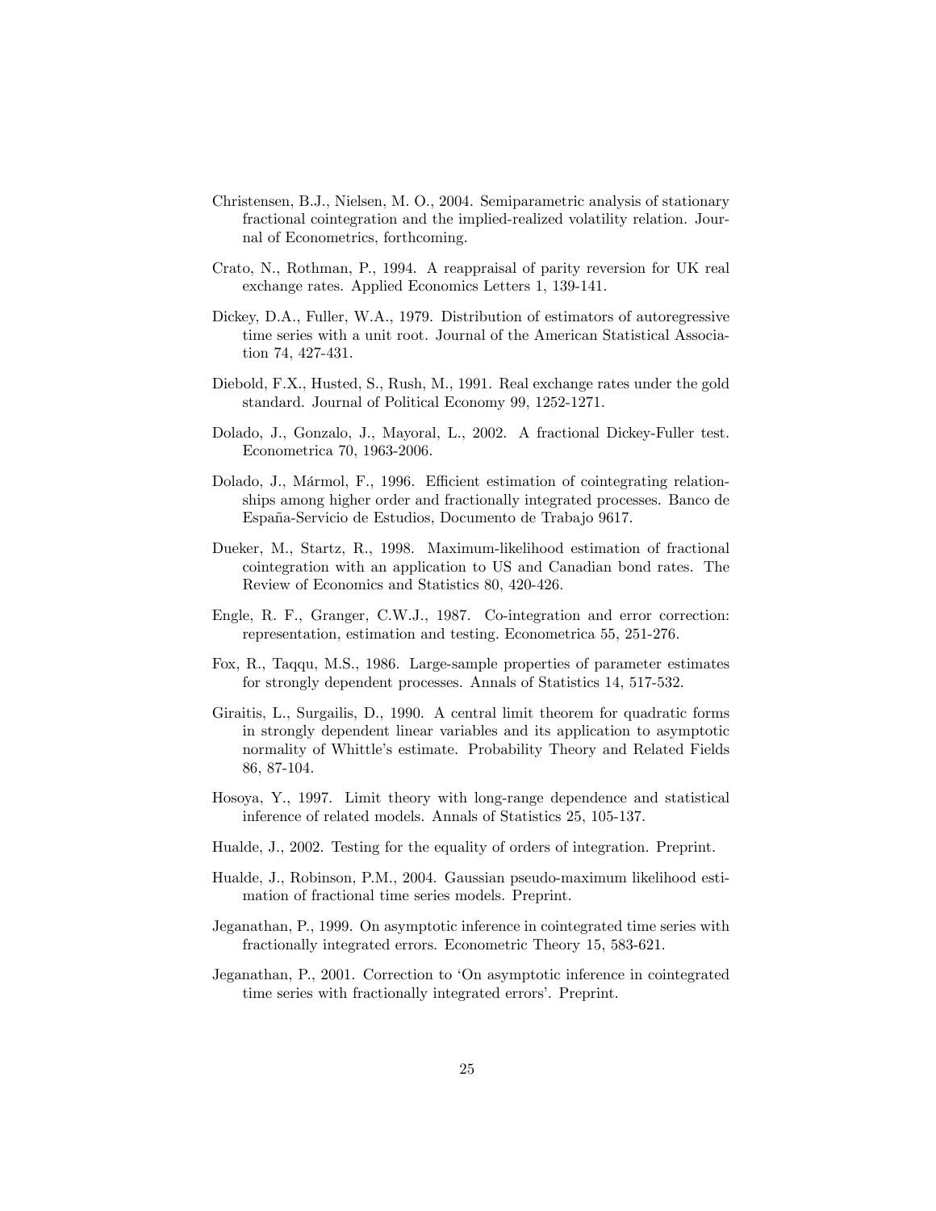Christensen, B.J., Nielsen, M. O., 2004. Semiparametric analysis of stationary fractional cointegration and the implied-realized volatility relation. Journal of Econometrics, forthcoming.

Crato, N., Rothman, P., 1994. A reappraisal of parity reversion for UK real exchange rates. Applied Economics Letters 1, 139-141.

Dickey, D.A., Fuller, W.A., 1979. Distribution of estimators of autoregressive time series with a unit root. Journal of the American Statistical Association 74, 427-431.

Diebold, F.X., Husted, S., Rush, M., 1991. Real exchange rates under the gold standard. Journal of Political Economy 99, 1252-1271.

Dolado, J., Gonzalo, J., Mayoral, L., 2002. A fractional Dickey-Fuller test. Econometrica 70, 1963-2006.

Dolado, J., Mármol, F., 1996. Efficient estimation of cointegrating relationships among higher order and fractionally integrated processes. Banco de España-Servicio de Estudios, Documento de Trabajo 9617.

Dueker, M., Startz, R., 1998. Maximum-likelihood estimation of fractional cointegration with an application to US and Canadian bond rates. The Review of Economics and Statistics 80, 420-426.

Engle, R. F., Granger, C.W.J., 1987. Co-integration and error correction: representation, estimation and testing. Econometrica 55, 251-276.

Fox, R., Taqqu, M.S., 1986. Large-sample properties of parameter estimates for strongly dependent processes. Annals of Statistics 14, 517-532.

Giraitis, L., Surgailis, D., 1990. A central limit theorem for quadratic forms in strongly dependent linear variables and its application to asymptotic normality of Whittle's estimate. Probability Theory and Related Fields 86, 87-104.

Hosoya, Y., 1997. Limit theory with long-range dependence and statistical inference of related models. Annals of Statistics 25, 105-137.

Hualde, J., 2002. Testing for the equality of orders of integration. Preprint.

Hualde, J., Robinson, P.M., 2004. Gaussian pseudo-maximum likelihood estimation of fractional time series models. Preprint.

Jeganathan, P., 1999. On asymptotic inference in cointegrated time series with fractionally integrated errors. Econometric Theory 15, 583-621.

Jeganathan, P., 2001. Correction to 'On asymptotic inference in cointegrated time series with fractionally integrated errors'. Preprint.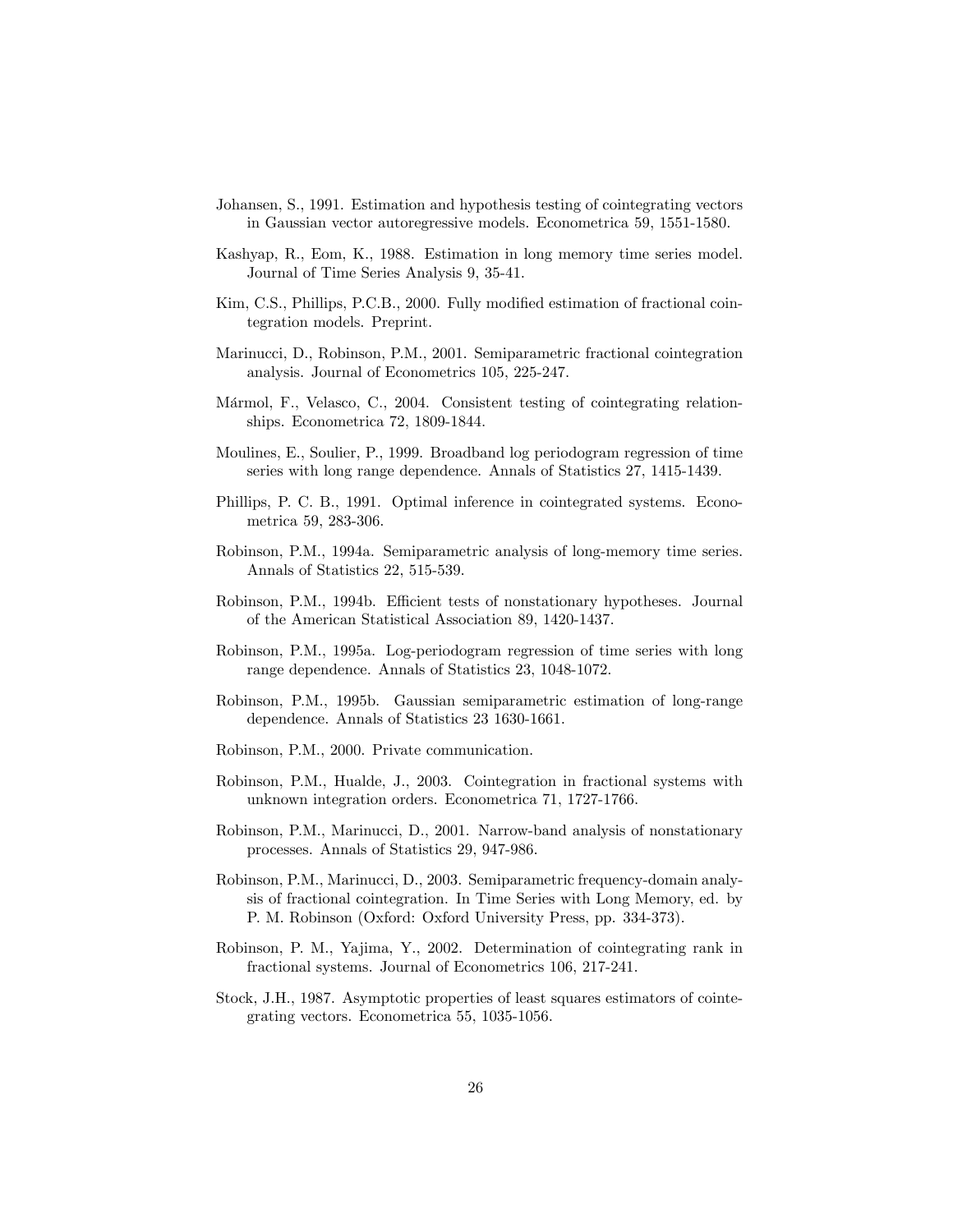Johansen, S., 1991. Estimation and hypothesis testing of cointegrating vectors in Gaussian vector autoregressive models. Econometrica 59, 1551-1580.

Kashyap, R., Eom, K., 1988. Estimation in long memory time series model. Journal of Time Series Analysis 9, 35-41.

Kim, C.S., Phillips, P.C.B., 2000. Fully modified estimation of fractional cointegration models. Preprint.

Marinucci, D., Robinson, P.M., 2001. Semiparametric fractional cointegration analysis. Journal of Econometrics 105, 225-247.

Mármol, F., Velasco, C., 2004. Consistent testing of cointegrating relationships. Econometrica 72, 1809-1844.

Moulines, E., Soulier, P., 1999. Broadband log periodogram regression of time series with long range dependence. Annals of Statistics 27, 1415-1439.

Phillips, P. C. B., 1991. Optimal inference in cointegrated systems. Econometrica 59, 283-306.

Robinson, P.M., 1994a. Semiparametric analysis of long-memory time series. Annals of Statistics 22, 515-539.

Robinson, P.M., 1994b. Efficient tests of nonstationary hypotheses. Journal of the American Statistical Association 89, 1420-1437.

Robinson, P.M., 1995a. Log-periodogram regression of time series with long range dependence. Annals of Statistics 23, 1048-1072.

Robinson, P.M., 1995b. Gaussian semiparametric estimation of long-range dependence. Annals of Statistics 23 1630-1661.

Robinson, P.M., 2000. Private communication.

Robinson, P.M., Hualde, J., 2003. Cointegration in fractional systems with unknown integration orders. Econometrica 71, 1727-1766.

Robinson, P.M., Marinucci, D., 2001. Narrow-band analysis of nonstationary processes. Annals of Statistics 29, 947-986.

Robinson, P.M., Marinucci, D., 2003. Semiparametric frequency-domain analysis of fractional cointegration. In Time Series with Long Memory, ed. by P. M. Robinson (Oxford: Oxford University Press, pp. 334-373).

Robinson, P. M., Yajima, Y., 2002. Determination of cointegrating rank in fractional systems. Journal of Econometrics 106, 217-241.

Stock, J.H., 1987. Asymptotic properties of least squares estimators of cointegrating vectors. Econometrica 55, 1035-1056.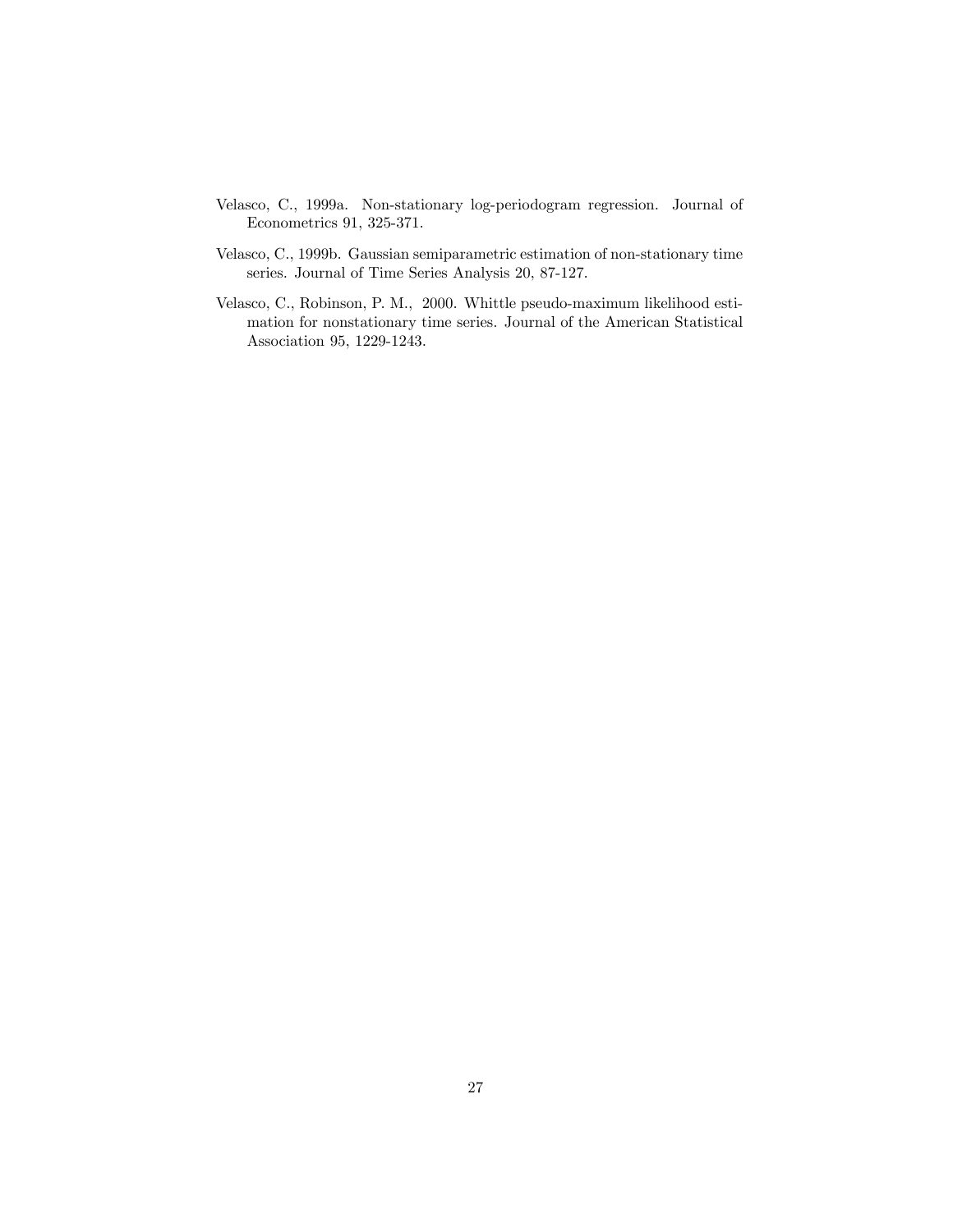Velasco, C., 1999a. Non-stationary log-periodogram regression. Journal of Econometrics 91, 325-371.

Velasco, C., 1999b. Gaussian semiparametric estimation of non-stationary time series. Journal of Time Series Analysis 20, 87-127.

Velasco, C., Robinson, P. M., 2000. Whittle pseudo-maximum likelihood estimation for nonstationary time series. Journal of the American Statistical Association 95, 1229-1243.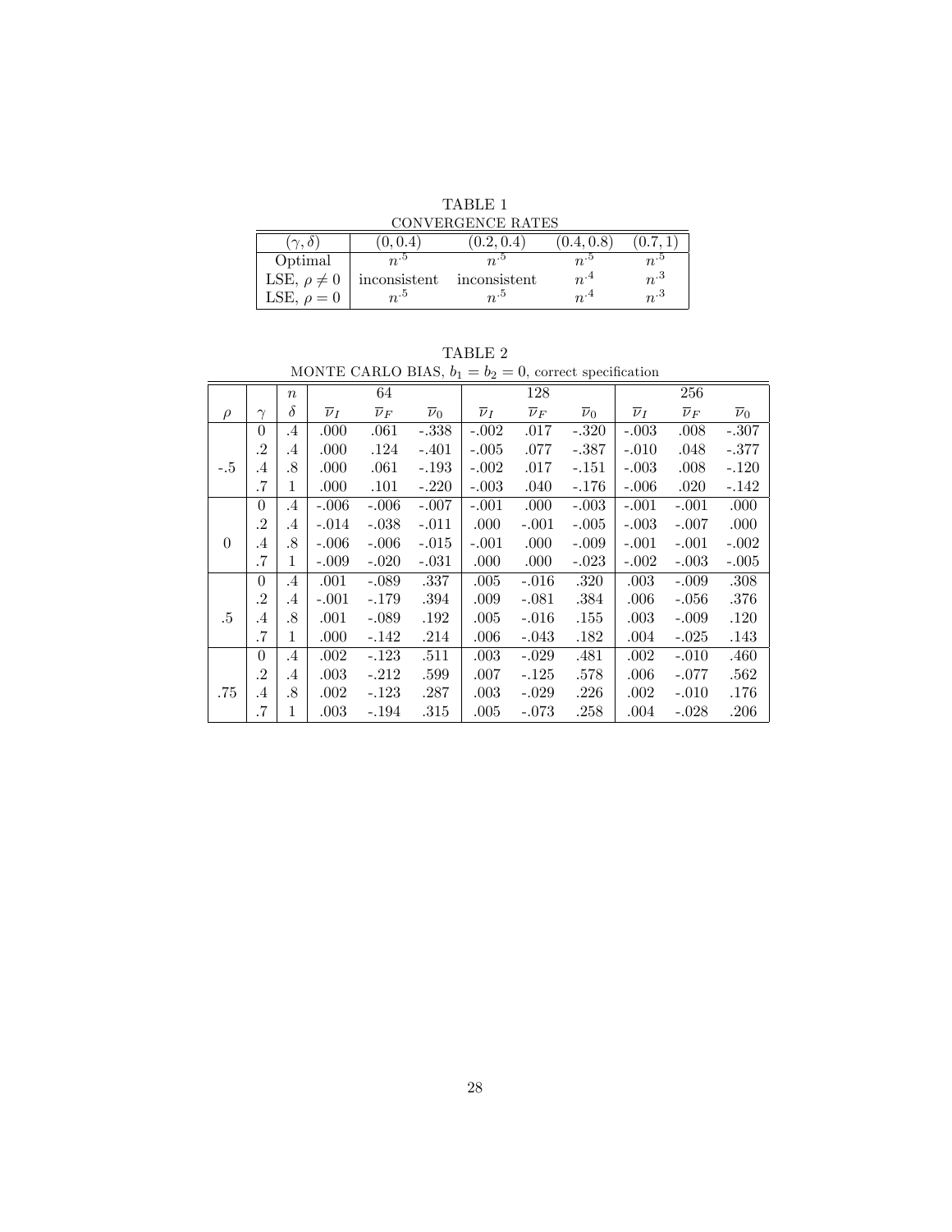TABLE 1

CONVERGENCE RATES

| $(\gamma, \delta)$ | $(0, 0.4)$ | $(0.2, 0.4)$ | $(0.4, 0.8)$ | $(0.7, 1)$ |
|---|---|---|---|---|
| Optimal | $n^{.5}$ | $n^{.5}$ | $n^{.5}$ | $n^{.5}$ |
| LSE, $\rho \neq 0$ | inconsistent | inconsistent | $n^{.4}$ | $n^{.3}$ |
| LSE, $\rho = 0$ | $n^{.5}$ | $n^{.5}$ | $n^{.4}$ | $n^{.3}$ |

TABLE 2

MONTE CARLO BIAS, $b_1 = b_2 = 0$, correct specification

| | | $n$ | 64 | | | 128 | | | 256 | | |
|---|---|---|---|---|---|---|---|---|---|---|---|
| $\rho$ | $\gamma$ | $\delta$ | $\overline{\nu}_I$ | $\overline{\nu}_F$ | $\overline{\nu}_0$ | $\overline{\nu}_I$ | $\overline{\nu}_F$ | $\overline{\nu}_0$ | $\overline{\nu}_I$ | $\overline{\nu}_F$ | $\overline{\nu}_0$ |
| -.5 | 0 | .4 | .000 | .061 | -.338 | -.002 | .017 | -.320 | -.003 | .008 | -.307 |
| | .2 | .4 | .000 | .124 | -.401 | -.005 | .077 | -.387 | -.010 | .048 | -.377 |
| | .4 | .8 | .000 | .061 | -.193 | -.002 | .017 | -.151 | -.003 | .008 | -.120 |
| | .7 | 1 | .000 | .101 | -.220 | -.003 | .040 | -.176 | -.006 | .020 | -.142 |
| 0 | 0 | .4 | -.006 | -.006 | -.007 | -.001 | .000 | -.003 | -.001 | -.001 | .000 |
| | .2 | .4 | -.014 | -.038 | -.011 | .000 | -.001 | -.005 | -.003 | -.007 | .000 |
| | .4 | .8 | -.006 | -.006 | -.015 | -.001 | .000 | -.009 | -.001 | -.001 | -.002 |
| | .7 | 1 | -.009 | -.020 | -.031 | .000 | .000 | -.023 | -.002 | -.003 | -.005 |
| .5 | 0 | .4 | .001 | -.089 | .337 | .005 | -.016 | .320 | .003 | -.009 | .308 |
| | .2 | .4 | -.001 | -.179 | .394 | .009 | -.081 | .384 | .006 | -.056 | .376 |
| | .4 | .8 | .001 | -.089 | .192 | .005 | -.016 | .155 | .003 | -.009 | .120 |
| | .7 | 1 | .000 | -.142 | .214 | .006 | -.043 | .182 | .004 | -.025 | .143 |
| .75 | 0 | .4 | .002 | -.123 | .511 | .003 | -.029 | .481 | .002 | -.010 | .460 |
| | .2 | .4 | .003 | -.212 | .599 | .007 | -.125 | .578 | .006 | -.077 | .562 |
| | .4 | .8 | .002 | -.123 | .287 | .003 | -.029 | .226 | .002 | -.010 | .176 |
| | .7 | 1 | .003 | -.194 | .315 | .005 | -.073 | .258 | .004 | -.028 | .206 |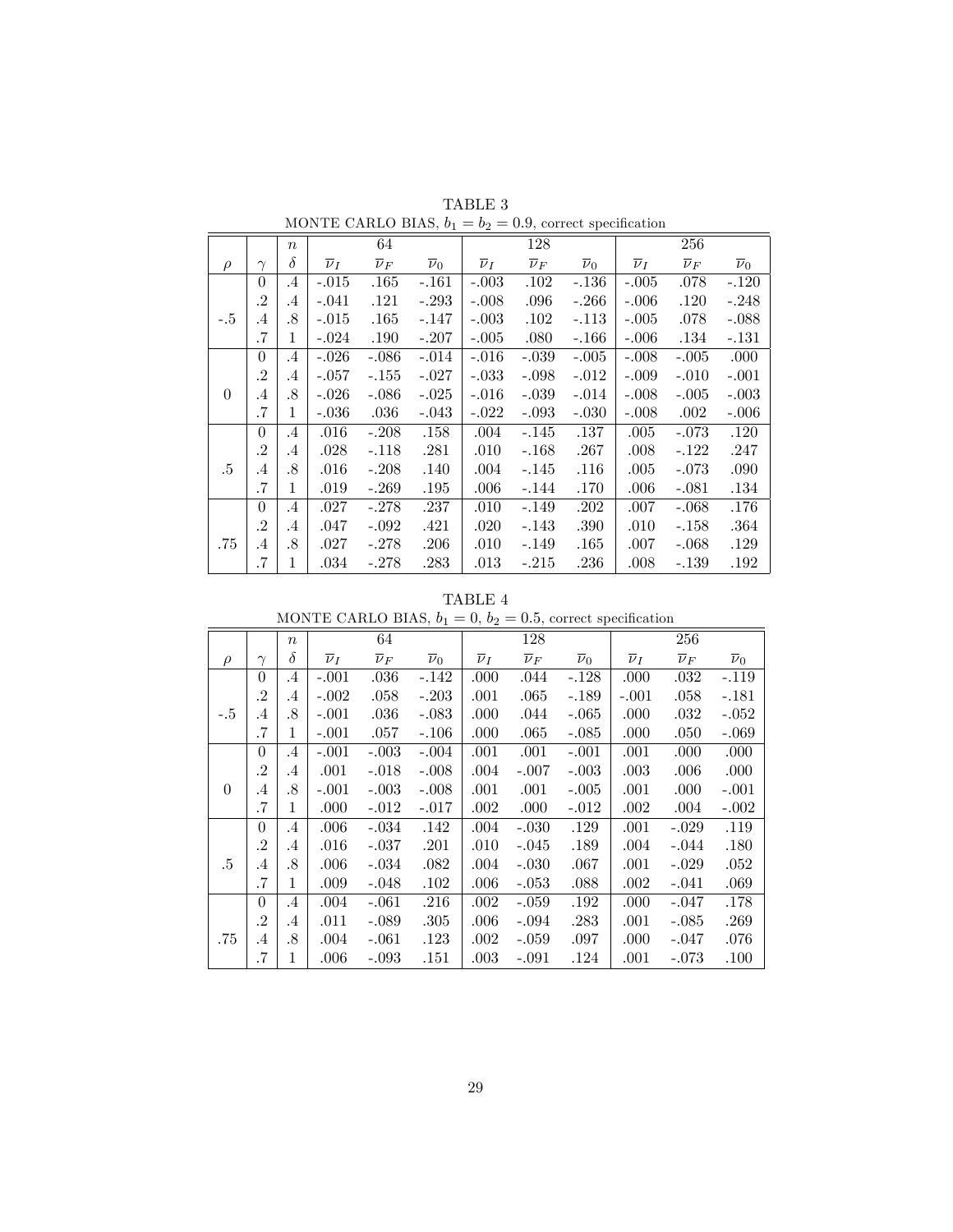TABLE 3

MONTE CARLO BIAS, $b_1 = b_2 = 0.9$, correct specification

| | $n$ | | 64 | | | 128 | | | 256 | | |
|---|---|---|---|---|---|---|---|---|---|---|---|
| $\rho$ | $\gamma$ | $\delta$ | $\overline{\nu}_I$ | $\overline{\nu}_F$ | $\overline{\nu}_0$ | $\overline{\nu}_I$ | $\overline{\nu}_F$ | $\overline{\nu}_0$ | $\overline{\nu}_I$ | $\overline{\nu}_F$ | $\overline{\nu}_0$ |
| -.5 | 0 | .4 | -.015 | .165 | -.161 | -.003 | .102 | -.136 | -.005 | .078 | -.120 |
| | .2 | .4 | -.041 | .121 | -.293 | -.008 | .096 | -.266 | -.006 | .120 | -.248 |
| | .4 | .8 | -.015 | .165 | -.147 | -.003 | .102 | -.113 | -.005 | .078 | -.088 |
| | .7 | 1 | -.024 | .190 | -.207 | -.005 | .080 | -.166 | -.006 | .134 | -.131 |
| 0 | 0 | .4 | -.026 | -.086 | -.014 | -.016 | -.039 | -.005 | -.008 | -.005 | .000 |
| | .2 | .4 | -.057 | -.155 | -.027 | -.033 | -.098 | -.012 | -.009 | -.010 | -.001 |
| | .4 | .8 | -.026 | -.086 | -.025 | -.016 | -.039 | -.014 | -.008 | -.005 | -.003 |
| | .7 | 1 | -.036 | .036 | -.043 | -.022 | -.093 | -.030 | -.008 | .002 | -.006 |
| .5 | 0 | .4 | .016 | -.208 | .158 | .004 | -.145 | .137 | .005 | -.073 | .120 |
| | .2 | .4 | .028 | -.118 | .281 | .010 | -.168 | .267 | .008 | -.122 | .247 |
| | .4 | .8 | .016 | -.208 | .140 | .004 | -.145 | .116 | .005 | -.073 | .090 |
| | .7 | 1 | .019 | -.269 | .195 | .006 | -.144 | .170 | .006 | -.081 | .134 |
| .75 | 0 | .4 | .027 | -.278 | .237 | .010 | -.149 | .202 | .007 | -.068 | .176 |
| | .2 | .4 | .047 | -.092 | .421 | .020 | -.143 | .390 | .010 | -.158 | .364 |
| | .4 | .8 | .027 | -.278 | .206 | .010 | -.149 | .165 | .007 | -.068 | .129 |
| | .7 | 1 | .034 | -.278 | .283 | .013 | -.215 | .236 | .008 | -.139 | .192 |

TABLE 4

MONTE CARLO BIAS, $b_1 = 0$, $b_2 = 0.5$, correct specification

| | $n$ | | 64 | | | 128 | | | 256 | | |
|---|---|---|---|---|---|---|---|---|---|---|---|
| $\rho$ | $\gamma$ | $\delta$ | $\overline{\nu}_I$ | $\overline{\nu}_F$ | $\overline{\nu}_0$ | $\overline{\nu}_I$ | $\overline{\nu}_F$ | $\overline{\nu}_0$ | $\overline{\nu}_I$ | $\overline{\nu}_F$ | $\overline{\nu}_0$ |
| -.5 | 0 | .4 | -.001 | .036 | -.142 | .000 | .044 | -.128 | .000 | .032 | -.119 |
| | .2 | .4 | -.002 | .058 | -.203 | .001 | .065 | -.189 | -.001 | .058 | -.181 |
| | .4 | .8 | -.001 | .036 | -.083 | .000 | .044 | -.065 | .000 | .032 | -.052 |
| | .7 | 1 | -.001 | .057 | -.106 | .000 | .065 | -.085 | .000 | .050 | -.069 |
| 0 | 0 | .4 | -.001 | -.003 | -.004 | .001 | .001 | -.001 | .001 | .000 | .000 |
| | .2 | .4 | .001 | -.018 | -.008 | .004 | -.007 | -.003 | .003 | .006 | .000 |
| | .4 | .8 | -.001 | -.003 | -.008 | .001 | .001 | -.005 | .001 | .000 | -.001 |
| | .7 | 1 | .000 | -.012 | -.017 | .002 | .000 | -.012 | .002 | .004 | -.002 |
| .5 | 0 | .4 | .006 | -.034 | .142 | .004 | -.030 | .129 | .001 | -.029 | .119 |
| | .2 | .4 | .016 | -.037 | .201 | .010 | -.045 | .189 | .004 | -.044 | .180 |
| | .4 | .8 | .006 | -.034 | .082 | .004 | -.030 | .067 | .001 | -.029 | .052 |
| | .7 | 1 | .009 | -.048 | .102 | .006 | -.053 | .088 | .002 | -.041 | .069 |
| .75 | 0 | .4 | .004 | -.061 | .216 | .002 | -.059 | .192 | .000 | -.047 | .178 |
| | .2 | .4 | .011 | -.089 | .305 | .006 | -.094 | .283 | .001 | -.085 | .269 |
| | .4 | .8 | .004 | -.061 | .123 | .002 | -.059 | .097 | .000 | -.047 | .076 |
| | .7 | 1 | .006 | -.093 | .151 | .003 | -.091 | .124 | .001 | -.073 | .100 |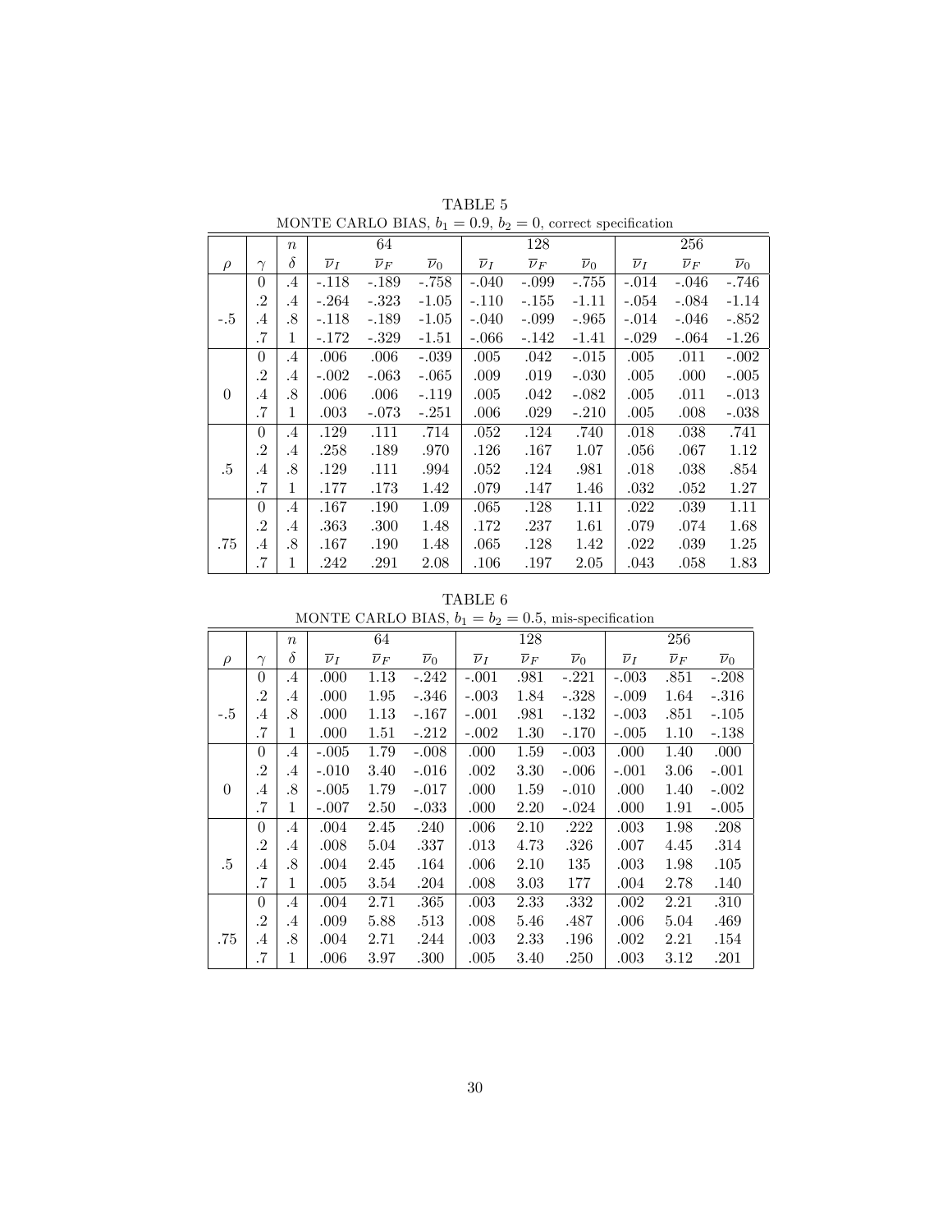TABLE 5

MONTE CARLO BIAS, $b_1 = 0.9$, $b_2 = 0$, correct specification

| | | $n$ | 64 | | | 128 | | | 256 | | |
|---|---|---|---|---|---|---|---|---|---|---|---|
| $\rho$ | $\gamma$ | $\delta$ | $\overline{\nu}_I$ | $\overline{\nu}_F$ | $\overline{\nu}_0$ | $\overline{\nu}_I$ | $\overline{\nu}_F$ | $\overline{\nu}_0$ | $\overline{\nu}_I$ | $\overline{\nu}_F$ | $\overline{\nu}_0$ |
| -.5 | 0 | .4 | -.118 | -.189 | -.758 | -.040 | -.099 | -.755 | -.014 | -.046 | -.746 |
| | .2 | .4 | -.264 | -.323 | -1.05 | -.110 | -.155 | -1.11 | -.054 | -.084 | -1.14 |
| | .4 | .8 | -.118 | -.189 | -1.05 | -.040 | -.099 | -.965 | -.014 | -.046 | -.852 |
| | .7 | 1 | -.172 | -.329 | -1.51 | -.066 | -.142 | -1.41 | -.029 | -.064 | -1.26 |
| 0 | 0 | .4 | .006 | .006 | -.039 | .005 | .042 | -.015 | .005 | .011 | -.002 |
| | .2 | .4 | -.002 | -.063 | -.065 | .009 | .019 | -.030 | .005 | .000 | -.005 |
| | .4 | .8 | .006 | .006 | -.119 | .005 | .042 | -.082 | .005 | .011 | -.013 |
| | .7 | 1 | .003 | -.073 | -.251 | .006 | .029 | -.210 | .005 | .008 | -.038 |
| .5 | 0 | .4 | .129 | .111 | .714 | .052 | .124 | .740 | .018 | .038 | .741 |
| | .2 | .4 | .258 | .189 | .970 | .126 | .167 | 1.07 | .056 | .067 | 1.12 |
| | .4 | .8 | .129 | .111 | .994 | .052 | .124 | .981 | .018 | .038 | .854 |
| | .7 | 1 | .177 | .173 | 1.42 | .079 | .147 | 1.46 | .032 | .052 | 1.27 |
| .75 | 0 | .4 | .167 | .190 | 1.09 | .065 | .128 | 1.11 | .022 | .039 | 1.11 |
| | .2 | .4 | .363 | .300 | 1.48 | .172 | .237 | 1.61 | .079 | .074 | 1.68 |
| | .4 | .8 | .167 | .190 | 1.48 | .065 | .128 | 1.42 | .022 | .039 | 1.25 |
| | .7 | 1 | .242 | .291 | 2.08 | .106 | .197 | 2.05 | .043 | .058 | 1.83 |

TABLE 6

MONTE CARLO BIAS, $b_1 = b_2 = 0.5$, mis-specification

| | | $n$ | 64 | | | 128 | | | 256 | | |
|---|---|---|---|---|---|---|---|---|---|---|---|
| $\rho$ | $\gamma$ | $\delta$ | $\overline{\nu}_I$ | $\overline{\nu}_F$ | $\overline{\nu}_0$ | $\overline{\nu}_I$ | $\overline{\nu}_F$ | $\overline{\nu}_0$ | $\overline{\nu}_I$ | $\overline{\nu}_F$ | $\overline{\nu}_0$ |
| -.5 | 0 | .4 | .000 | 1.13 | -.242 | -.001 | .981 | -.221 | -.003 | .851 | -.208 |
| | .2 | .4 | .000 | 1.95 | -.346 | -.003 | 1.84 | -.328 | -.009 | 1.64 | -.316 |
| | .4 | .8 | .000 | 1.13 | -.167 | -.001 | .981 | -.132 | -.003 | .851 | -.105 |
| | .7 | 1 | .000 | 1.51 | -.212 | -.002 | 1.30 | -.170 | -.005 | 1.10 | -.138 |
| 0 | 0 | .4 | -.005 | 1.79 | -.008 | .000 | 1.59 | -.003 | .000 | 1.40 | .000 |
| | .2 | .4 | -.010 | 3.40 | -.016 | .002 | 3.30 | -.006 | -.001 | 3.06 | -.001 |
| | .4 | .8 | -.005 | 1.79 | -.017 | .000 | 1.59 | -.010 | .000 | 1.40 | -.002 |
| | .7 | 1 | -.007 | 2.50 | -.033 | .000 | 2.20 | -.024 | .000 | 1.91 | -.005 |
| .5 | 0 | .4 | .004 | 2.45 | .240 | .006 | 2.10 | .222 | .003 | 1.98 | .208 |
| | .2 | .4 | .008 | 5.04 | .337 | .013 | 4.73 | .326 | .007 | 4.45 | .314 |
| | .4 | .8 | .004 | 2.45 | .164 | .006 | 2.10 | 135 | .003 | 1.98 | .105 |
| | .7 | 1 | .005 | 3.54 | .204 | .008 | 3.03 | 177 | .004 | 2.78 | .140 |
| .75 | 0 | .4 | .004 | 2.71 | .365 | .003 | 2.33 | .332 | .002 | 2.21 | .310 |
| | .2 | .4 | .009 | 5.88 | .513 | .008 | 5.46 | .487 | .006 | 5.04 | .469 |
| | .4 | .8 | .004 | 2.71 | .244 | .003 | 2.33 | .196 | .002 | 2.21 | .154 |
| | .7 | 1 | .006 | 3.97 | .300 | .005 | 3.40 | .250 | .003 | 3.12 | .201 |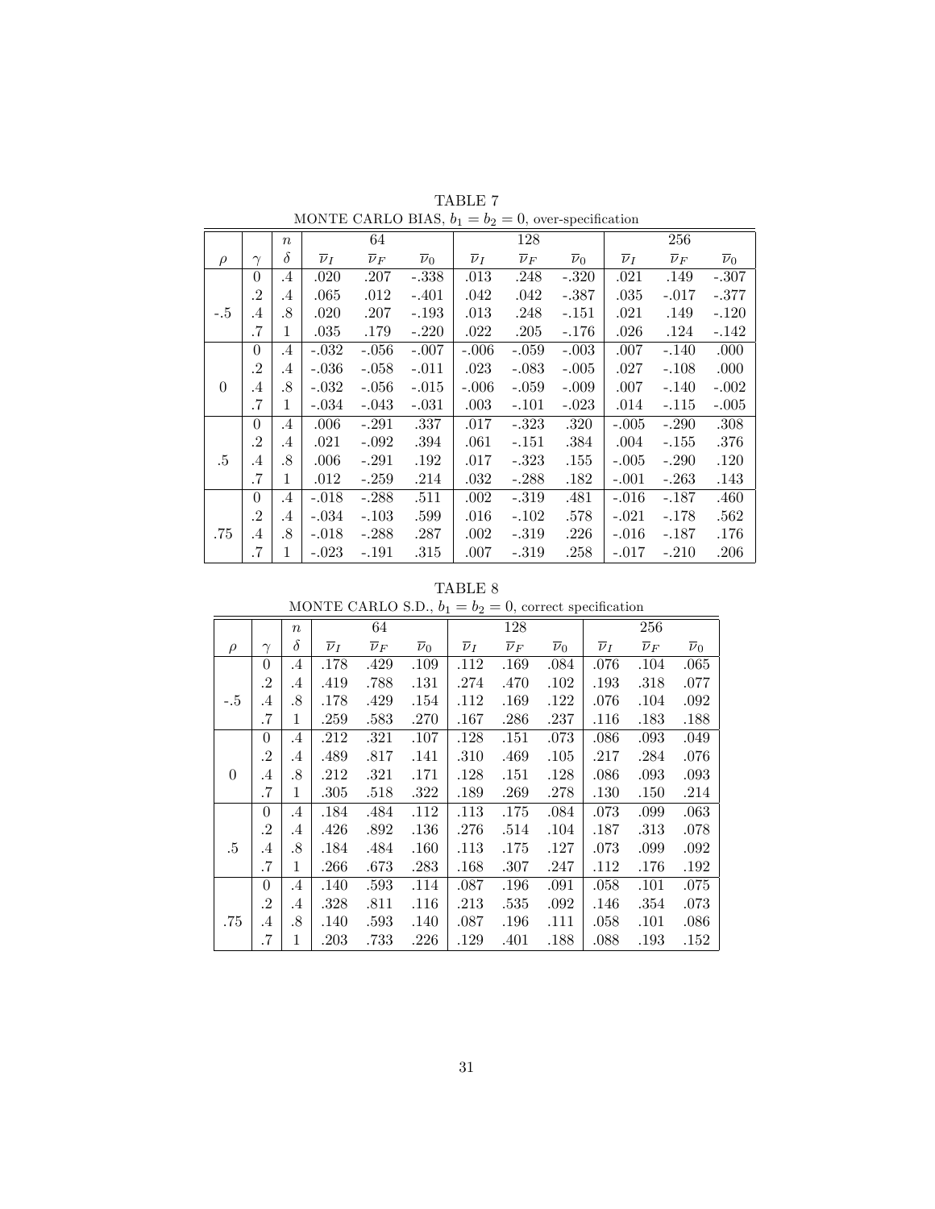TABLE 7

MONTE CARLO BIAS, $b_1 = b_2 = 0$, over-specification

| | | $n$ | 64 | | | 128 | | | 256 | | |
|---|---|---|---|---|---|---|---|---|---|---|---|
| $\rho$ | $\gamma$ | $\delta$ | $\overline{\nu}_I$ | $\overline{\nu}_F$ | $\overline{\nu}_0$ | $\overline{\nu}_I$ | $\overline{\nu}_F$ | $\overline{\nu}_0$ | $\overline{\nu}_I$ | $\overline{\nu}_F$ | $\overline{\nu}_0$ |
| | 0 | .4 | .020 | .207 | -.338 | .013 | .248 | -.320 | .021 | .149 | -.307 |
| | .2 | .4 | .065 | .012 | -.401 | .042 | .042 | -.387 | .035 | -.017 | -.377 |
| -.5 | .4 | .8 | .020 | .207 | -.193 | .013 | .248 | -.151 | .021 | .149 | -.120 |
| | .7 | 1 | .035 | .179 | -.220 | .022 | .205 | -.176 | .026 | .124 | -.142 |
| | 0 | .4 | -.032 | -.056 | -.007 | -.006 | -.059 | -.003 | .007 | -.140 | .000 |
| | .2 | .4 | -.036 | -.058 | -.011 | .023 | -.083 | -.005 | .027 | -.108 | .000 |
| 0 | .4 | .8 | -.032 | -.056 | -.015 | -.006 | -.059 | -.009 | .007 | -.140 | -.002 |
| | .7 | 1 | -.034 | -.043 | -.031 | .003 | -.101 | -.023 | .014 | -.115 | -.005 |
| | 0 | .4 | .006 | -.291 | .337 | .017 | -.323 | .320 | -.005 | -.290 | .308 |
| | .2 | .4 | .021 | -.092 | .394 | .061 | -.151 | .384 | .004 | -.155 | .376 |
| .5 | .4 | .8 | .006 | -.291 | .192 | .017 | -.323 | .155 | -.005 | -.290 | .120 |
| | .7 | 1 | .012 | -.259 | .214 | .032 | -.288 | .182 | -.001 | -.263 | .143 |
| | 0 | .4 | -.018 | -.288 | .511 | .002 | -.319 | .481 | -.016 | -.187 | .460 |
| | .2 | .4 | -.034 | -.103 | .599 | .016 | -.102 | .578 | -.021 | -.178 | .562 |
| .75 | .4 | .8 | -.018 | -.288 | .287 | .002 | -.319 | .226 | -.016 | -.187 | .176 |
| | .7 | 1 | -.023 | -.191 | .315 | .007 | -.319 | .258 | -.017 | -.210 | .206 |

TABLE 8

MONTE CARLO S.D., $b_1 = b_2 = 0$, correct specification

| | | $n$ | 64 | | | 128 | | | 256 | | |
|---|---|---|---|---|---|---|---|---|---|---|---|
| $\rho$ | $\gamma$ | $\delta$ | $\overline{\nu}_I$ | $\overline{\nu}_F$ | $\overline{\nu}_0$ | $\overline{\nu}_I$ | $\overline{\nu}_F$ | $\overline{\nu}_0$ | $\overline{\nu}_I$ | $\overline{\nu}_F$ | $\overline{\nu}_0$ |
| | 0 | .4 | .178 | .429 | .109 | .112 | .169 | .084 | .076 | .104 | .065 |
| | .2 | .4 | .419 | .788 | .131 | .274 | .470 | .102 | .193 | .318 | .077 |
| -.5 | .4 | .8 | .178 | .429 | .154 | .112 | .169 | .122 | .076 | .104 | .092 |
| | .7 | 1 | .259 | .583 | .270 | .167 | .286 | .237 | .116 | .183 | .188 |
| | 0 | .4 | .212 | .321 | .107 | .128 | .151 | .073 | .086 | .093 | .049 |
| | .2 | .4 | .489 | .817 | .141 | .310 | .469 | .105 | .217 | .284 | .076 |
| 0 | .4 | .8 | .212 | .321 | .171 | .128 | .151 | .128 | .086 | .093 | .093 |
| | .7 | 1 | .305 | .518 | .322 | .189 | .269 | .278 | .130 | .150 | .214 |
| | 0 | .4 | .184 | .484 | .112 | .113 | .175 | .084 | .073 | .099 | .063 |
| | .2 | .4 | .426 | .892 | .136 | .276 | .514 | .104 | .187 | .313 | .078 |
| .5 | .4 | .8 | .184 | .484 | .160 | .113 | .175 | .127 | .073 | .099 | .092 |
| | .7 | 1 | .266 | .673 | .283 | .168 | .307 | .247 | .112 | .176 | .192 |
| | 0 | .4 | .140 | .593 | .114 | .087 | .196 | .091 | .058 | .101 | .075 |
| | .2 | .4 | .328 | .811 | .116 | .213 | .535 | .092 | .146 | .354 | .073 |
| .75 | .4 | .8 | .140 | .593 | .140 | .087 | .196 | .111 | .058 | .101 | .086 |
| | .7 | 1 | .203 | .733 | .226 | .129 | .401 | .188 | .088 | .193 | .152 |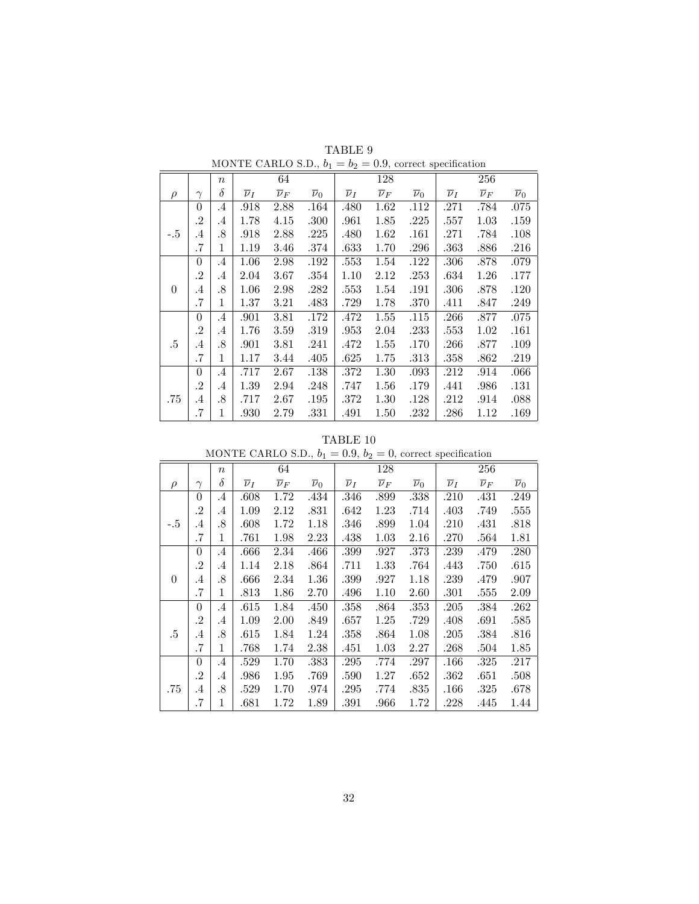TABLE 9

MONTE CARLO S.D., $b_1 = b_2 = 0.9$, correct specification

|  |  | $n$ | 64 |  |  | 128 |  |  | 256 |  |  |
|---|---|---|---|---|---|---|---|---|---|---|---|
| $\rho$ | $\gamma$ | $\delta$ | $\overline{\nu}_I$ | $\overline{\nu}_F$ | $\overline{\nu}_0$ | $\overline{\nu}_I$ | $\overline{\nu}_F$ | $\overline{\nu}_0$ | $\overline{\nu}_I$ | $\overline{\nu}_F$ | $\overline{\nu}_0$ |
|  | 0 | .4 | .918 | 2.88 | .164 | .480 | 1.62 | .112 | .271 | .784 | .075 |
|  | .2 | .4 | 1.78 | 4.15 | .300 | .961 | 1.85 | .225 | .557 | 1.03 | .159 |
| -.5 | .4 | .8 | .918 | 2.88 | .225 | .480 | 1.62 | .161 | .271 | .784 | .108 |
|  | .7 | 1 | 1.19 | 3.46 | .374 | .633 | 1.70 | .296 | .363 | .886 | .216 |
|  | 0 | .4 | 1.06 | 2.98 | .192 | .553 | 1.54 | .122 | .306 | .878 | .079 |
|  | .2 | .4 | 2.04 | 3.67 | .354 | 1.10 | 2.12 | .253 | .634 | 1.26 | .177 |
| 0 | .4 | .8 | 1.06 | 2.98 | .282 | .553 | 1.54 | .191 | .306 | .878 | .120 |
|  | .7 | 1 | 1.37 | 3.21 | .483 | .729 | 1.78 | .370 | .411 | .847 | .249 |
|  | 0 | .4 | .901 | 3.81 | .172 | .472 | 1.55 | .115 | .266 | .877 | .075 |
|  | .2 | .4 | 1.76 | 3.59 | .319 | .953 | 2.04 | .233 | .553 | 1.02 | .161 |
| .5 | .4 | .8 | .901 | 3.81 | .241 | .472 | 1.55 | .170 | .266 | .877 | .109 |
|  | .7 | 1 | 1.17 | 3.44 | .405 | .625 | 1.75 | .313 | .358 | .862 | .219 |
|  | 0 | .4 | .717 | 2.67 | .138 | .372 | 1.30 | .093 | .212 | .914 | .066 |
|  | .2 | .4 | 1.39 | 2.94 | .248 | .747 | 1.56 | .179 | .441 | .986 | .131 |
| .75 | .4 | .8 | .717 | 2.67 | .195 | .372 | 1.30 | .128 | .212 | .914 | .088 |
|  | .7 | 1 | .930 | 2.79 | .331 | .491 | 1.50 | .232 | .286 | 1.12 | .169 |

TABLE 10

MONTE CARLO S.D., $b_1 = 0.9$, $b_2 = 0$, correct specification

|  |  | $n$ | 64 |  |  | 128 |  |  | 256 |  |  |
|---|---|---|---|---|---|---|---|---|---|---|---|
| $\rho$ | $\gamma$ | $\delta$ | $\overline{\nu}_I$ | $\overline{\nu}_F$ | $\overline{\nu}_0$ | $\overline{\nu}_I$ | $\overline{\nu}_F$ | $\overline{\nu}_0$ | $\overline{\nu}_I$ | $\overline{\nu}_F$ | $\overline{\nu}_0$ |
|  | 0 | .4 | .608 | 1.72 | .434 | .346 | .899 | .338 | .210 | .431 | .249 |
|  | .2 | .4 | 1.09 | 2.12 | .831 | .642 | 1.23 | .714 | .403 | .749 | .555 |
| -.5 | .4 | .8 | .608 | 1.72 | 1.18 | .346 | .899 | 1.04 | .210 | .431 | .818 |
|  | .7 | 1 | .761 | 1.98 | 2.23 | .438 | 1.03 | 2.16 | .270 | .564 | 1.81 |
|  | 0 | .4 | .666 | 2.34 | .466 | .399 | .927 | .373 | .239 | .479 | .280 |
|  | .2 | .4 | 1.14 | 2.18 | .864 | .711 | 1.33 | .764 | .443 | .750 | .615 |
| 0 | .4 | .8 | .666 | 2.34 | 1.36 | .399 | .927 | 1.18 | .239 | .479 | .907 |
|  | .7 | 1 | .813 | 1.86 | 2.70 | .496 | 1.10 | 2.60 | .301 | .555 | 2.09 |
|  | 0 | .4 | .615 | 1.84 | .450 | .358 | .864 | .353 | .205 | .384 | .262 |
|  | .2 | .4 | 1.09 | 2.00 | .849 | .657 | 1.25 | .729 | .408 | .691 | .585 |
| .5 | .4 | .8 | .615 | 1.84 | 1.24 | .358 | .864 | 1.08 | .205 | .384 | .816 |
|  | .7 | 1 | .768 | 1.74 | 2.38 | .451 | 1.03 | 2.27 | .268 | .504 | 1.85 |
|  | 0 | .4 | .529 | 1.70 | .383 | .295 | .774 | .297 | .166 | .325 | .217 |
|  | .2 | .4 | .986 | 1.95 | .769 | .590 | 1.27 | .652 | .362 | .651 | .508 |
| .75 | .4 | .8 | .529 | 1.70 | .974 | .295 | .774 | .835 | .166 | .325 | .678 |
|  | .7 | 1 | .681 | 1.72 | 1.89 | .391 | .966 | 1.72 | .228 | .445 | 1.44 |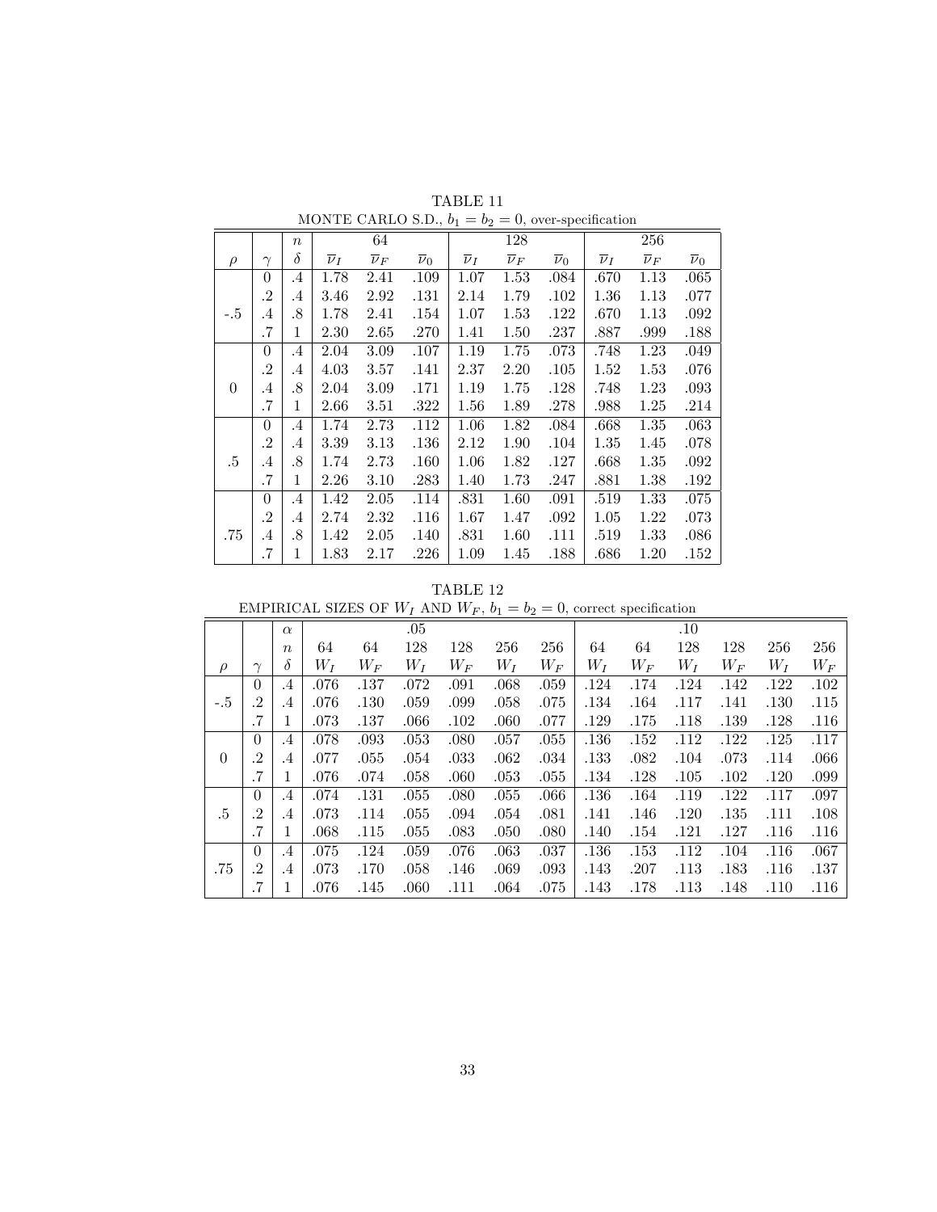TABLE 11

MONTE CARLO S.D., $b_1 = b_2 = 0$, over-specification

| | | $n$ | | 64 | | | 128 | | | 256 | |
|---|---|---|---|---|---|---|---|---|---|---|---|
| $\rho$ | $\gamma$ | $\delta$ | $\overline{\nu}_I$ | $\overline{\nu}_F$ | $\overline{\nu}_0$ | $\overline{\nu}_I$ | $\overline{\nu}_F$ | $\overline{\nu}_0$ | $\overline{\nu}_I$ | $\overline{\nu}_F$ | $\overline{\nu}_0$ |
| | 0 | .4 | 1.78 | 2.41 | .109 | 1.07 | 1.53 | .084 | .670 | 1.13 | .065 |
| | .2 | .4 | 3.46 | 2.92 | .131 | 2.14 | 1.79 | .102 | 1.36 | 1.13 | .077 |
| -.5 | .4 | .8 | 1.78 | 2.41 | .154 | 1.07 | 1.53 | .122 | .670 | 1.13 | .092 |
| | .7 | 1 | 2.30 | 2.65 | .270 | 1.41 | 1.50 | .237 | .887 | .999 | .188 |
| | 0 | .4 | 2.04 | 3.09 | .107 | 1.19 | 1.75 | .073 | .748 | 1.23 | .049 |
| | .2 | .4 | 4.03 | 3.57 | .141 | 2.37 | 2.20 | .105 | 1.52 | 1.53 | .076 |
| 0 | .4 | .8 | 2.04 | 3.09 | .171 | 1.19 | 1.75 | .128 | .748 | 1.23 | .093 |
| | .7 | 1 | 2.66 | 3.51 | .322 | 1.56 | 1.89 | .278 | .988 | 1.25 | .214 |
| | 0 | .4 | 1.74 | 2.73 | .112 | 1.06 | 1.82 | .084 | .668 | 1.35 | .063 |
| | .2 | .4 | 3.39 | 3.13 | .136 | 2.12 | 1.90 | .104 | 1.35 | 1.45 | .078 |
| .5 | .4 | .8 | 1.74 | 2.73 | .160 | 1.06 | 1.82 | .127 | .668 | 1.35 | .092 |
| | .7 | 1 | 2.26 | 3.10 | .283 | 1.40 | 1.73 | .247 | .881 | 1.38 | .192 |
| | 0 | .4 | 1.42 | 2.05 | .114 | .831 | 1.60 | .091 | .519 | 1.33 | .075 |
| | .2 | .4 | 2.74 | 2.32 | .116 | 1.67 | 1.47 | .092 | 1.05 | 1.22 | .073 |
| .75 | .4 | .8 | 1.42 | 2.05 | .140 | .831 | 1.60 | .111 | .519 | 1.33 | .086 |
| | .7 | 1 | 1.83 | 2.17 | .226 | 1.09 | 1.45 | .188 | .686 | 1.20 | .152 |

TABLE 12

EMPIRICAL SIZES OF $W_I$ AND $W_F$, $b_1 = b_2 = 0$, correct specification

| | | $\alpha$ | | | .05 | | | | | | .10 | | | |
|---|---|---|---|---|---|---|---|---|---|---|---|---|---|---|
| | | $n$ | 64 | 64 | 128 | 128 | 256 | 256 | 64 | 64 | 128 | 128 | 256 | 256 |
| $\rho$ | $\gamma$ | $\delta$ | $W_I$ | $W_F$ | $W_I$ | $W_F$ | $W_I$ | $W_F$ | $W_I$ | $W_F$ | $W_I$ | $W_F$ | $W_I$ | $W_F$ |
| | 0 | .4 | .076 | .137 | .072 | .091 | .068 | .059 | .124 | .174 | .124 | .142 | .122 | .102 |
| -.5 | .2 | .4 | .076 | .130 | .059 | .099 | .058 | .075 | .134 | .164 | .117 | .141 | .130 | .115 |
| | .7 | 1 | .073 | .137 | .066 | .102 | .060 | .077 | .129 | .175 | .118 | .139 | .128 | .116 |
| | 0 | .4 | .078 | .093 | .053 | .080 | .057 | .055 | .136 | .152 | .112 | .122 | .125 | .117 |
| 0 | .2 | .4 | .077 | .055 | .054 | .033 | .062 | .034 | .133 | .082 | .104 | .073 | .114 | .066 |
| | .7 | 1 | .076 | .074 | .058 | .060 | .053 | .055 | .134 | .128 | .105 | .102 | .120 | .099 |
| | 0 | .4 | .074 | .131 | .055 | .080 | .055 | .066 | .136 | .164 | .119 | .122 | .117 | .097 |
| .5 | .2 | .4 | .073 | .114 | .055 | .094 | .054 | .081 | .141 | .146 | .120 | .135 | .111 | .108 |
| | .7 | 1 | .068 | .115 | .055 | .083 | .050 | .080 | .140 | .154 | .121 | .127 | .116 | .116 |
| | 0 | .4 | .075 | .124 | .059 | .076 | .063 | .037 | .136 | .153 | .112 | .104 | .116 | .067 |
| .75 | .2 | .4 | .073 | .170 | .058 | .146 | .069 | .093 | .143 | .207 | .113 | .183 | .116 | .137 |
| | .7 | 1 | .076 | .145 | .060 | .111 | .064 | .075 | .143 | .178 | .113 | .148 | .110 | .116 |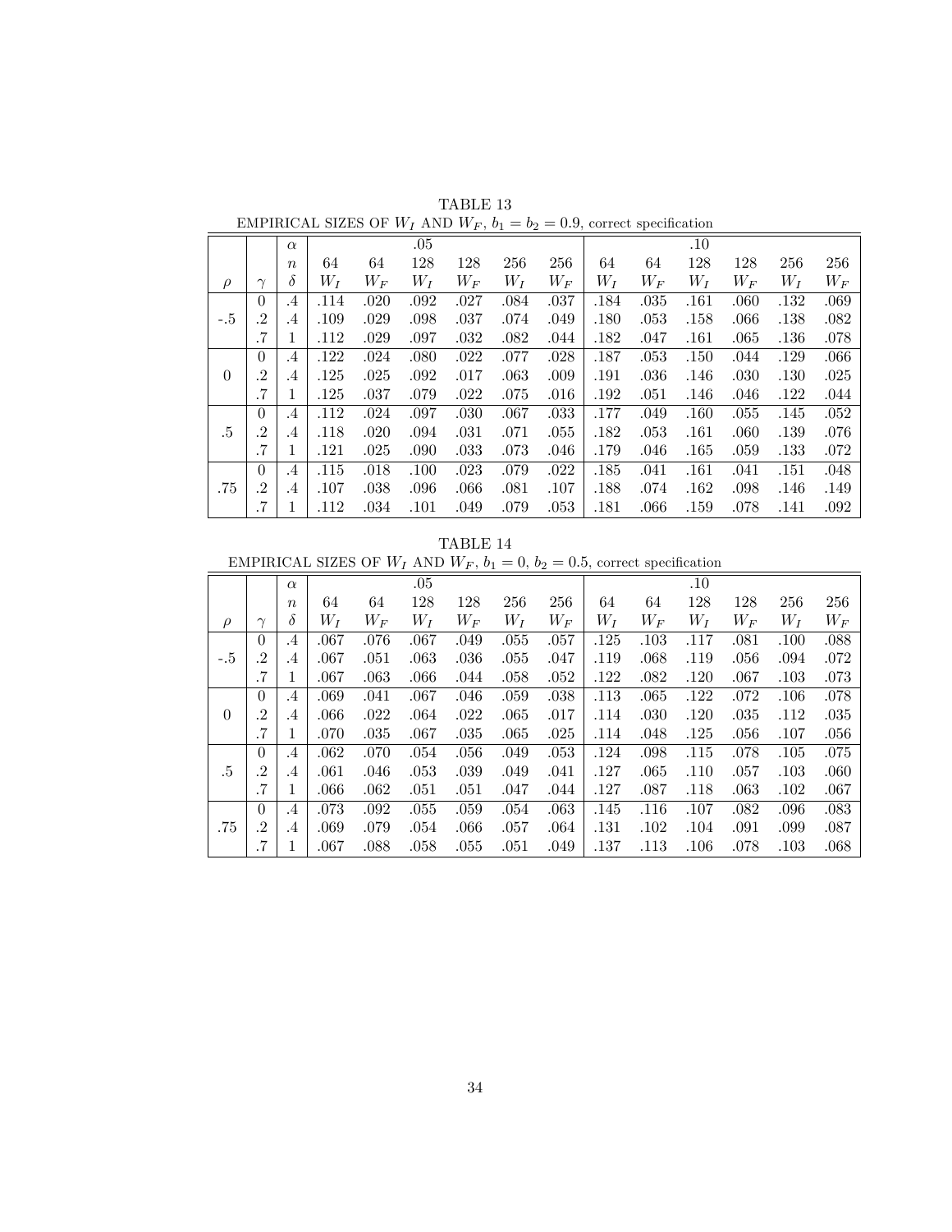TABLE 13

EMPIRICAL SIZES OF $W_I$ AND $W_F$, $b_1 = b_2 = 0.9$, correct specification

| | | $\alpha$ | | | .05 | | | | | | .10 | | | |
|---|---|---|---|---|---|---|---|---|---|---|---|---|---|---|
| | | $n$ | 64 | 64 | 128 | 128 | 256 | 256 | 64 | 64 | 128 | 128 | 256 | 256 |
| $\rho$ | $\gamma$ | $\delta$ | $W_I$ | $W_F$ | $W_I$ | $W_F$ | $W_I$ | $W_F$ | $W_I$ | $W_F$ | $W_I$ | $W_F$ | $W_I$ | $W_F$ |
| -.5 | 0 | .4 | .114 | .020 | .092 | .027 | .084 | .037 | .184 | .035 | .161 | .060 | .132 | .069 |
| | .2 | .4 | .109 | .029 | .098 | .037 | .074 | .049 | .180 | .053 | .158 | .066 | .138 | .082 |
| | .7 | 1 | .112 | .029 | .097 | .032 | .082 | .044 | .182 | .047 | .161 | .065 | .136 | .078 |
| 0 | 0 | .4 | .122 | .024 | .080 | .022 | .077 | .028 | .187 | .053 | .150 | .044 | .129 | .066 |
| | .2 | .4 | .125 | .025 | .092 | .017 | .063 | .009 | .191 | .036 | .146 | .030 | .130 | .025 |
| | .7 | 1 | .125 | .037 | .079 | .022 | .075 | .016 | .192 | .051 | .146 | .046 | .122 | .044 |
| .5 | 0 | .4 | .112 | .024 | .097 | .030 | .067 | .033 | .177 | .049 | .160 | .055 | .145 | .052 |
| | .2 | .4 | .118 | .020 | .094 | .031 | .071 | .055 | .182 | .053 | .161 | .060 | .139 | .076 |
| | .7 | 1 | .121 | .025 | .090 | .033 | .073 | .046 | .179 | .046 | .165 | .059 | .133 | .072 |
| .75 | 0 | .4 | .115 | .018 | .100 | .023 | .079 | .022 | .185 | .041 | .161 | .041 | .151 | .048 |
| | .2 | .4 | .107 | .038 | .096 | .066 | .081 | .107 | .188 | .074 | .162 | .098 | .146 | .149 |
| | .7 | 1 | .112 | .034 | .101 | .049 | .079 | .053 | .181 | .066 | .159 | .078 | .141 | .092 |

TABLE 14

EMPIRICAL SIZES OF $W_I$ AND $W_F$, $b_1 = 0$, $b_2 = 0.5$, correct specification

| | | $\alpha$ | | | .05 | | | | | | .10 | | | |
|---|---|---|---|---|---|---|---|---|---|---|---|---|---|---|
| | | $n$ | 64 | 64 | 128 | 128 | 256 | 256 | 64 | 64 | 128 | 128 | 256 | 256 |
| $\rho$ | $\gamma$ | $\delta$ | $W_I$ | $W_F$ | $W_I$ | $W_F$ | $W_I$ | $W_F$ | $W_I$ | $W_F$ | $W_I$ | $W_F$ | $W_I$ | $W_F$ |
| -.5 | 0 | .4 | .067 | .076 | .067 | .049 | .055 | .057 | .125 | .103 | .117 | .081 | .100 | .088 |
| | .2 | .4 | .067 | .051 | .063 | .036 | .055 | .047 | .119 | .068 | .119 | .056 | .094 | .072 |
| | .7 | 1 | .067 | .063 | .066 | .044 | .058 | .052 | .122 | .082 | .120 | .067 | .103 | .073 |
| 0 | 0 | .4 | .069 | .041 | .067 | .046 | .059 | .038 | .113 | .065 | .122 | .072 | .106 | .078 |
| | .2 | .4 | .066 | .022 | .064 | .022 | .065 | .017 | .114 | .030 | .120 | .035 | .112 | .035 |
| | .7 | 1 | .070 | .035 | .067 | .035 | .065 | .025 | .114 | .048 | .125 | .056 | .107 | .056 |
| .5 | 0 | .4 | .062 | .070 | .054 | .056 | .049 | .053 | .124 | .098 | .115 | .078 | .105 | .075 |
| | .2 | .4 | .061 | .046 | .053 | .039 | .049 | .041 | .127 | .065 | .110 | .057 | .103 | .060 |
| | .7 | 1 | .066 | .062 | .051 | .051 | .047 | .044 | .127 | .087 | .118 | .063 | .102 | .067 |
| .75 | 0 | .4 | .073 | .092 | .055 | .059 | .054 | .063 | .145 | .116 | .107 | .082 | .096 | .083 |
| | .2 | .4 | .069 | .079 | .054 | .066 | .057 | .064 | .131 | .102 | .104 | .091 | .099 | .087 |
| | .7 | 1 | .067 | .088 | .058 | .055 | .051 | .049 | .137 | .113 | .106 | .078 | .103 | .068 |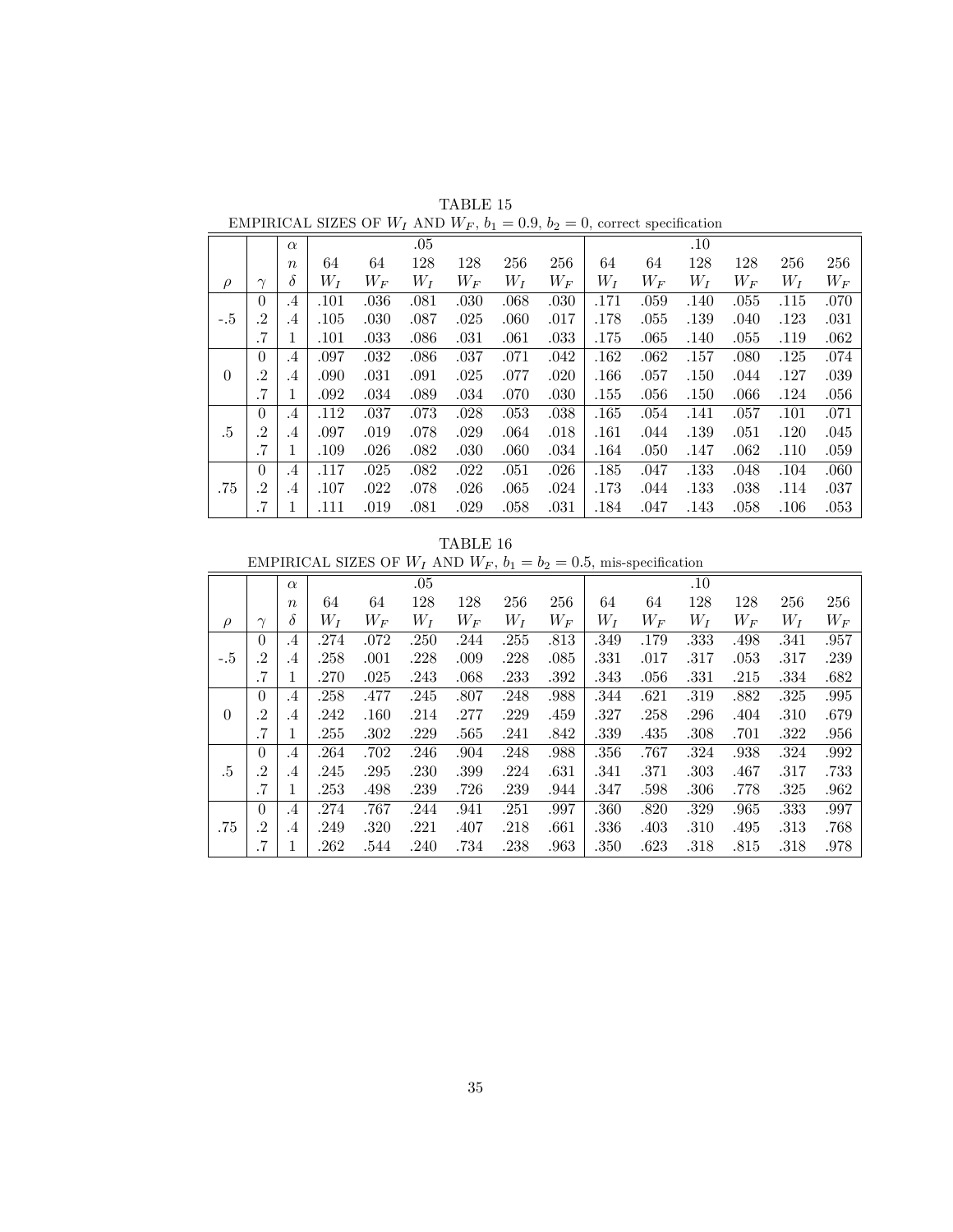TABLE 15

EMPIRICAL SIZES OF $W_I$ AND $W_F$, $b_1 = 0.9$, $b_2 = 0$, correct specification

| | | $\alpha$ | | | .05 | | | | | | .10 | | | |
|---|---|---|---|---|---|---|---|---|---|---|---|---|---|---|
| | | $n$ | 64 | 64 | 128 | 128 | 256 | 256 | 64 | 64 | 128 | 128 | 256 | 256 |
| $\rho$ | $\gamma$ | $\delta$ | $W_I$ | $W_F$ | $W_I$ | $W_F$ | $W_I$ | $W_F$ | $W_I$ | $W_F$ | $W_I$ | $W_F$ | $W_I$ | $W_F$ |
| -.5 | 0 | .4 | .101 | .036 | .081 | .030 | .068 | .030 | .171 | .059 | .140 | .055 | .115 | .070 |
| | .2 | .4 | .105 | .030 | .087 | .025 | .060 | .017 | .178 | .055 | .139 | .040 | .123 | .031 |
| | .7 | 1 | .101 | .033 | .086 | .031 | .061 | .033 | .175 | .065 | .140 | .055 | .119 | .062 |
| 0 | 0 | .4 | .097 | .032 | .086 | .037 | .071 | .042 | .162 | .062 | .157 | .080 | .125 | .074 |
| | .2 | .4 | .090 | .031 | .091 | .025 | .077 | .020 | .166 | .057 | .150 | .044 | .127 | .039 |
| | .7 | 1 | .092 | .034 | .089 | .034 | .070 | .030 | .155 | .056 | .150 | .066 | .124 | .056 |
| .5 | 0 | .4 | .112 | .037 | .073 | .028 | .053 | .038 | .165 | .054 | .141 | .057 | .101 | .071 |
| | .2 | .4 | .097 | .019 | .078 | .029 | .064 | .018 | .161 | .044 | .139 | .051 | .120 | .045 |
| | .7 | 1 | .109 | .026 | .082 | .030 | .060 | .034 | .164 | .050 | .147 | .062 | .110 | .059 |
| .75 | 0 | .4 | .117 | .025 | .082 | .022 | .051 | .026 | .185 | .047 | .133 | .048 | .104 | .060 |
| | .2 | .4 | .107 | .022 | .078 | .026 | .065 | .024 | .173 | .044 | .133 | .038 | .114 | .037 |
| | .7 | 1 | .111 | .019 | .081 | .029 | .058 | .031 | .184 | .047 | .143 | .058 | .106 | .053 |

TABLE 16

EMPIRICAL SIZES OF $W_I$ AND $W_F$, $b_1 = b_2 = 0.5$, mis-specification

| | | $\alpha$ | | | .05 | | | | | | .10 | | | |
|---|---|---|---|---|---|---|---|---|---|---|---|---|---|---|
| | | $n$ | 64 | 64 | 128 | 128 | 256 | 256 | 64 | 64 | 128 | 128 | 256 | 256 |
| $\rho$ | $\gamma$ | $\delta$ | $W_I$ | $W_F$ | $W_I$ | $W_F$ | $W_I$ | $W_F$ | $W_I$ | $W_F$ | $W_I$ | $W_F$ | $W_I$ | $W_F$ |
| -.5 | 0 | .4 | .274 | .072 | .250 | .244 | .255 | .813 | .349 | .179 | .333 | .498 | .341 | .957 |
| | .2 | .4 | .258 | .001 | .228 | .009 | .228 | .085 | .331 | .017 | .317 | .053 | .317 | .239 |
| | .7 | 1 | .270 | .025 | .243 | .068 | .233 | .392 | .343 | .056 | .331 | .215 | .334 | .682 |
| 0 | 0 | .4 | .258 | .477 | .245 | .807 | .248 | .988 | .344 | .621 | .319 | .882 | .325 | .995 |
| | .2 | .4 | .242 | .160 | .214 | .277 | .229 | .459 | .327 | .258 | .296 | .404 | .310 | .679 |
| | .7 | 1 | .255 | .302 | .229 | .565 | .241 | .842 | .339 | .435 | .308 | .701 | .322 | .956 |
| .5 | 0 | .4 | .264 | .702 | .246 | .904 | .248 | .988 | .356 | .767 | .324 | .938 | .324 | .992 |
| | .2 | .4 | .245 | .295 | .230 | .399 | .224 | .631 | .341 | .371 | .303 | .467 | .317 | .733 |
| | .7 | 1 | .253 | .498 | .239 | .726 | .239 | .944 | .347 | .598 | .306 | .778 | .325 | .962 |
| .75 | 0 | .4 | .274 | .767 | .244 | .941 | .251 | .997 | .360 | .820 | .329 | .965 | .333 | .997 |
| | .2 | .4 | .249 | .320 | .221 | .407 | .218 | .661 | .336 | .403 | .310 | .495 | .313 | .768 |
| | .7 | 1 | .262 | .544 | .240 | .734 | .238 | .963 | .350 | .623 | .318 | .815 | .318 | .978 |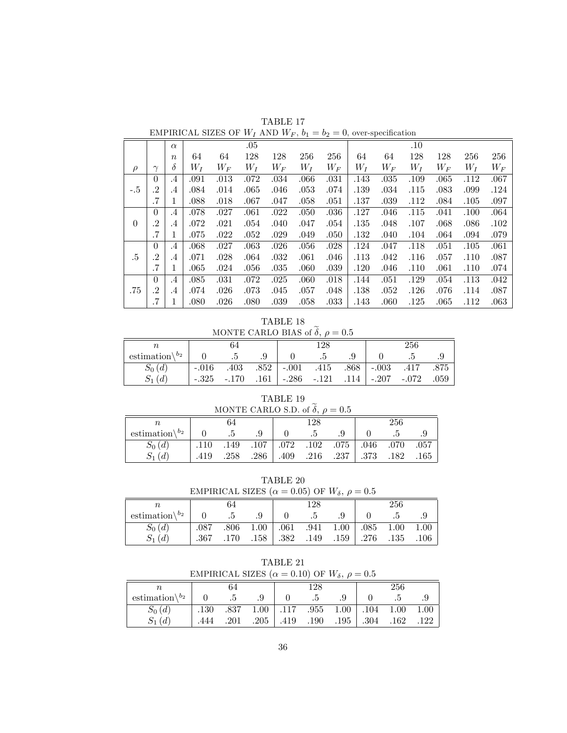TABLE 17

EMPIRICAL SIZES OF $W_I$ AND $W_F$, $b_1 = b_2 = 0$, over-specification

| | | $\alpha$ | .05 | | | | | | .10 | | | | | |
|---|---|---|---|---|---|---|---|---|---|---|---|---|---|---|
| | | $n$ | 64 | 64 | 128 | 128 | 256 | 256 | 64 | 64 | 128 | 128 | 256 | 256 |
| $\rho$ | $\gamma$ | $\delta$ | $W_I$ | $W_F$ | $W_I$ | $W_F$ | $W_I$ | $W_F$ | $W_I$ | $W_F$ | $W_I$ | $W_F$ | $W_I$ | $W_F$ |
| -.5 | 0 | .4 | .091 | .013 | .072 | .034 | .066 | .031 | .143 | .035 | .109 | .065 | .112 | .067 |
| | .2 | .4 | .084 | .014 | .065 | .046 | .053 | .074 | .139 | .034 | .115 | .083 | .099 | .124 |
| | .7 | 1 | .088 | .018 | .067 | .047 | .058 | .051 | .137 | .039 | .112 | .084 | .105 | .097 |
| 0 | 0 | .4 | .078 | .027 | .061 | .022 | .050 | .036 | .127 | .046 | .115 | .041 | .100 | .064 |
| | .2 | .4 | .072 | .021 | .054 | .040 | .047 | .054 | .135 | .048 | .107 | .068 | .086 | .102 |
| | .7 | 1 | .075 | .022 | .052 | .029 | .049 | .050 | .132 | .040 | .104 | .064 | .094 | .079 |
| .5 | 0 | .4 | .068 | .027 | .063 | .026 | .056 | .028 | .124 | .047 | .118 | .051 | .105 | .061 |
| | .2 | .4 | .071 | .028 | .064 | .032 | .061 | .046 | .113 | .042 | .116 | .057 | .110 | .087 |
| | .7 | 1 | .065 | .024 | .056 | .035 | .060 | .039 | .120 | .046 | .110 | .061 | .110 | .074 |
| .75 | 0 | .4 | .085 | .031 | .072 | .025 | .060 | .018 | .144 | .051 | .129 | .054 | .113 | .042 |
| | .2 | .4 | .074 | .026 | .073 | .045 | .057 | .048 | .138 | .052 | .126 | .076 | .114 | .087 |
| | .7 | 1 | .080 | .026 | .080 | .039 | .058 | .033 | .143 | .060 | .125 | .065 | .112 | .063 |

TABLE 18

MONTE CARLO BIAS of $\widetilde{\delta}$, $\rho = 0.5$

| $n$ | 64 | | | 128 | | | 256 | | |
|---|---|---|---|---|---|---|---|---|---|
| estimation$\backslash^{b_2}$ | 0 | .5 | .9 | 0 | .5 | .9 | 0 | .5 | .9 |
| $S_0(d)$ | -.016 | .403 | .852 | -.001 | .415 | .868 | -.003 | .417 | .875 |
| $S_1(d)$ | -.325 | -.170 | .161 | -.286 | -.121 | .114 | -.207 | -.072 | .059 |

TABLE 19

MONTE CARLO S.D. of $\widetilde{\delta}$, $\rho = 0.5$

| $n$ | 64 | | | 128 | | | 256 | | |
|---|---|---|---|---|---|---|---|---|---|
| estimation$\backslash^{b_2}$ | 0 | .5 | .9 | 0 | .5 | .9 | 0 | .5 | .9 |
| $S_0(d)$ | .110 | .149 | .107 | .072 | .102 | .075 | .046 | .070 | .057 |
| $S_1(d)$ | .419 | .258 | .286 | .409 | .216 | .237 | .373 | .182 | .165 |

TABLE 20

EMPIRICAL SIZES ($\alpha = 0.05$) OF $W_\delta$, $\rho = 0.5$

| $n$ | 64 | | | 128 | | | 256 | | |
|---|---|---|---|---|---|---|---|---|---|
| estimation$\backslash^{b_2}$ | 0 | .5 | .9 | 0 | .5 | .9 | 0 | .5 | .9 |
| $S_0(d)$ | .087 | .806 | 1.00 | .061 | .941 | 1.00 | .085 | 1.00 | 1.00 |
| $S_1(d)$ | .367 | .170 | .158 | .382 | .149 | .159 | .276 | .135 | .106 |

TABLE 21

EMPIRICAL SIZES ($\alpha = 0.10$) OF $W_\delta$, $\rho = 0.5$

| $n$ | 64 | | | 128 | | | 256 | | |
|---|---|---|---|---|---|---|---|---|---|
| estimation$\backslash^{b_2}$ | 0 | .5 | .9 | 0 | .5 | .9 | 0 | .5 | .9 |
| $S_0(d)$ | .130 | .837 | 1.00 | .117 | .955 | 1.00 | .104 | 1.00 | 1.00 |
| $S_1(d)$ | .444 | .201 | .205 | .419 | .190 | .195 | .304 | .162 | .122 |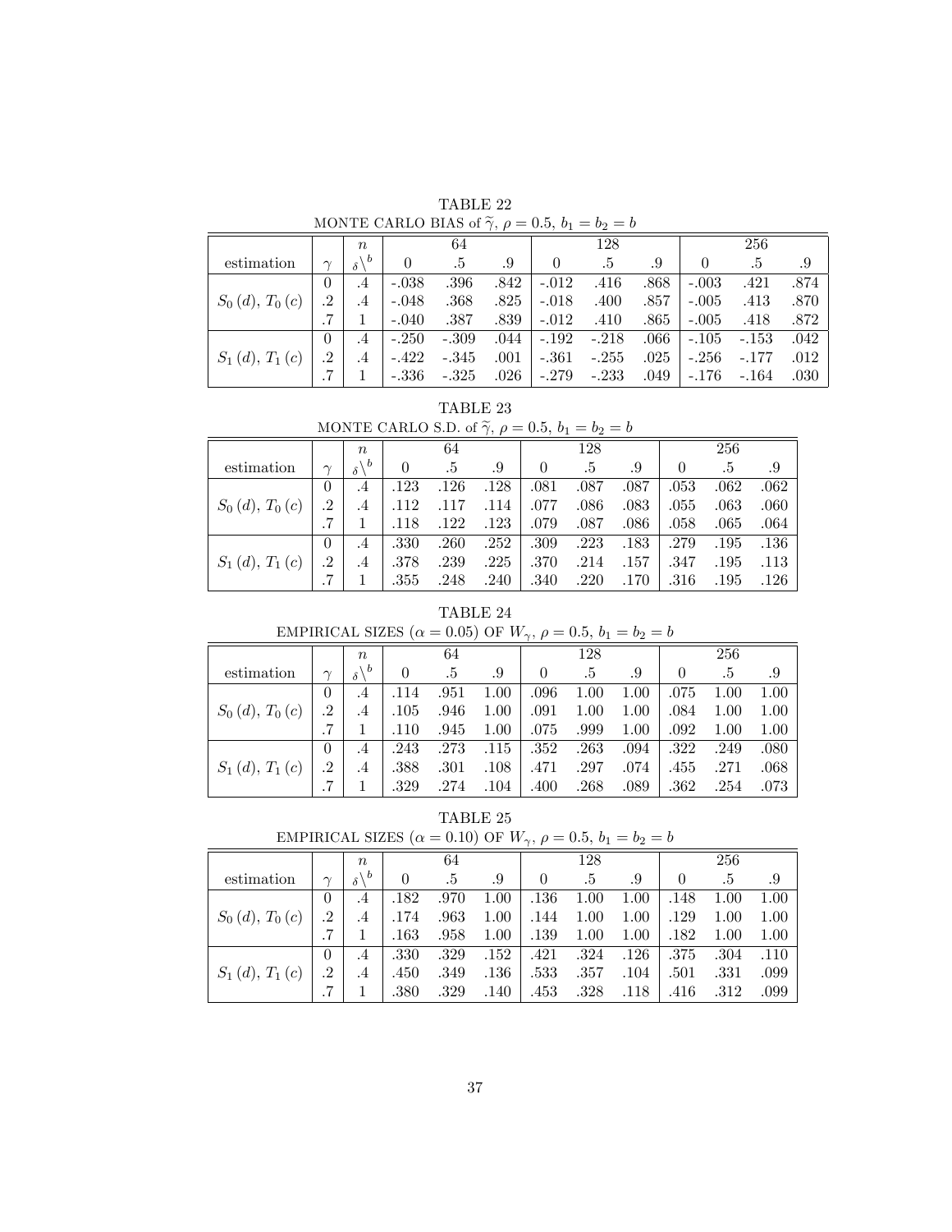TABLE 22

MONTE CARLO BIAS of $\widetilde{\gamma}$, $\rho = 0.5$, $b_1 = b_2 = b$

| estimation | $\gamma$ | $n$ / $\delta \backslash b$ | 64 | | | 128 | | | 256 | | |
|---|---|---|---|---|---|---|---|---|---|---|---|
| | | | 0 | .5 | .9 | 0 | .5 | .9 | 0 | .5 | .9 |
| $S_0(d)$, $T_0(c)$ | 0 | .4 | -.038 | .396 | .842 | -.012 | .416 | .868 | -.003 | .421 | .874 |
| | .2 | .4 | -.048 | .368 | .825 | -.018 | .400 | .857 | -.005 | .413 | .870 |
| | .7 | 1 | -.040 | .387 | .839 | -.012 | .410 | .865 | -.005 | .418 | .872 |
| $S_1(d)$, $T_1(c)$ | 0 | .4 | -.250 | -.309 | .044 | -.192 | -.218 | .066 | -.105 | -.153 | .042 |
| | .2 | .4 | -.422 | -.345 | .001 | -.361 | -.255 | .025 | -.256 | -.177 | .012 |
| | .7 | 1 | -.336 | -.325 | .026 | -.279 | -.233 | .049 | -.176 | -.164 | .030 |

TABLE 23

MONTE CARLO S.D. of $\widetilde{\gamma}$, $\rho = 0.5$, $b_1 = b_2 = b$

| estimation | $\gamma$ | $n$ / $\delta \backslash b$ | 64 | | | 128 | | | 256 | | |
|---|---|---|---|---|---|---|---|---|---|---|---|
| | | | 0 | .5 | .9 | 0 | .5 | .9 | 0 | .5 | .9 |
| $S_0(d)$, $T_0(c)$ | 0 | .4 | .123 | .126 | .128 | .081 | .087 | .087 | .053 | .062 | .062 |
| | .2 | .4 | .112 | .117 | .114 | .077 | .086 | .083 | .055 | .063 | .060 |
| | .7 | 1 | .118 | .122 | .123 | .079 | .087 | .086 | .058 | .065 | .064 |
| $S_1(d)$, $T_1(c)$ | 0 | .4 | .330 | .260 | .252 | .309 | .223 | .183 | .279 | .195 | .136 |
| | .2 | .4 | .378 | .239 | .225 | .370 | .214 | .157 | .347 | .195 | .113 |
| | .7 | 1 | .355 | .248 | .240 | .340 | .220 | .170 | .316 | .195 | .126 |

TABLE 24

EMPIRICAL SIZES ($\alpha = 0.05$) OF $W_\gamma$, $\rho = 0.5$, $b_1 = b_2 = b$

| estimation | $\gamma$ | $n$ / $\delta \backslash b$ | 64 | | | 128 | | | 256 | | |
|---|---|---|---|---|---|---|---|---|---|---|---|
| | | | 0 | .5 | .9 | 0 | .5 | .9 | 0 | .5 | .9 |
| $S_0(d)$, $T_0(c)$ | 0 | .4 | .114 | .951 | 1.00 | .096 | 1.00 | 1.00 | .075 | 1.00 | 1.00 |
| | .2 | .4 | .105 | .946 | 1.00 | .091 | 1.00 | 1.00 | .084 | 1.00 | 1.00 |
| | .7 | 1 | .110 | .945 | 1.00 | .075 | .999 | 1.00 | .092 | 1.00 | 1.00 |
| $S_1(d)$, $T_1(c)$ | 0 | .4 | .243 | .273 | .115 | .352 | .263 | .094 | .322 | .249 | .080 |
| | .2 | .4 | .388 | .301 | .108 | .471 | .297 | .074 | .455 | .271 | .068 |
| | .7 | 1 | .329 | .274 | .104 | .400 | .268 | .089 | .362 | .254 | .073 |

TABLE 25

EMPIRICAL SIZES ($\alpha = 0.10$) OF $W_\gamma$, $\rho = 0.5$, $b_1 = b_2 = b$

| estimation | $\gamma$ | $n$ / $\delta \backslash b$ | 64 | | | 128 | | | 256 | | |
|---|---|---|---|---|---|---|---|---|---|---|---|
| | | | 0 | .5 | .9 | 0 | .5 | .9 | 0 | .5 | .9 |
| $S_0(d)$, $T_0(c)$ | 0 | .4 | .182 | .970 | 1.00 | .136 | 1.00 | 1.00 | .148 | 1.00 | 1.00 |
| | .2 | .4 | .174 | .963 | 1.00 | .144 | 1.00 | 1.00 | .129 | 1.00 | 1.00 |
| | .7 | 1 | .163 | .958 | 1.00 | .139 | 1.00 | 1.00 | .182 | 1.00 | 1.00 |
| $S_1(d)$, $T_1(c)$ | 0 | .4 | .330 | .329 | .152 | .421 | .324 | .126 | .375 | .304 | .110 |
| | .2 | .4 | .450 | .349 | .136 | .533 | .357 | .104 | .501 | .331 | .099 |
| | .7 | 1 | .380 | .329 | .140 | .453 | .328 | .118 | .416 | .312 | .099 |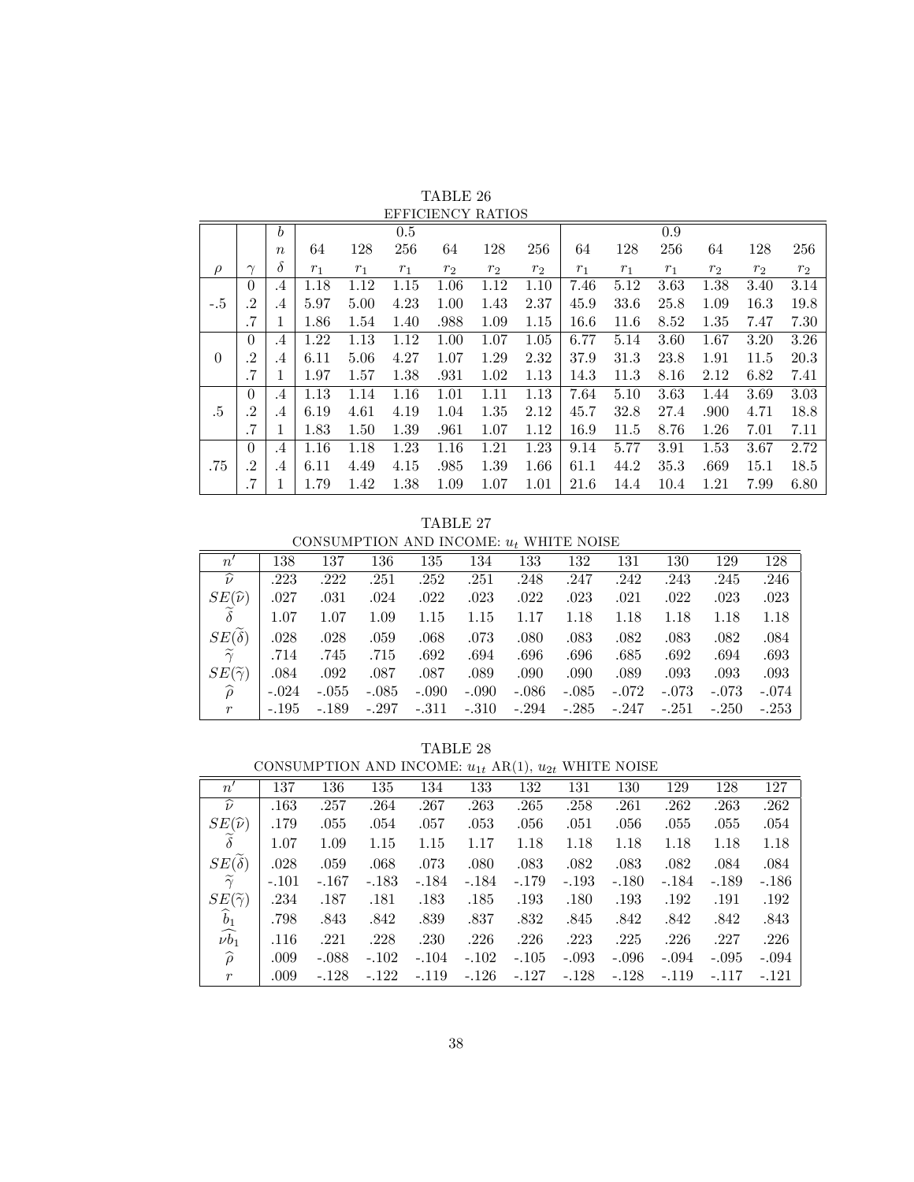TABLE 26

EFFICIENCY RATIOS

| | | $b$ | | | 0.5 | | | | | | 0.9 | | | |
|---|---|---|---|---|---|---|---|---|---|---|---|---|---|---|
| | | $n$ | 64 | 128 | 256 | 64 | 128 | 256 | 64 | 128 | 256 | 64 | 128 | 256 |
| $\rho$ | $\gamma$ | $\delta$ | $r_1$ | $r_1$ | $r_1$ | $r_2$ | $r_2$ | $r_2$ | $r_1$ | $r_1$ | $r_1$ | $r_2$ | $r_2$ | $r_2$ |
| -.5 | 0 | .4 | 1.18 | 1.12 | 1.15 | 1.06 | 1.12 | 1.10 | 7.46 | 5.12 | 3.63 | 1.38 | 3.40 | 3.14 |
| | .2 | .4 | 5.97 | 5.00 | 4.23 | 1.00 | 1.43 | 2.37 | 45.9 | 33.6 | 25.8 | 1.09 | 16.3 | 19.8 |
| | .7 | 1 | 1.86 | 1.54 | 1.40 | .988 | 1.09 | 1.15 | 16.6 | 11.6 | 8.52 | 1.35 | 7.47 | 7.30 |
| 0 | 0 | .4 | 1.22 | 1.13 | 1.12 | 1.00 | 1.07 | 1.05 | 6.77 | 5.14 | 3.60 | 1.67 | 3.20 | 3.26 |
| | .2 | .4 | 6.11 | 5.06 | 4.27 | 1.07 | 1.29 | 2.32 | 37.9 | 31.3 | 23.8 | 1.91 | 11.5 | 20.3 |
| | .7 | 1 | 1.97 | 1.57 | 1.38 | .931 | 1.02 | 1.13 | 14.3 | 11.3 | 8.16 | 2.12 | 6.82 | 7.41 |
| .5 | 0 | .4 | 1.13 | 1.14 | 1.16 | 1.01 | 1.11 | 1.13 | 7.64 | 5.10 | 3.63 | 1.44 | 3.69 | 3.03 |
| | .2 | .4 | 6.19 | 4.61 | 4.19 | 1.04 | 1.35 | 2.12 | 45.7 | 32.8 | 27.4 | .900 | 4.71 | 18.8 |
| | .7 | 1 | 1.83 | 1.50 | 1.39 | .961 | 1.07 | 1.12 | 16.9 | 11.5 | 8.76 | 1.26 | 7.01 | 7.11 |
| .75 | 0 | .4 | 1.16 | 1.18 | 1.23 | 1.16 | 1.21 | 1.23 | 9.14 | 5.77 | 3.91 | 1.53 | 3.67 | 2.72 |
| | .2 | .4 | 6.11 | 4.49 | 4.15 | .985 | 1.39 | 1.66 | 61.1 | 44.2 | 35.3 | .669 | 15.1 | 18.5 |
| | .7 | 1 | 1.79 | 1.42 | 1.38 | 1.09 | 1.07 | 1.01 | 21.6 | 14.4 | 10.4 | 1.21 | 7.99 | 6.80 |

TABLE 27

CONSUMPTION AND INCOME: $u_t$ WHITE NOISE

| $n'$ | 138 | 137 | 136 | 135 | 134 | 133 | 132 | 131 | 130 | 129 | 128 |
|---|---|---|---|---|---|---|---|---|---|---|---|
| $\widehat{\nu}$ | .223 | .222 | .251 | .252 | .251 | .248 | .247 | .242 | .243 | .245 | .246 |
| $SE(\widehat{\nu})$ | .027 | .031 | .024 | .022 | .023 | .022 | .023 | .021 | .022 | .023 | .023 |
| $\widetilde{\delta}$ | 1.07 | 1.07 | 1.09 | 1.15 | 1.15 | 1.17 | 1.18 | 1.18 | 1.18 | 1.18 | 1.18 |
| $SE(\widetilde{\delta})$ | .028 | .028 | .059 | .068 | .073 | .080 | .083 | .082 | .083 | .082 | .084 |
| $\widetilde{\gamma}$ | .714 | .745 | .715 | .692 | .694 | .696 | .696 | .685 | .692 | .694 | .693 |
| $SE(\widetilde{\gamma})$ | .084 | .092 | .087 | .087 | .089 | .090 | .090 | .089 | .093 | .093 | .093 |
| $\widehat{\rho}$ | -.024 | -.055 | -.085 | -.090 | -.090 | -.086 | -.085 | -.072 | -.073 | -.073 | -.074 |
| $r$ | -.195 | -.189 | -.297 | -.311 | -.310 | -.294 | -.285 | -.247 | -.251 | -.250 | -.253 |

TABLE 28

CONSUMPTION AND INCOME: $u_{1t}$ AR(1), $u_{2t}$ WHITE NOISE

| $n'$ | 137 | 136 | 135 | 134 | 133 | 132 | 131 | 130 | 129 | 128 | 127 |
|---|---|---|---|---|---|---|---|---|---|---|---|
| $\widehat{\nu}$ | .163 | .257 | .264 | .267 | .263 | .265 | .258 | .261 | .262 | .263 | .262 |
| $SE(\widehat{\nu})$ | .179 | .055 | .054 | .057 | .053 | .056 | .051 | .056 | .055 | .055 | .054 |
| $\widetilde{\delta}$ | 1.07 | 1.09 | 1.15 | 1.15 | 1.17 | 1.18 | 1.18 | 1.18 | 1.18 | 1.18 | 1.18 |
| $SE(\widetilde{\delta})$ | .028 | .059 | .068 | .073 | .080 | .083 | .082 | .083 | .082 | .084 | .084 |
| $\widetilde{\gamma}$ | -.101 | -.167 | -.183 | -.184 | -.184 | -.179 | -.193 | -.180 | -.184 | -.189 | -.186 |
| $SE(\widetilde{\gamma})$ | .234 | .187 | .181 | .183 | .185 | .193 | .180 | .193 | .192 | .191 | .192 |
| $\widehat{b}_1$ | .798 | .843 | .842 | .839 | .837 | .832 | .845 | .842 | .842 | .842 | .843 |
| $\widehat{\nu b_1}$ | .116 | .221 | .228 | .230 | .226 | .226 | .223 | .225 | .226 | .227 | .226 |
| $\widehat{\rho}$ | .009 | -.088 | -.102 | -.104 | -.102 | -.105 | -.093 | -.096 | -.094 | -.095 | -.094 |
| $r$ | .009 | -.128 | -.122 | -.119 | -.126 | -.127 | -.128 | -.128 | -.119 | -.117 | -.121 |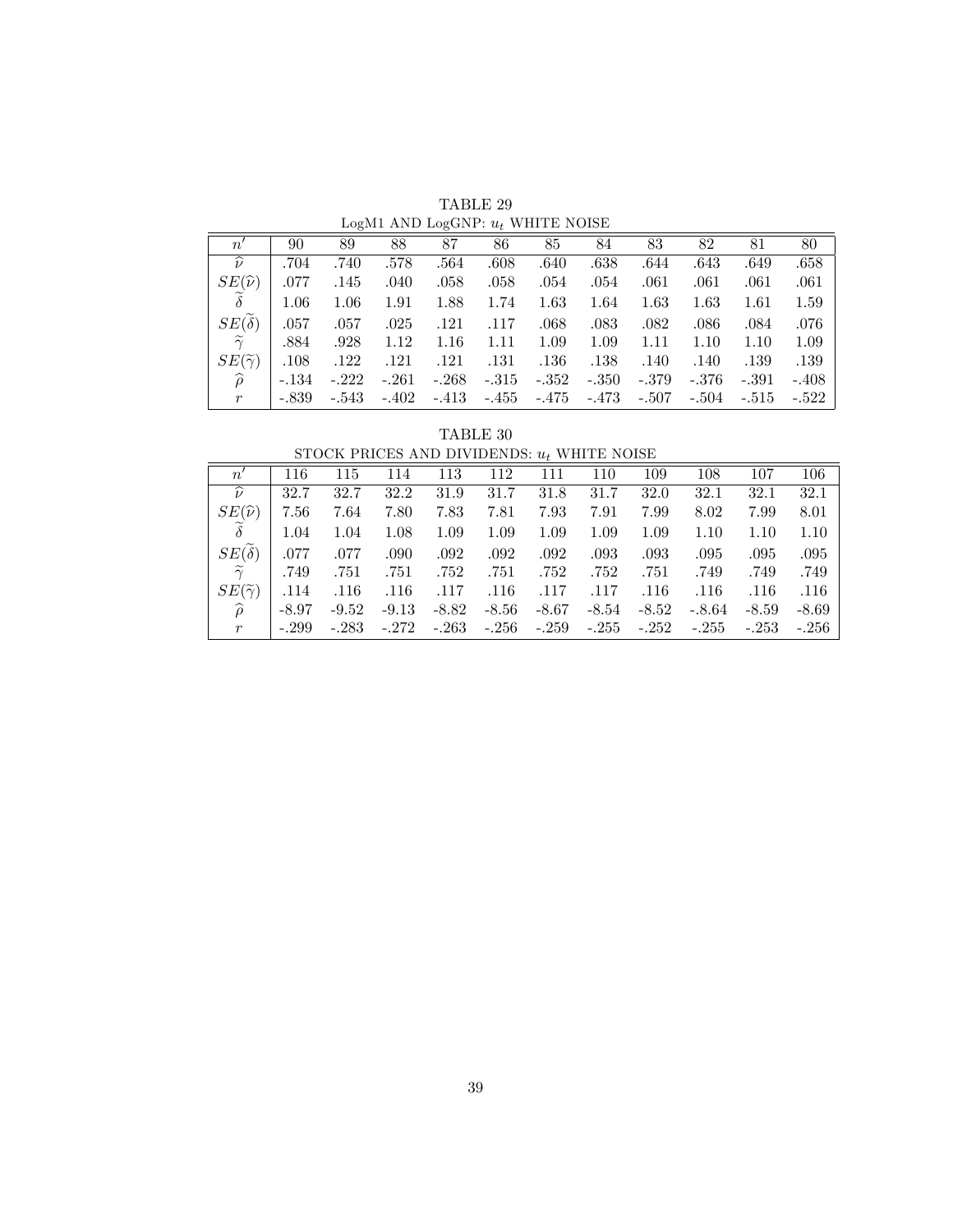TABLE 29

LogM1 AND LogGNP: $u_t$ WHITE NOISE

| $n'$ | 90 | 89 | 88 | 87 | 86 | 85 | 84 | 83 | 82 | 81 | 80 |
|---|---|---|---|---|---|---|---|---|---|---|---|
| $\widehat{\nu}$ | .704 | .740 | .578 | .564 | .608 | .640 | .638 | .644 | .643 | .649 | .658 |
| $SE(\widehat{\nu})$ | .077 | .145 | .040 | .058 | .058 | .054 | .054 | .061 | .061 | .061 | .061 |
| $\widetilde{\delta}$ | 1.06 | 1.06 | 1.91 | 1.88 | 1.74 | 1.63 | 1.64 | 1.63 | 1.63 | 1.61 | 1.59 |
| $SE(\widetilde{\delta})$ | .057 | .057 | .025 | .121 | .117 | .068 | .083 | .082 | .086 | .084 | .076 |
| $\widetilde{\gamma}$ | .884 | .928 | 1.12 | 1.16 | 1.11 | 1.09 | 1.09 | 1.11 | 1.10 | 1.10 | 1.09 |
| $SE(\widetilde{\gamma})$ | .108 | .122 | .121 | .121 | .131 | .136 | .138 | .140 | .140 | .139 | .139 |
| $\widehat{\rho}$ | -.134 | -.222 | -.261 | -.268 | -.315 | -.352 | -.350 | -.379 | -.376 | -.391 | -.408 |
| $r$ | -.839 | -.543 | -.402 | -.413 | -.455 | -.475 | -.473 | -.507 | -.504 | -.515 | -.522 |

TABLE 30

STOCK PRICES AND DIVIDENDS: $u_t$ WHITE NOISE

| $n'$ | 116 | 115 | 114 | 113 | 112 | 111 | 110 | 109 | 108 | 107 | 106 |
|---|---|---|---|---|---|---|---|---|---|---|---|
| $\widehat{\nu}$ | 32.7 | 32.7 | 32.2 | 31.9 | 31.7 | 31.8 | 31.7 | 32.0 | 32.1 | 32.1 | 32.1 |
| $SE(\widehat{\nu})$ | 7.56 | 7.64 | 7.80 | 7.83 | 7.81 | 7.93 | 7.91 | 7.99 | 8.02 | 7.99 | 8.01 |
| $\widetilde{\delta}$ | 1.04 | 1.04 | 1.08 | 1.09 | 1.09 | 1.09 | 1.09 | 1.09 | 1.10 | 1.10 | 1.10 |
| $SE(\widetilde{\delta})$ | .077 | .077 | .090 | .092 | .092 | .092 | .093 | .093 | .095 | .095 | .095 |
| $\widetilde{\gamma}$ | .749 | .751 | .751 | .752 | .751 | .752 | .752 | .751 | .749 | .749 | .749 |
| $SE(\widetilde{\gamma})$ | .114 | .116 | .116 | .117 | .116 | .117 | .117 | .116 | .116 | .116 | .116 |
| $\widehat{\rho}$ | -8.97 | -9.52 | -9.13 | -8.82 | -8.56 | -8.67 | -8.54 | -8.52 | -.8.64 | -8.59 | -8.69 |
| $r$ | -.299 | -.283 | -.272 | -.263 | -.256 | -.259 | -.255 | -.252 | -.255 | -.253 | -.256 |